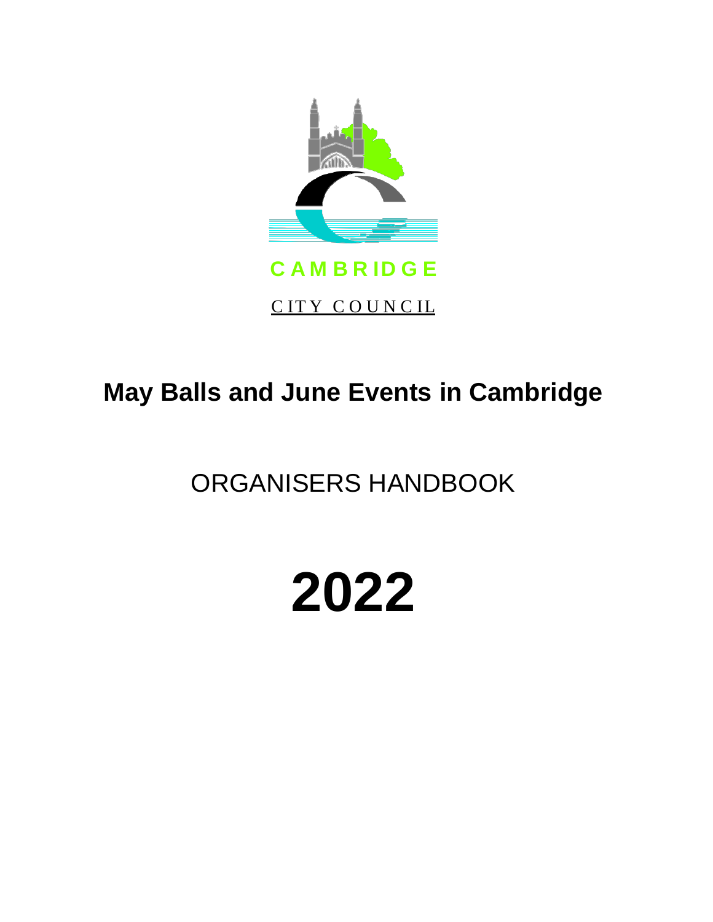CAMBRIDGE

CITY COUNCIL

# May Balls and June Events in Cambridge

## ORGANISERS HANDBOOK

# 2022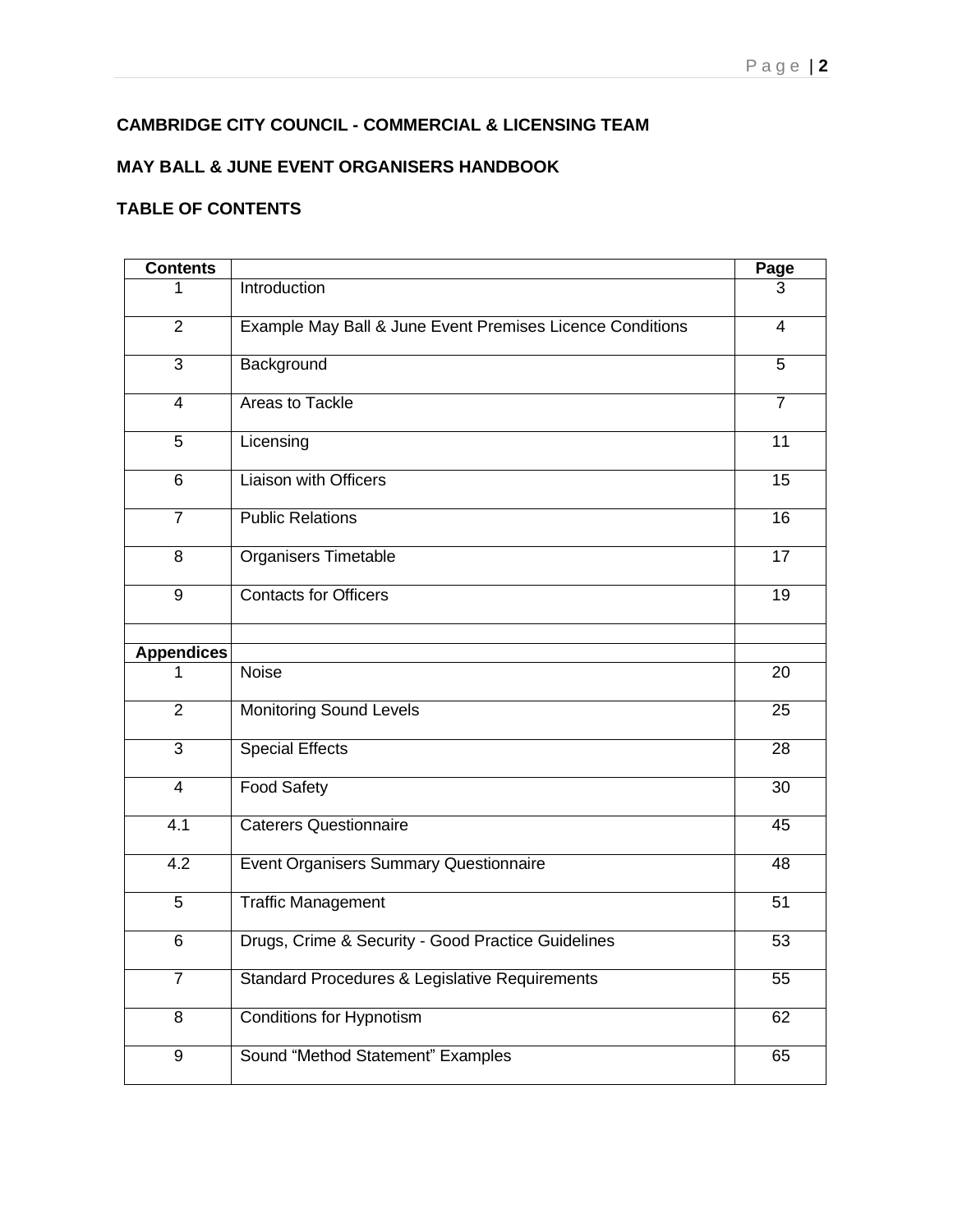**CAMBRIDGE CITY COUNCIL - COMMERCIAL & LICENSING TEAM**

**MAY BALL & JUNE EVENT ORGANISERS HANDBOOK**

**TABLE OF CONTENTS**

| Contents | | Page |
|---|---|---|
| 1 | Introduction | 3 |
| 2 | Example May Ball & June Event Premises Licence Conditions | 4 |
| 3 | Background | 5 |
| 4 | Areas to Tackle | 7 |
| 5 | Licensing | 11 |
| 6 | Liaison with Officers | 15 |
| 7 | Public Relations | 16 |
| 8 | Organisers Timetable | 17 |
| 9 | Contacts for Officers | 19 |
| | | |
| **Appendices** | | |
| 1 | Noise | 20 |
| 2 | Monitoring Sound Levels | 25 |
| 3 | Special Effects | 28 |
| 4 | Food Safety | 30 |
| 4.1 | Caterers Questionnaire | 45 |
| 4.2 | Event Organisers Summary Questionnaire | 48 |
| 5 | Traffic Management | 51 |
| 6 | Drugs, Crime & Security - Good Practice Guidelines | 53 |
| 7 | Standard Procedures & Legislative Requirements | 55 |
| 8 | Conditions for Hypnotism | 62 |
| 9 | Sound "Method Statement" Examples | 65 |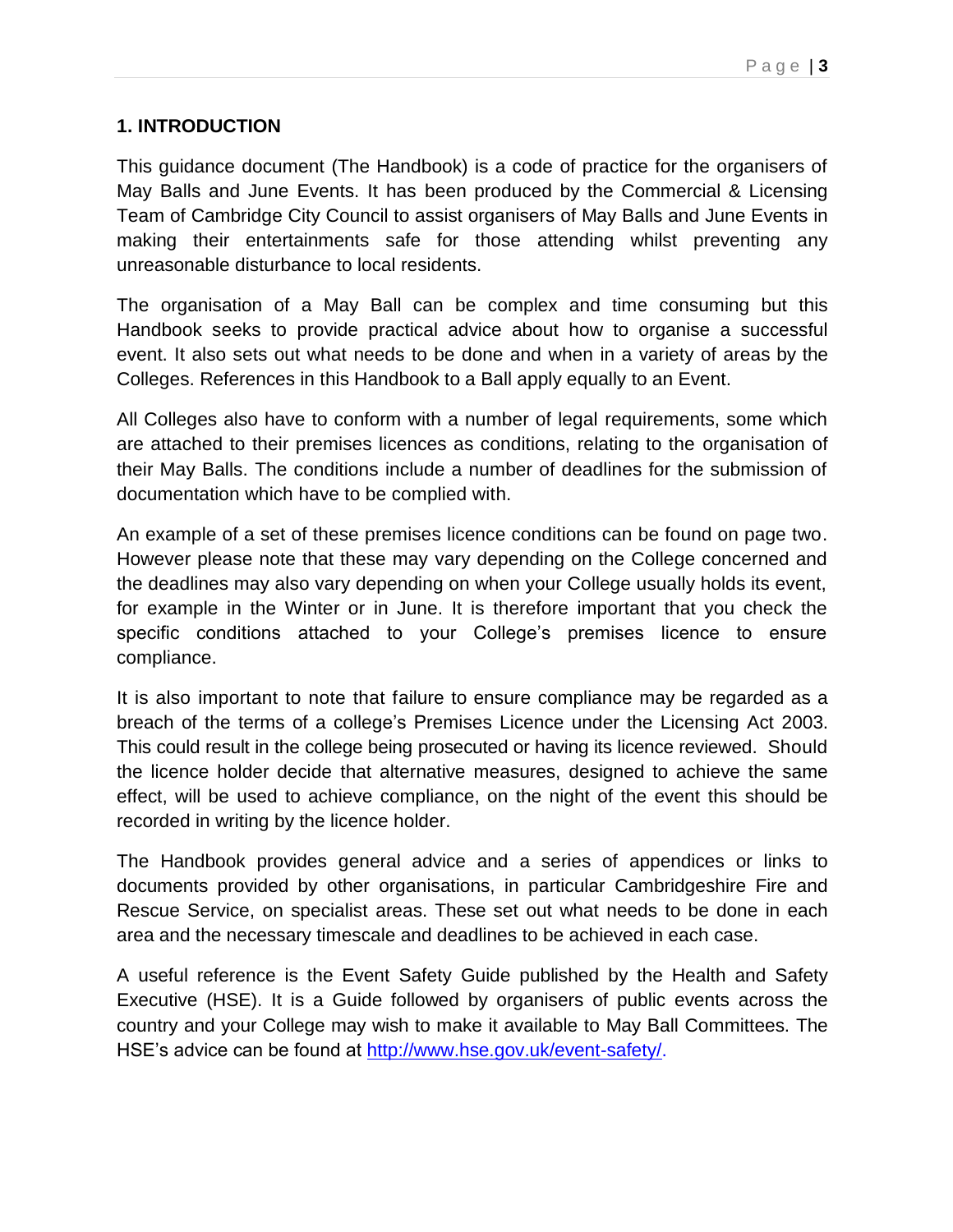## 1. INTRODUCTION

This guidance document (The Handbook) is a code of practice for the organisers of May Balls and June Events. It has been produced by the Commercial & Licensing Team of Cambridge City Council to assist organisers of May Balls and June Events in making their entertainments safe for those attending whilst preventing any unreasonable disturbance to local residents.

The organisation of a May Ball can be complex and time consuming but this Handbook seeks to provide practical advice about how to organise a successful event. It also sets out what needs to be done and when in a variety of areas by the Colleges. References in this Handbook to a Ball apply equally to an Event.

All Colleges also have to conform with a number of legal requirements, some which are attached to their premises licences as conditions, relating to the organisation of their May Balls. The conditions include a number of deadlines for the submission of documentation which have to be complied with.

An example of a set of these premises licence conditions can be found on page two. However please note that these may vary depending on the College concerned and the deadlines may also vary depending on when your College usually holds its event, for example in the Winter or in June. It is therefore important that you check the specific conditions attached to your College's premises licence to ensure compliance.

It is also important to note that failure to ensure compliance may be regarded as a breach of the terms of a college's Premises Licence under the Licensing Act 2003. This could result in the college being prosecuted or having its licence reviewed. Should the licence holder decide that alternative measures, designed to achieve the same effect, will be used to achieve compliance, on the night of the event this should be recorded in writing by the licence holder.

The Handbook provides general advice and a series of appendices or links to documents provided by other organisations, in particular Cambridgeshire Fire and Rescue Service, on specialist areas. These set out what needs to be done in each area and the necessary timescale and deadlines to be achieved in each case.

A useful reference is the Event Safety Guide published by the Health and Safety Executive (HSE). It is a Guide followed by organisers of public events across the country and your College may wish to make it available to May Ball Committees. The HSE's advice can be found at [http://www.hse.gov.uk/event-safety/](http://www.hse.gov.uk/event-safety/).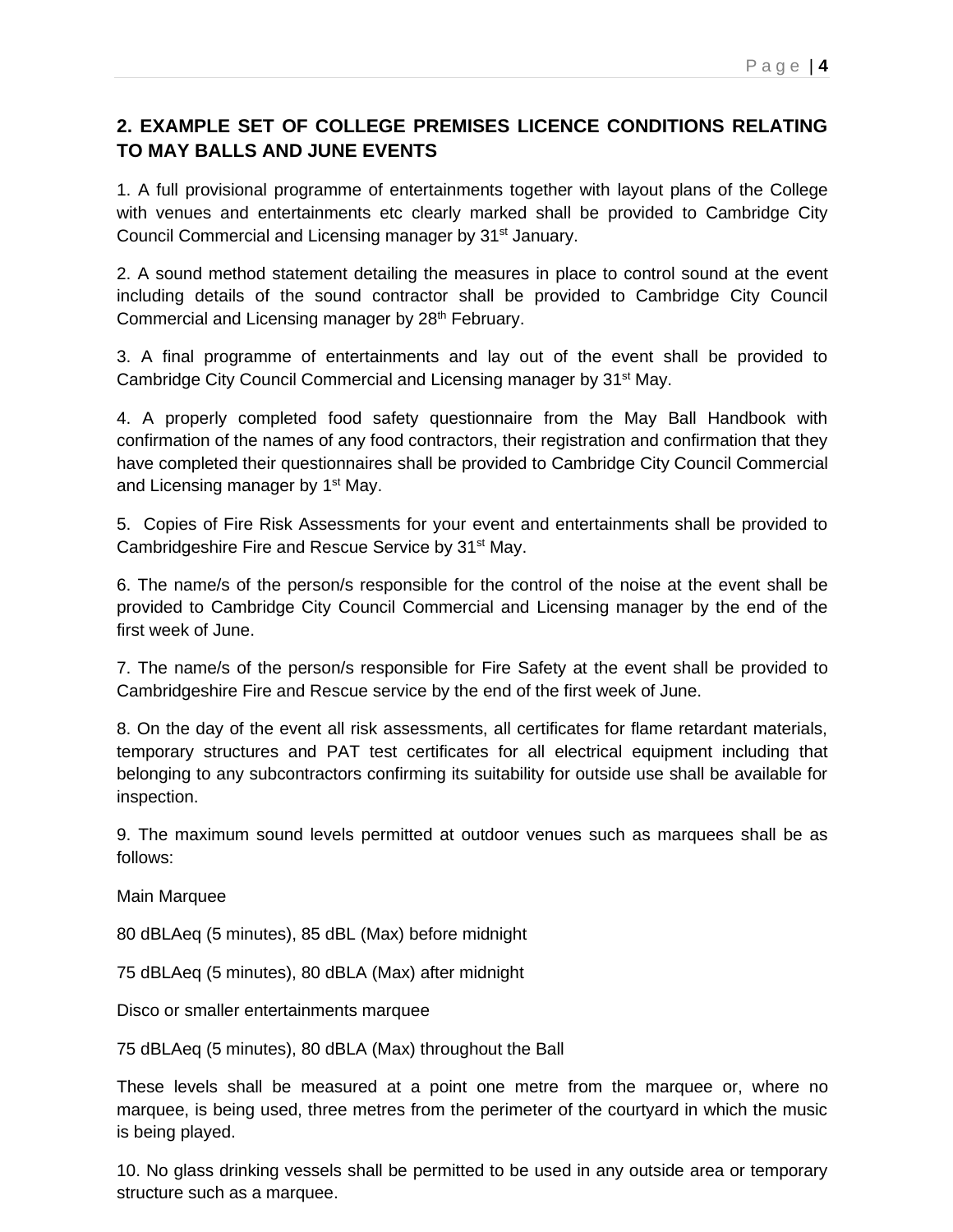## 2. EXAMPLE SET OF COLLEGE PREMISES LICENCE CONDITIONS RELATING TO MAY BALLS AND JUNE EVENTS

1. A full provisional programme of entertainments together with layout plans of the College with venues and entertainments etc clearly marked shall be provided to Cambridge City Council Commercial and Licensing manager by 31st January.

2. A sound method statement detailing the measures in place to control sound at the event including details of the sound contractor shall be provided to Cambridge City Council Commercial and Licensing manager by 28th February.

3. A final programme of entertainments and lay out of the event shall be provided to Cambridge City Council Commercial and Licensing manager by 31st May.

4. A properly completed food safety questionnaire from the May Ball Handbook with confirmation of the names of any food contractors, their registration and confirmation that they have completed their questionnaires shall be provided to Cambridge City Council Commercial and Licensing manager by 1st May.

5. Copies of Fire Risk Assessments for your event and entertainments shall be provided to Cambridgeshire Fire and Rescue Service by 31st May.

6. The name/s of the person/s responsible for the control of the noise at the event shall be provided to Cambridge City Council Commercial and Licensing manager by the end of the first week of June.

7. The name/s of the person/s responsible for Fire Safety at the event shall be provided to Cambridgeshire Fire and Rescue service by the end of the first week of June.

8. On the day of the event all risk assessments, all certificates for flame retardant materials, temporary structures and PAT test certificates for all electrical equipment including that belonging to any subcontractors confirming its suitability for outside use shall be available for inspection.

9. The maximum sound levels permitted at outdoor venues such as marquees shall be as follows:

Main Marquee

80 dBLAeq (5 minutes), 85 dBL (Max) before midnight

75 dBLAeq (5 minutes), 80 dBLA (Max) after midnight

Disco or smaller entertainments marquee

75 dBLAeq (5 minutes), 80 dBLA (Max) throughout the Ball

These levels shall be measured at a point one metre from the marquee or, where no marquee, is being used, three metres from the perimeter of the courtyard in which the music is being played.

10. No glass drinking vessels shall be permitted to be used in any outside area or temporary structure such as a marquee.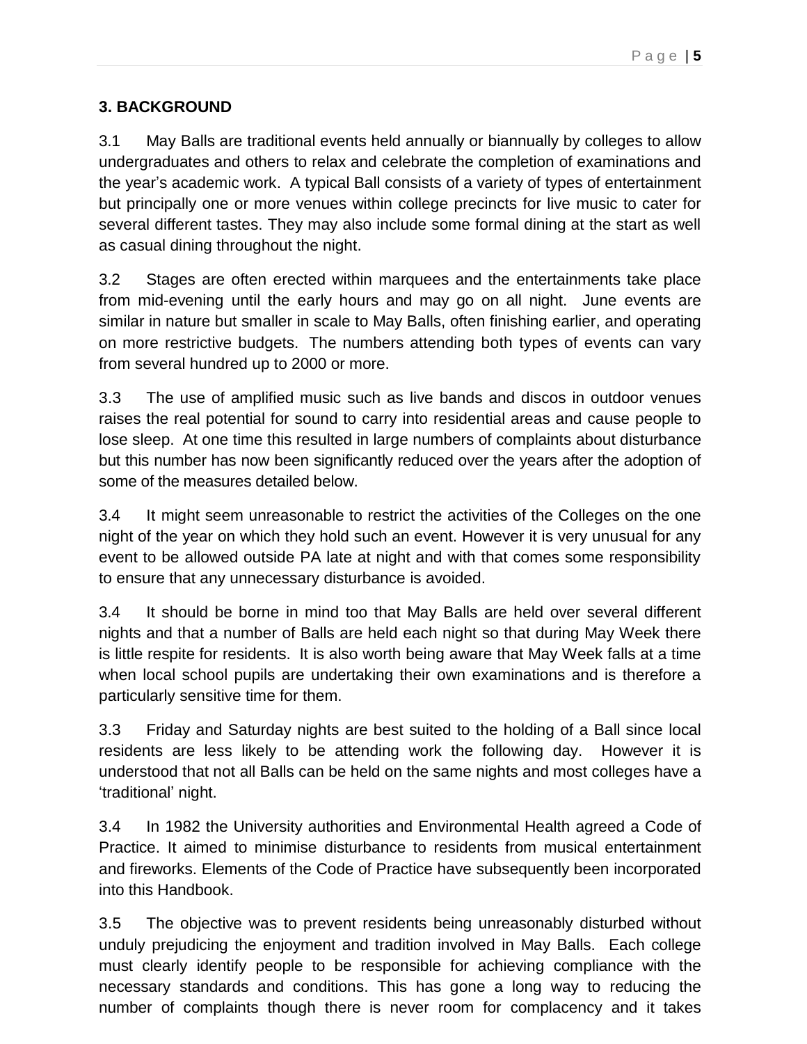## 3. BACKGROUND

3.1 May Balls are traditional events held annually or biannually by colleges to allow undergraduates and others to relax and celebrate the completion of examinations and the year's academic work. A typical Ball consists of a variety of types of entertainment but principally one or more venues within college precincts for live music to cater for several different tastes. They may also include some formal dining at the start as well as casual dining throughout the night.

3.2 Stages are often erected within marquees and the entertainments take place from mid-evening until the early hours and may go on all night. June events are similar in nature but smaller in scale to May Balls, often finishing earlier, and operating on more restrictive budgets. The numbers attending both types of events can vary from several hundred up to 2000 or more.

3.3 The use of amplified music such as live bands and discos in outdoor venues raises the real potential for sound to carry into residential areas and cause people to lose sleep. At one time this resulted in large numbers of complaints about disturbance but this number has now been significantly reduced over the years after the adoption of some of the measures detailed below.

3.4 It might seem unreasonable to restrict the activities of the Colleges on the one night of the year on which they hold such an event. However it is very unusual for any event to be allowed outside PA late at night and with that comes some responsibility to ensure that any unnecessary disturbance is avoided.

3.4 It should be borne in mind too that May Balls are held over several different nights and that a number of Balls are held each night so that during May Week there is little respite for residents. It is also worth being aware that May Week falls at a time when local school pupils are undertaking their own examinations and is therefore a particularly sensitive time for them.

3.3 Friday and Saturday nights are best suited to the holding of a Ball since local residents are less likely to be attending work the following day. However it is understood that not all Balls can be held on the same nights and most colleges have a 'traditional' night.

3.4 In 1982 the University authorities and Environmental Health agreed a Code of Practice. It aimed to minimise disturbance to residents from musical entertainment and fireworks. Elements of the Code of Practice have subsequently been incorporated into this Handbook.

3.5 The objective was to prevent residents being unreasonably disturbed without unduly prejudicing the enjoyment and tradition involved in May Balls. Each college must clearly identify people to be responsible for achieving compliance with the necessary standards and conditions. This has gone a long way to reducing the number of complaints though there is never room for complacency and it takes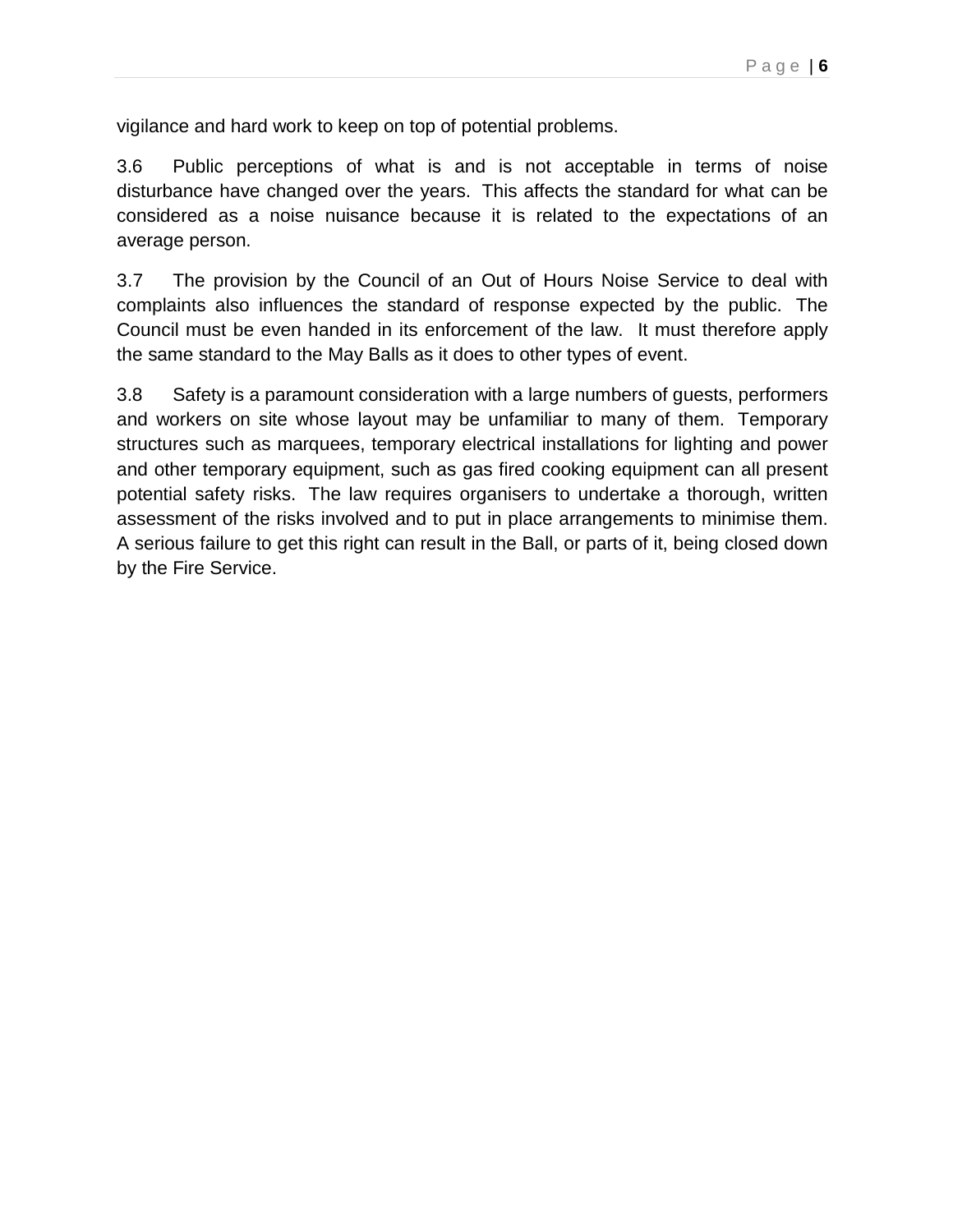vigilance and hard work to keep on top of potential problems.

3.6 Public perceptions of what is and is not acceptable in terms of noise disturbance have changed over the years. This affects the standard for what can be considered as a noise nuisance because it is related to the expectations of an average person.

3.7 The provision by the Council of an Out of Hours Noise Service to deal with complaints also influences the standard of response expected by the public. The Council must be even handed in its enforcement of the law. It must therefore apply the same standard to the May Balls as it does to other types of event.

3.8 Safety is a paramount consideration with a large numbers of guests, performers and workers on site whose layout may be unfamiliar to many of them. Temporary structures such as marquees, temporary electrical installations for lighting and power and other temporary equipment, such as gas fired cooking equipment can all present potential safety risks. The law requires organisers to undertake a thorough, written assessment of the risks involved and to put in place arrangements to minimise them. A serious failure to get this right can result in the Ball, or parts of it, being closed down by the Fire Service.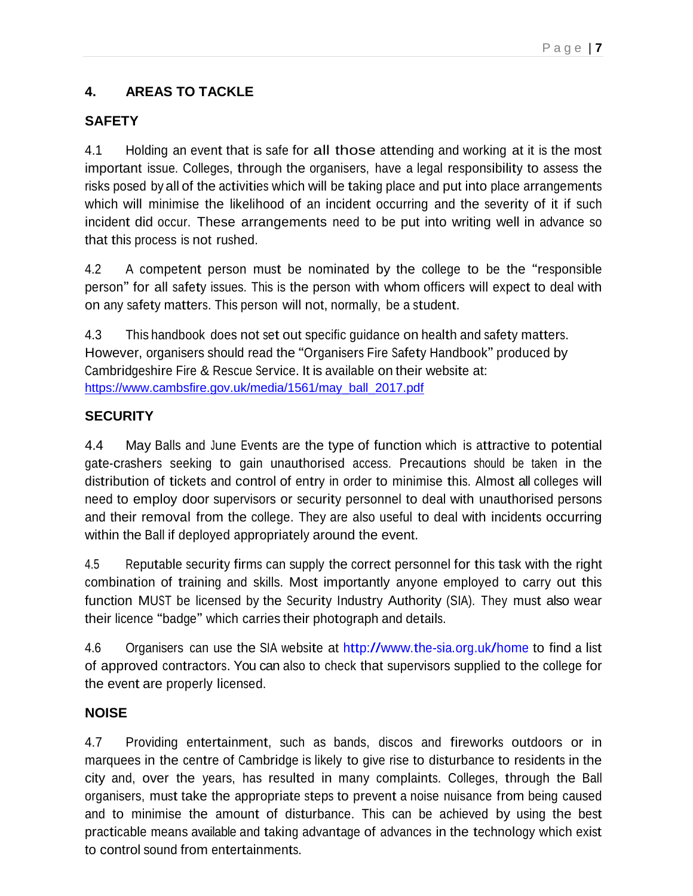## 4. AREAS TO TACKLE

### SAFETY

4.1 Holding an event that is safe for all those attending and working at it is the most important issue. Colleges, through the organisers, have a legal responsibility to assess the risks posed by all of the activities which will be taking place and put into place arrangements which will minimise the likelihood of an incident occurring and the severity of it if such incident did occur. These arrangements need to be put into writing well in advance so that this process is not rushed.

4.2 A competent person must be nominated by the college to be the "responsible person" for all safety issues. This is the person with whom officers will expect to deal with on any safety matters. This person will not, normally, be a student.

4.3 This handbook does not set out specific guidance on health and safety matters. However, organisers should read the "Organisers Fire Safety Handbook" produced by Cambridgeshire Fire & Rescue Service. It is available on their website at: https://www.cambsfire.gov.uk/media/1561/may_ball_2017.pdf

### SECURITY

4.4 May Balls and June Events are the type of function which is attractive to potential gate-crashers seeking to gain unauthorised access. Precautions should be taken in the distribution of tickets and control of entry in order to minimise this. Almost all colleges will need to employ door supervisors or security personnel to deal with unauthorised persons and their removal from the college. They are also useful to deal with incidents occurring within the Ball if deployed appropriately around the event.

4.5 Reputable security firms can supply the correct personnel for this task with the right combination of training and skills. Most importantly anyone employed to carry out this function MUST be licensed by the Security Industry Authority (SIA). They must also wear their licence "badge" which carries their photograph and details.

4.6 Organisers can use the SIA website at http://www.the-sia.org.uk/home to find a list of approved contractors. You can also to check that supervisors supplied to the college for the event are properly licensed.

### NOISE

4.7 Providing entertainment, such as bands, discos and fireworks outdoors or in marquees in the centre of Cambridge is likely to give rise to disturbance to residents in the city and, over the years, has resulted in many complaints. Colleges, through the Ball organisers, must take the appropriate steps to prevent a noise nuisance from being caused and to minimise the amount of disturbance. This can be achieved by using the best practicable means available and taking advantage of advances in the technology which exist to control sound from entertainments.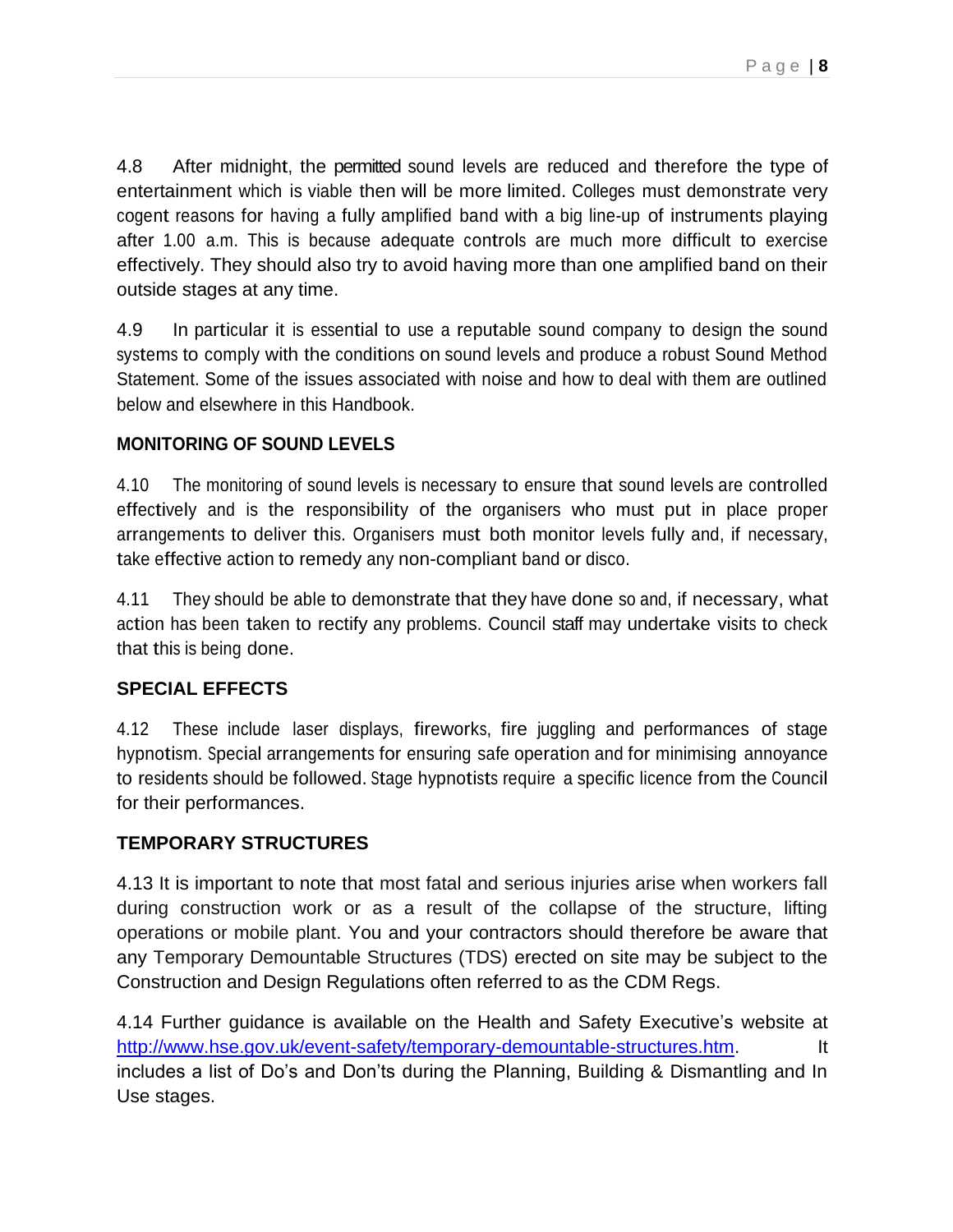4.8 After midnight, the permitted sound levels are reduced and therefore the type of entertainment which is viable then will be more limited. Colleges must demonstrate very cogent reasons for having a fully amplified band with a big line-up of instruments playing after 1.00 a.m. This is because adequate controls are much more difficult to exercise effectively. They should also try to avoid having more than one amplified band on their outside stages at any time.

4.9 In particular it is essential to use a reputable sound company to design the sound systems to comply with the conditions on sound levels and produce a robust Sound Method Statement. Some of the issues associated with noise and how to deal with them are outlined below and elsewhere in this Handbook.

**MONITORING OF SOUND LEVELS**

4.10 The monitoring of sound levels is necessary to ensure that sound levels are controlled effectively and is the responsibility of the organisers who must put in place proper arrangements to deliver this. Organisers must both monitor levels fully and, if necessary, take effective action to remedy any non-compliant band or disco.

4.11 They should be able to demonstrate that they have done so and, if necessary, what action has been taken to rectify any problems. Council staff may undertake visits to check that this is being done.

## SPECIAL EFFECTS

4.12 These include laser displays, fireworks, fire juggling and performances of stage hypnotism. Special arrangements for ensuring safe operation and for minimising annoyance to residents should be followed. Stage hypnotists require a specific licence from the Council for their performances.

## TEMPORARY STRUCTURES

4.13 It is important to note that most fatal and serious injuries arise when workers fall during construction work or as a result of the collapse of the structure, lifting operations or mobile plant. You and your contractors should therefore be aware that any Temporary Demountable Structures (TDS) erected on site may be subject to the Construction and Design Regulations often referred to as the CDM Regs.

4.14 Further guidance is available on the Health and Safety Executive's website at http://www.hse.gov.uk/event-safety/temporary-demountable-structures.htm. It includes a list of Do's and Don'ts during the Planning, Building & Dismantling and In Use stages.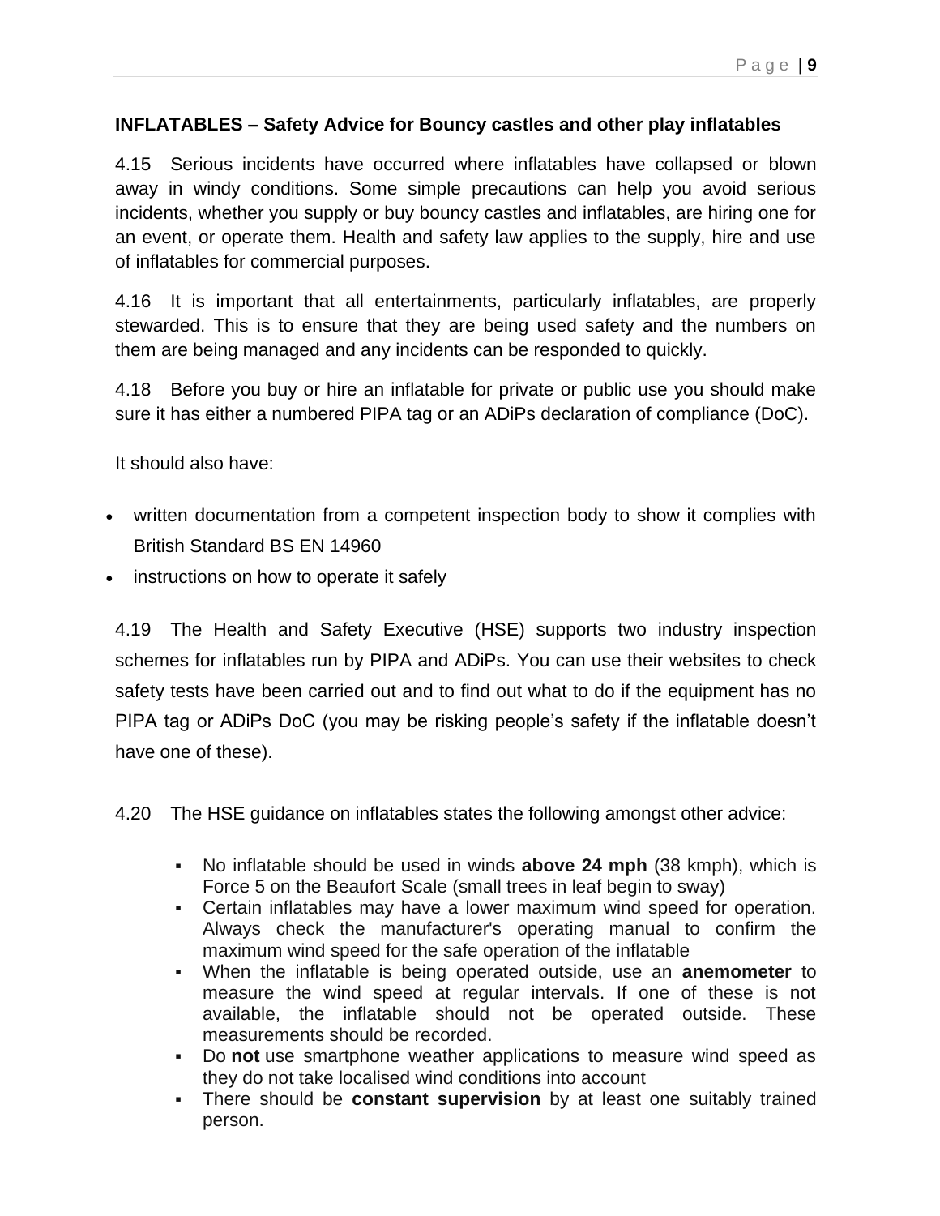**INFLATABLES – Safety Advice for Bouncy castles and other play inflatables**

4.15 Serious incidents have occurred where inflatables have collapsed or blown away in windy conditions. Some simple precautions can help you avoid serious incidents, whether you supply or buy bouncy castles and inflatables, are hiring one for an event, or operate them. Health and safety law applies to the supply, hire and use of inflatables for commercial purposes.

4.16 It is important that all entertainments, particularly inflatables, are properly stewarded. This is to ensure that they are being used safety and the numbers on them are being managed and any incidents can be responded to quickly.

4.18 Before you buy or hire an inflatable for private or public use you should make sure it has either a numbered PIPA tag or an ADiPs declaration of compliance (DoC).

It should also have:

- written documentation from a competent inspection body to show it complies with British Standard BS EN 14960
- instructions on how to operate it safely

4.19 The Health and Safety Executive (HSE) supports two industry inspection schemes for inflatables run by PIPA and ADiPs. You can use their websites to check safety tests have been carried out and to find out what to do if the equipment has no PIPA tag or ADiPs DoC (you may be risking people's safety if the inflatable doesn't have one of these).

4.20 The HSE guidance on inflatables states the following amongst other advice:

- No inflatable should be used in winds **above 24 mph** (38 kmph), which is Force 5 on the Beaufort Scale (small trees in leaf begin to sway)
- Certain inflatables may have a lower maximum wind speed for operation. Always check the manufacturer's operating manual to confirm the maximum wind speed for the safe operation of the inflatable
- When the inflatable is being operated outside, use an **anemometer** to measure the wind speed at regular intervals. If one of these is not available, the inflatable should not be operated outside. These measurements should be recorded.
- Do **not** use smartphone weather applications to measure wind speed as they do not take localised wind conditions into account
- There should be **constant supervision** by at least one suitably trained person.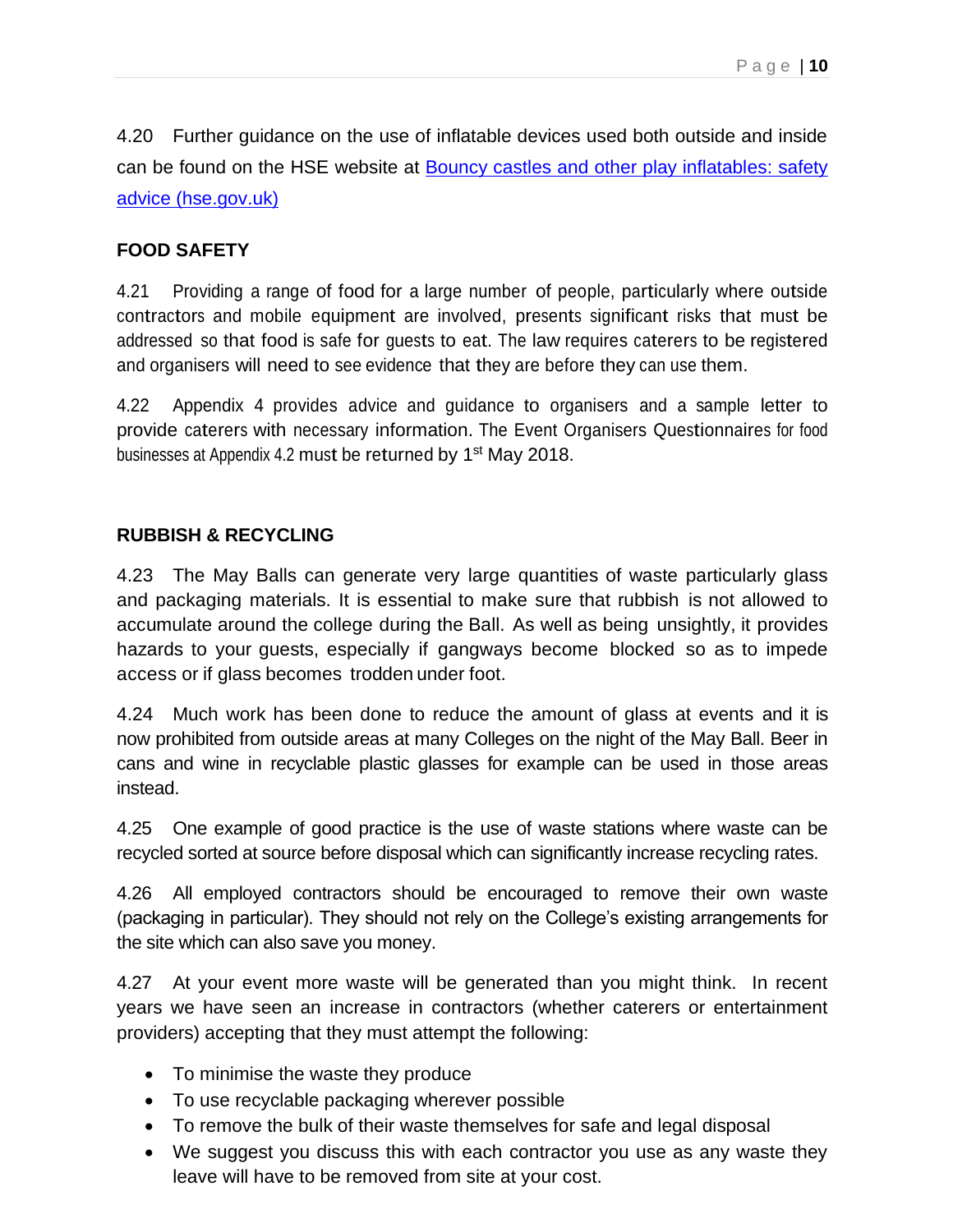4.20 Further guidance on the use of inflatable devices used both outside and inside can be found on the HSE website at [Bouncy castles and other play inflatables: safety advice (hse.gov.uk)]

## FOOD SAFETY

4.21 Providing a range of food for a large number of people, particularly where outside contractors and mobile equipment are involved, presents significant risks that must be addressed so that food is safe for guests to eat. The law requires caterers to be registered and organisers will need to see evidence that they are before they can use them.

4.22 Appendix 4 provides advice and guidance to organisers and a sample letter to provide caterers with necessary information. The Event Organisers Questionnaires for food businesses at Appendix 4.2 must be returned by 1st May 2018.

## RUBBISH & RECYCLING

4.23 The May Balls can generate very large quantities of waste particularly glass and packaging materials. It is essential to make sure that rubbish is not allowed to accumulate around the college during the Ball. As well as being unsightly, it provides hazards to your guests, especially if gangways become blocked so as to impede access or if glass becomes trodden under foot.

4.24 Much work has been done to reduce the amount of glass at events and it is now prohibited from outside areas at many Colleges on the night of the May Ball. Beer in cans and wine in recyclable plastic glasses for example can be used in those areas instead.

4.25 One example of good practice is the use of waste stations where waste can be recycled sorted at source before disposal which can significantly increase recycling rates.

4.26 All employed contractors should be encouraged to remove their own waste (packaging in particular). They should not rely on the College's existing arrangements for the site which can also save you money.

4.27 At your event more waste will be generated than you might think. In recent years we have seen an increase in contractors (whether caterers or entertainment providers) accepting that they must attempt the following:

- To minimise the waste they produce
- To use recyclable packaging wherever possible
- To remove the bulk of their waste themselves for safe and legal disposal
- We suggest you discuss this with each contractor you use as any waste they leave will have to be removed from site at your cost.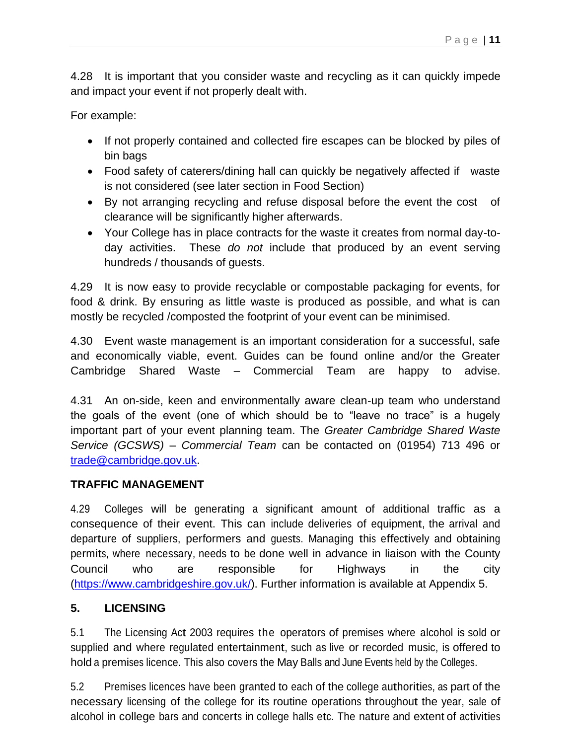4.28 It is important that you consider waste and recycling as it can quickly impede and impact your event if not properly dealt with.

For example:

- If not properly contained and collected fire escapes can be blocked by piles of bin bags
- Food safety of caterers/dining hall can quickly be negatively affected if waste is not considered (see later section in Food Section)
- By not arranging recycling and refuse disposal before the event the cost of clearance will be significantly higher afterwards.
- Your College has in place contracts for the waste it creates from normal day-to-day activities. These *do not* include that produced by an event serving hundreds / thousands of guests.

4.29 It is now easy to provide recyclable or compostable packaging for events, for food & drink. By ensuring as little waste is produced as possible, and what is can mostly be recycled /composted the footprint of your event can be minimised.

4.30 Event waste management is an important consideration for a successful, safe and economically viable, event. Guides can be found online and/or the Greater Cambridge Shared Waste – Commercial Team are happy to advise.

4.31 An on-side, keen and environmentally aware clean-up team who understand the goals of the event (one of which should be to "leave no trace" is a hugely important part of your event planning team. The *Greater Cambridge Shared Waste Service (GCSWS) – Commercial Team* can be contacted on (01954) 713 496 or trade@cambridge.gov.uk.

### TRAFFIC MANAGEMENT

4.29 Colleges will be generating a significant amount of additional traffic as a consequence of their event. This can include deliveries of equipment, the arrival and departure of suppliers, performers and guests. Managing this effectively and obtaining permits, where necessary, needs to be done well in advance in liaison with the County Council who are responsible for Highways in the city (https://www.cambridgeshire.gov.uk/). Further information is available at Appendix 5.

## 5. LICENSING

5.1 The Licensing Act 2003 requires the operators of premises where alcohol is sold or supplied and where regulated entertainment, such as live or recorded music, is offered to hold a premises licence. This also covers the May Balls and June Events held by the Colleges.

5.2 Premises licences have been granted to each of the college authorities, as part of the necessary licensing of the college for its routine operations throughout the year, sale of alcohol in college bars and concerts in college halls etc. The nature and extent of activities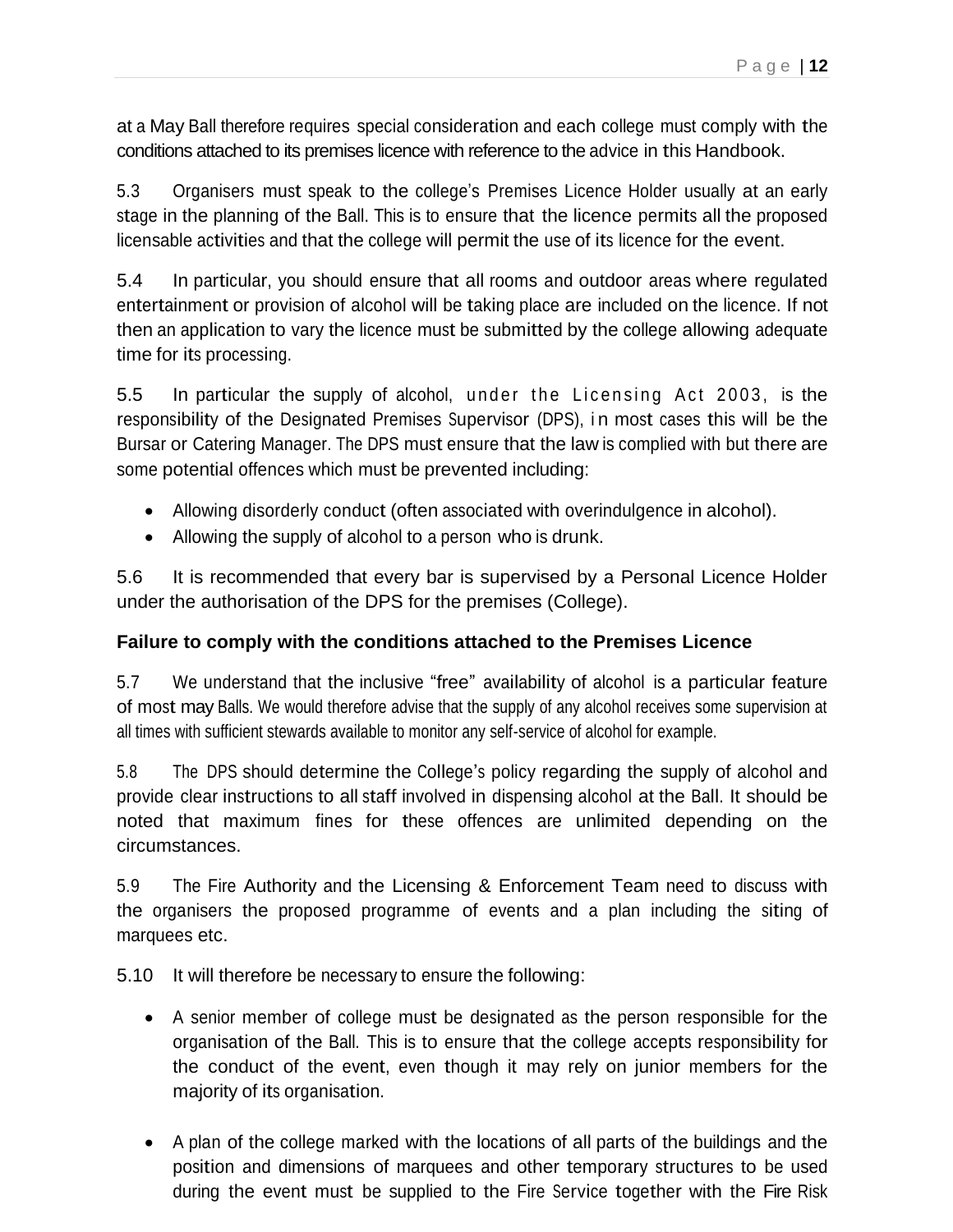at a May Ball therefore requires special consideration and each college must comply with the conditions attached to its premises licence with reference to the advice in this Handbook.

5.3 Organisers must speak to the college's Premises Licence Holder usually at an early stage in the planning of the Ball. This is to ensure that the licence permits all the proposed licensable activities and that the college will permit the use of its licence for the event.

5.4 In particular, you should ensure that all rooms and outdoor areas where regulated entertainment or provision of alcohol will be taking place are included on the licence. If not then an application to vary the licence must be submitted by the college allowing adequate time for its processing.

5.5 In particular the supply of alcohol, under the Licensing Act 2003, is the responsibility of the Designated Premises Supervisor (DPS), in most cases this will be the Bursar or Catering Manager. The DPS must ensure that the law is complied with but there are some potential offences which must be prevented including:

- Allowing disorderly conduct (often associated with overindulgence in alcohol).
- Allowing the supply of alcohol to a person who is drunk.

5.6 It is recommended that every bar is supervised by a Personal Licence Holder under the authorisation of the DPS for the premises (College).

**Failure to comply with the conditions attached to the Premises Licence**

5.7 We understand that the inclusive "free" availability of alcohol is a particular feature of most may Balls. We would therefore advise that the supply of any alcohol receives some supervision at all times with sufficient stewards available to monitor any self-service of alcohol for example.

5.8 The DPS should determine the College's policy regarding the supply of alcohol and provide clear instructions to all staff involved in dispensing alcohol at the Ball. It should be noted that maximum fines for these offences are unlimited depending on the circumstances.

5.9 The Fire Authority and the Licensing & Enforcement Team need to discuss with the organisers the proposed programme of events and a plan including the siting of marquees etc.

5.10 It will therefore be necessary to ensure the following:

- A senior member of college must be designated as the person responsible for the organisation of the Ball. This is to ensure that the college accepts responsibility for the conduct of the event, even though it may rely on junior members for the majority of its organisation.

- A plan of the college marked with the locations of all parts of the buildings and the position and dimensions of marquees and other temporary structures to be used during the event must be supplied to the Fire Service together with the Fire Risk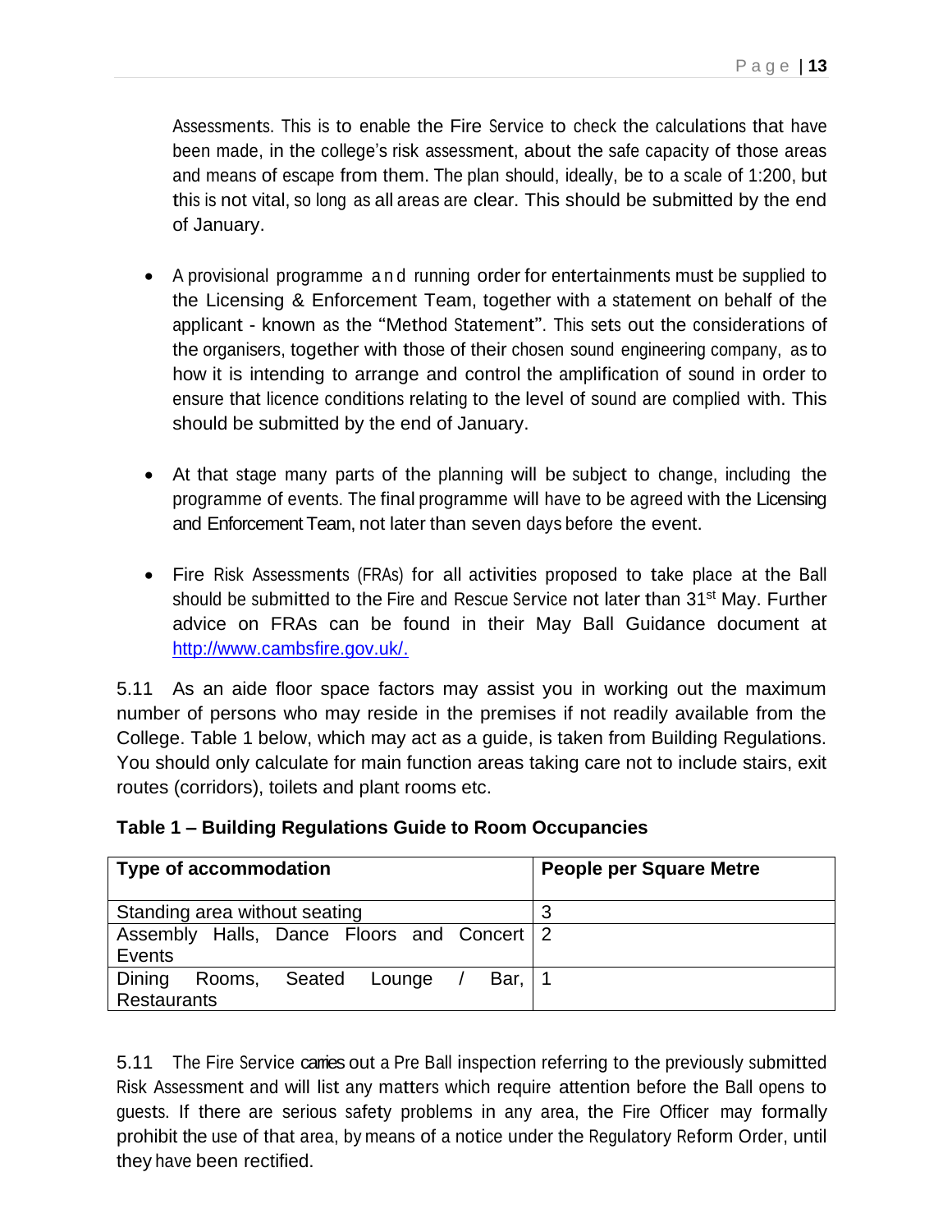Assessments. This is to enable the Fire Service to check the calculations that have been made, in the college's risk assessment, about the safe capacity of those areas and means of escape from them. The plan should, ideally, be to a scale of 1:200, but this is not vital, so long as all areas are clear. This should be submitted by the end of January.

- A provisional programme and running order for entertainments must be supplied to the Licensing & Enforcement Team, together with a statement on behalf of the applicant - known as the "Method Statement". This sets out the considerations of the organisers, together with those of their chosen sound engineering company, as to how it is intending to arrange and control the amplification of sound in order to ensure that licence conditions relating to the level of sound are complied with. This should be submitted by the end of January.

- At that stage many parts of the planning will be subject to change, including the programme of events. The final programme will have to be agreed with the Licensing and Enforcement Team, not later than seven days before the event.

- Fire Risk Assessments (FRAs) for all activities proposed to take place at the Ball should be submitted to the Fire and Rescue Service not later than 31st May. Further advice on FRAs can be found in their May Ball Guidance document at http://www.cambsfire.gov.uk/.

5.11 As an aide floor space factors may assist you in working out the maximum number of persons who may reside in the premises if not readily available from the College. Table 1 below, which may act as a guide, is taken from Building Regulations. You should only calculate for main function areas taking care not to include stairs, exit routes (corridors), toilets and plant rooms etc.

**Table 1 – Building Regulations Guide to Room Occupancies**

| Type of accommodation | People per Square Metre |
|---|---|
| Standing area without seating | 3 |
| Assembly Halls, Dance Floors and Concert Events | 2 |
| Dining Rooms, Seated Lounge / Bar, Restaurants | 1 |

5.11 The Fire Service carries out a Pre Ball inspection referring to the previously submitted Risk Assessment and will list any matters which require attention before the Ball opens to guests. If there are serious safety problems in any area, the Fire Officer may formally prohibit the use of that area, by means of a notice under the Regulatory Reform Order, until they have been rectified.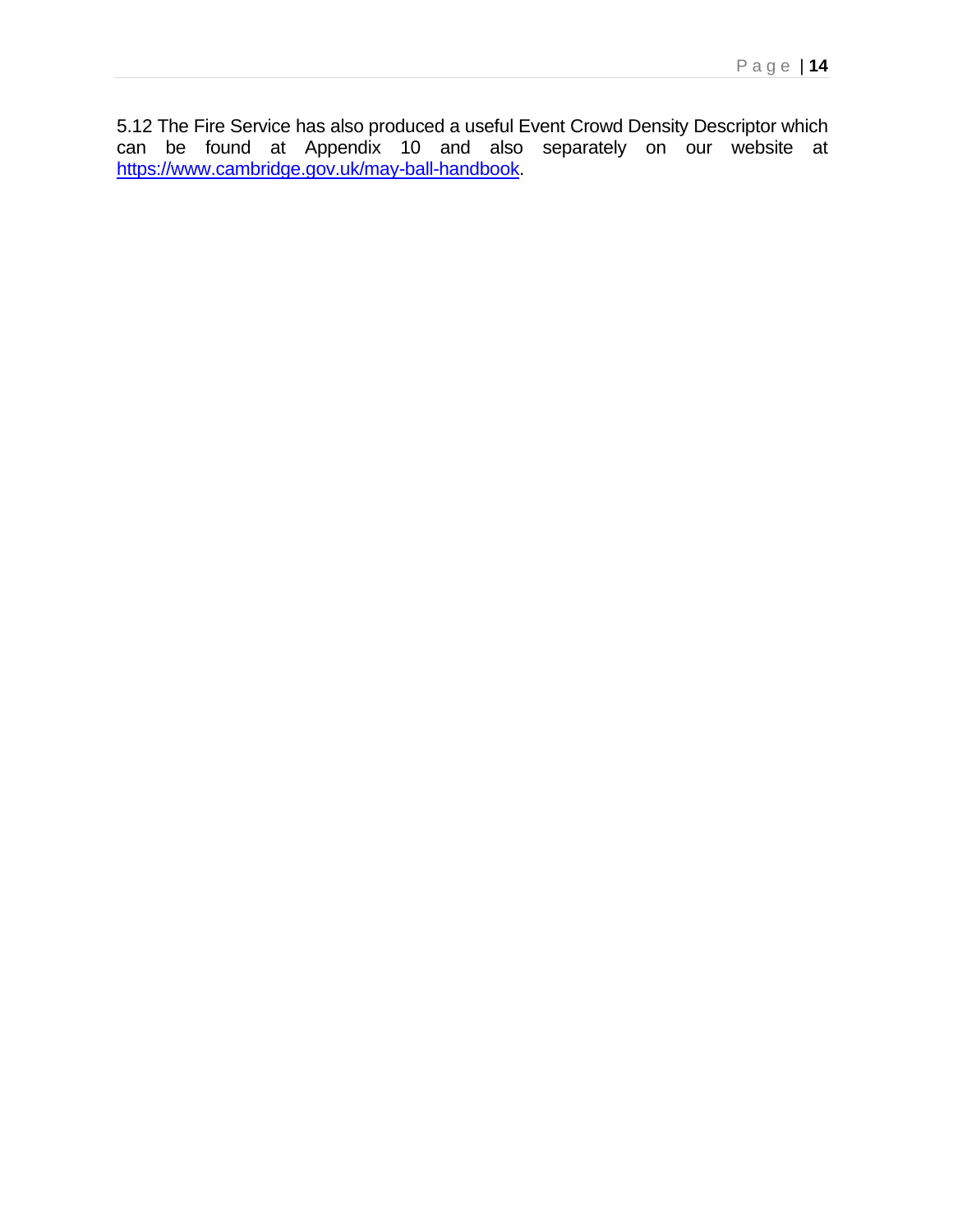5.12 The Fire Service has also produced a useful Event Crowd Density Descriptor which can be found at Appendix 10 and also separately on our website at [https://www.cambridge.gov.uk/may-ball-handbook](https://www.cambridge.gov.uk/may-ball-handbook).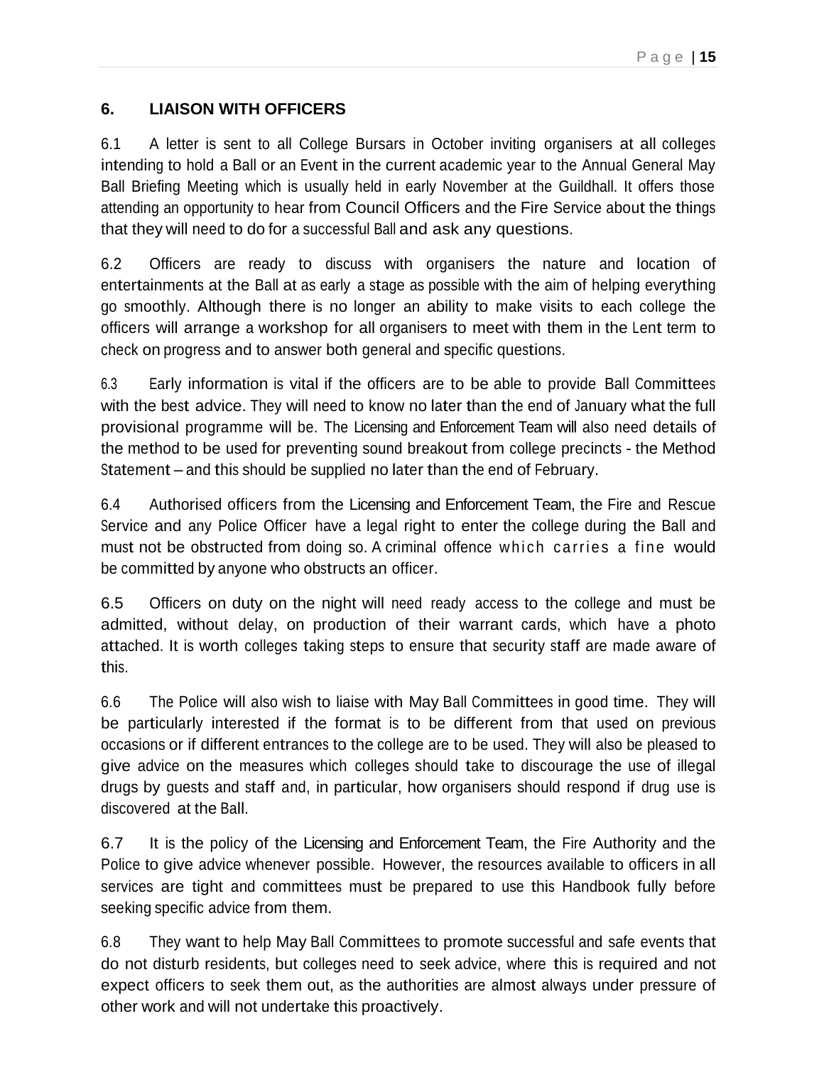## 6. LIAISON WITH OFFICERS

6.1 A letter is sent to all College Bursars in October inviting organisers at all colleges intending to hold a Ball or an Event in the current academic year to the Annual General May Ball Briefing Meeting which is usually held in early November at the Guildhall. It offers those attending an opportunity to hear from Council Officers and the Fire Service about the things that they will need to do for a successful Ball and ask any questions.

6.2 Officers are ready to discuss with organisers the nature and location of entertainments at the Ball at as early a stage as possible with the aim of helping everything go smoothly. Although there is no longer an ability to make visits to each college the officers will arrange a workshop for all organisers to meet with them in the Lent term to check on progress and to answer both general and specific questions.

6.3 Early information is vital if the officers are to be able to provide Ball Committees with the best advice. They will need to know no later than the end of January what the full provisional programme will be. The Licensing and Enforcement Team will also need details of the method to be used for preventing sound breakout from college precincts - the Method Statement – and this should be supplied no later than the end of February.

6.4 Authorised officers from the Licensing and Enforcement Team, the Fire and Rescue Service and any Police Officer have a legal right to enter the college during the Ball and must not be obstructed from doing so. A criminal offence which carries a fine would be committed by anyone who obstructs an officer.

6.5 Officers on duty on the night will need ready access to the college and must be admitted, without delay, on production of their warrant cards, which have a photo attached. It is worth colleges taking steps to ensure that security staff are made aware of this.

6.6 The Police will also wish to liaise with May Ball Committees in good time. They will be particularly interested if the format is to be different from that used on previous occasions or if different entrances to the college are to be used. They will also be pleased to give advice on the measures which colleges should take to discourage the use of illegal drugs by guests and staff and, in particular, how organisers should respond if drug use is discovered at the Ball.

6.7 It is the policy of the Licensing and Enforcement Team, the Fire Authority and the Police to give advice whenever possible. However, the resources available to officers in all services are tight and committees must be prepared to use this Handbook fully before seeking specific advice from them.

6.8 They want to help May Ball Committees to promote successful and safe events that do not disturb residents, but colleges need to seek advice, where this is required and not expect officers to seek them out, as the authorities are almost always under pressure of other work and will not undertake this proactively.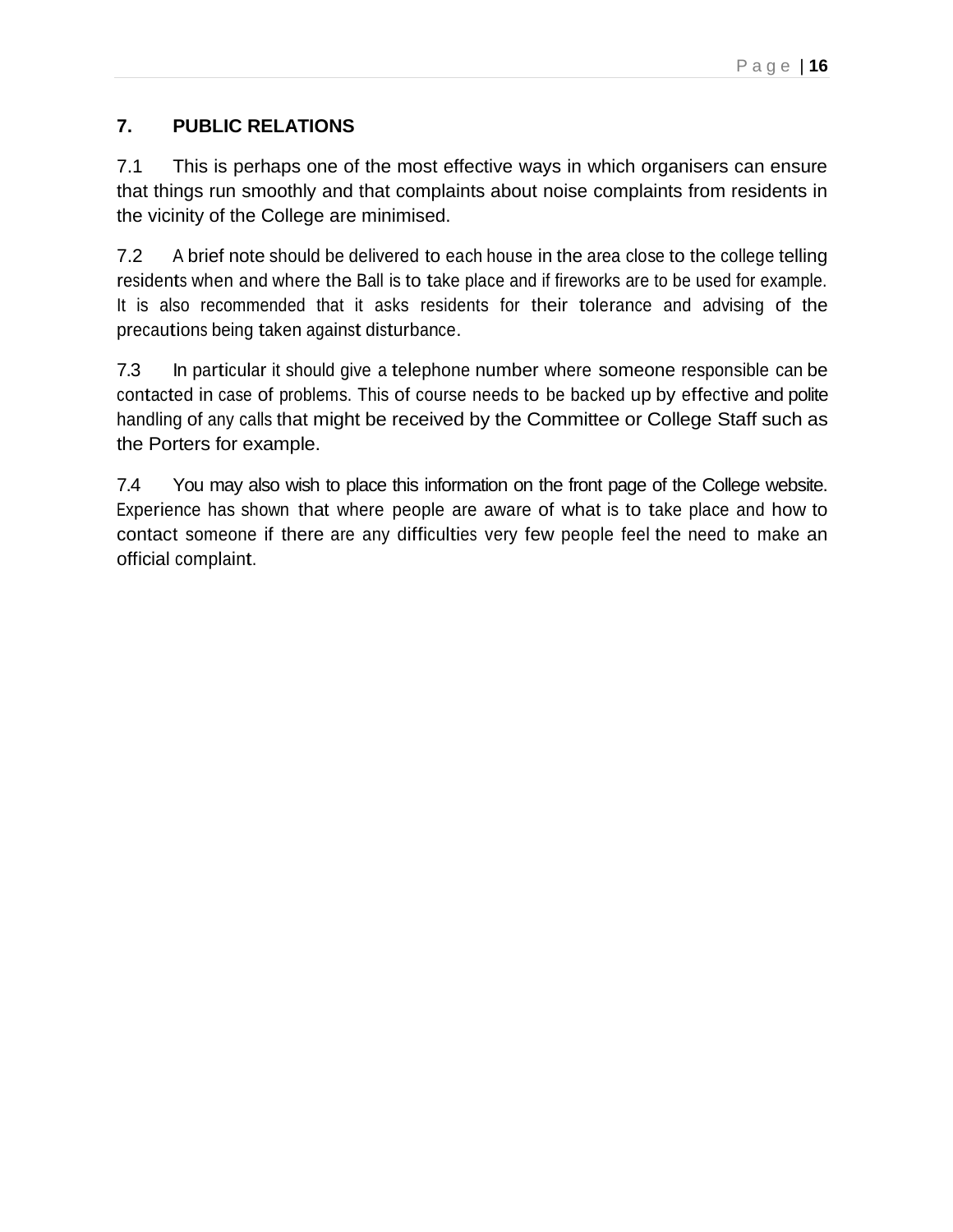## 7. PUBLIC RELATIONS

7.1 This is perhaps one of the most effective ways in which organisers can ensure that things run smoothly and that complaints about noise complaints from residents in the vicinity of the College are minimised.

7.2 A brief note should be delivered to each house in the area close to the college telling residents when and where the Ball is to take place and if fireworks are to be used for example. It is also recommended that it asks residents for their tolerance and advising of the precautions being taken against disturbance.

7.3 In particular it should give a telephone number where someone responsible can be contacted in case of problems. This of course needs to be backed up by effective and polite handling of any calls that might be received by the Committee or College Staff such as the Porters for example.

7.4 You may also wish to place this information on the front page of the College website. Experience has shown that where people are aware of what is to take place and how to contact someone if there are any difficulties very few people feel the need to make an official complaint.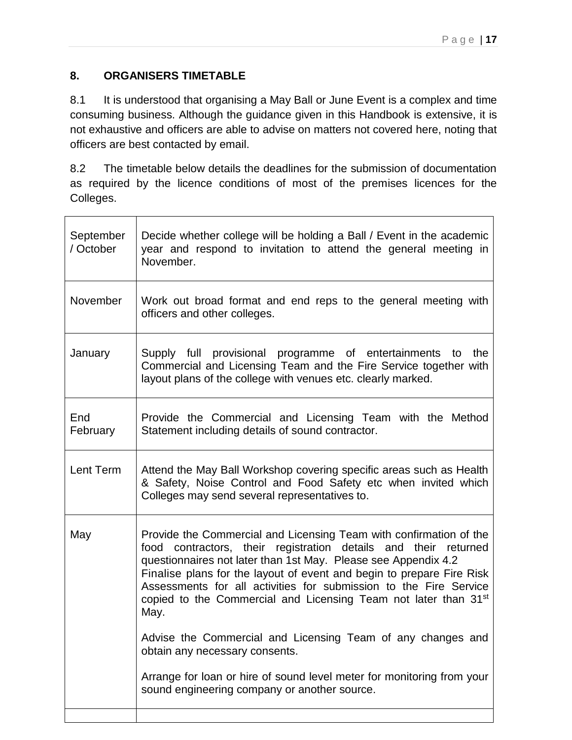## 8. ORGANISERS TIMETABLE

8.1 It is understood that organising a May Ball or June Event is a complex and time consuming business. Although the guidance given in this Handbook is extensive, it is not exhaustive and officers are able to advise on matters not covered here, noting that officers are best contacted by email.

8.2 The timetable below details the deadlines for the submission of documentation as required by the licence conditions of most of the premises licences for the Colleges.

| | |
|---|---|
| September / October | Decide whether college will be holding a Ball / Event in the academic year and respond to invitation to attend the general meeting in November. |
| November | Work out broad format and end reps to the general meeting with officers and other colleges. |
| January | Supply full provisional programme of entertainments to the Commercial and Licensing Team and the Fire Service together with layout plans of the college with venues etc. clearly marked. |
| End February | Provide the Commercial and Licensing Team with the Method Statement including details of sound contractor. |
| Lent Term | Attend the May Ball Workshop covering specific areas such as Health & Safety, Noise Control and Food Safety etc when invited which Colleges may send several representatives to. |
| May | Provide the Commercial and Licensing Team with confirmation of the food contractors, their registration details and their returned questionnaires not later than 1st May. Please see Appendix 4.2<br>Finalise plans for the layout of event and begin to prepare Fire Risk Assessments for all activities for submission to the Fire Service copied to the Commercial and Licensing Team not later than 31st May.<br><br>Advise the Commercial and Licensing Team of any changes and obtain any necessary consents.<br><br>Arrange for loan or hire of sound level meter for monitoring from your sound engineering company or another source. |
| | |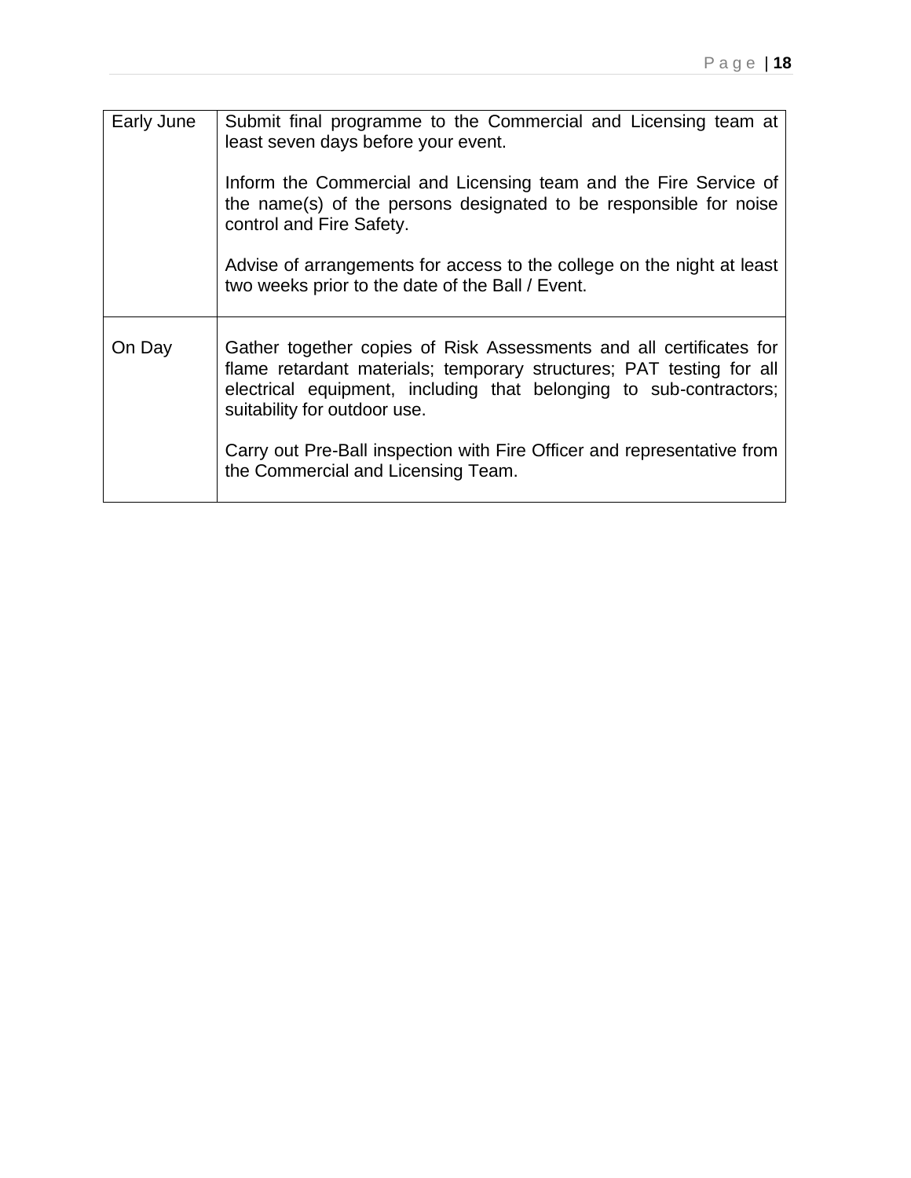| | |
|---|---|
| Early June | Submit final programme to the Commercial and Licensing team at least seven days before your event.<br><br>Inform the Commercial and Licensing team and the Fire Service of the name(s) of the persons designated to be responsible for noise control and Fire Safety.<br><br>Advise of arrangements for access to the college on the night at least two weeks prior to the date of the Ball / Event. |
| On Day | Gather together copies of Risk Assessments and all certificates for flame retardant materials; temporary structures; PAT testing for all electrical equipment, including that belonging to sub-contractors; suitability for outdoor use.<br><br>Carry out Pre-Ball inspection with Fire Officer and representative from the Commercial and Licensing Team. |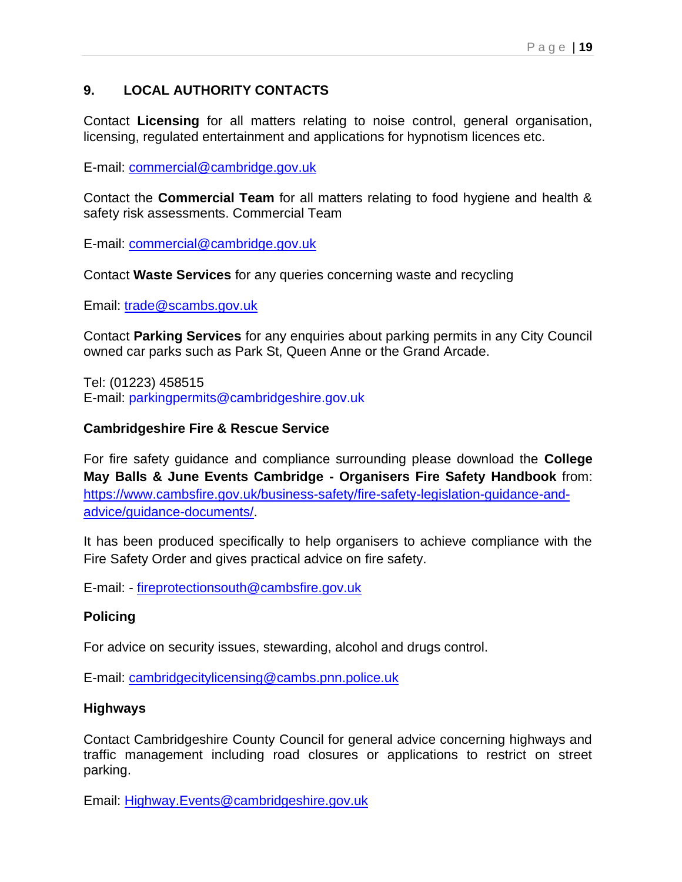## 9. LOCAL AUTHORITY CONTACTS

Contact **Licensing** for all matters relating to noise control, general organisation, licensing, regulated entertainment and applications for hypnotism licences etc.

E-mail: commercial@cambridge.gov.uk

Contact the **Commercial Team** for all matters relating to food hygiene and health & safety risk assessments. Commercial Team

E-mail: commercial@cambridge.gov.uk

Contact **Waste Services** for any queries concerning waste and recycling

Email: trade@scambs.gov.uk

Contact **Parking Services** for any enquiries about parking permits in any City Council owned car parks such as Park St, Queen Anne or the Grand Arcade.

Tel: (01223) 458515
E-mail: parkingpermits@cambridgeshire.gov.uk

**Cambridgeshire Fire & Rescue Service**

For fire safety guidance and compliance surrounding please download the **College May Balls & June Events Cambridge - Organisers Fire Safety Handbook** from: https://www.cambsfire.gov.uk/business-safety/fire-safety-legislation-guidance-and-advice/guidance-documents/.

It has been produced specifically to help organisers to achieve compliance with the Fire Safety Order and gives practical advice on fire safety.

E-mail: - fireprotectionsouth@cambsfire.gov.uk

**Policing**

For advice on security issues, stewarding, alcohol and drugs control.

E-mail: cambridgecitylicensing@cambs.pnn.police.uk

**Highways**

Contact Cambridgeshire County Council for general advice concerning highways and traffic management including road closures or applications to restrict on street parking.

Email: Highway.Events@cambridgeshire.gov.uk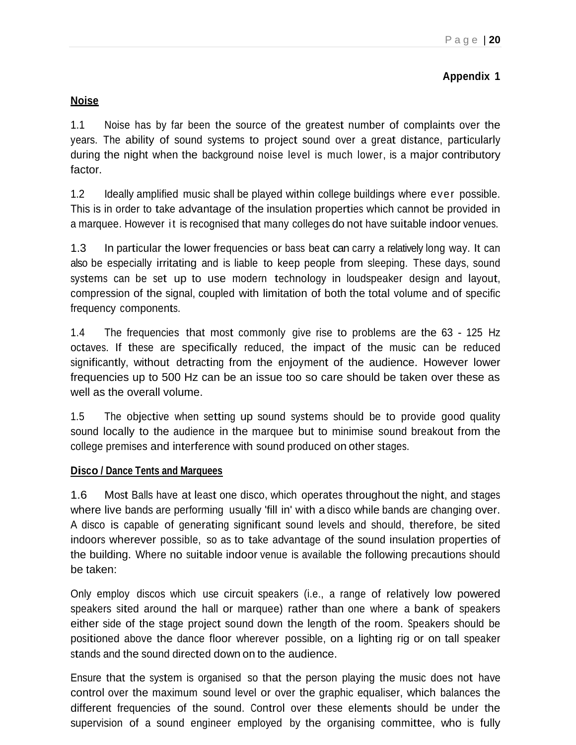**Appendix 1**

**Noise**

1.1 Noise has by far been the source of the greatest number of complaints over the years. The ability of sound systems to project sound over a great distance, particularly during the night when the background noise level is much lower, is a major contributory factor.

1.2 Ideally amplified music shall be played within college buildings where ever possible. This is in order to take advantage of the insulation properties which cannot be provided in a marquee. However it is recognised that many colleges do not have suitable indoor venues.

1.3 In particular the lower frequencies or bass beat can carry a relatively long way. It can also be especially irritating and is liable to keep people from sleeping. These days, sound systems can be set up to use modern technology in loudspeaker design and layout, compression of the signal, coupled with limitation of both the total volume and of specific frequency components.

1.4 The frequencies that most commonly give rise to problems are the 63 - 125 Hz octaves. If these are specifically reduced, the impact of the music can be reduced significantly, without detracting from the enjoyment of the audience. However lower frequencies up to 500 Hz can be an issue too so care should be taken over these as well as the overall volume.

1.5 The objective when setting up sound systems should be to provide good quality sound locally to the audience in the marquee but to minimise sound breakout from the college premises and interference with sound produced on other stages.

**Disco / Dance Tents and Marquees**

1.6 Most Balls have at least one disco, which operates throughout the night, and stages where live bands are performing usually 'fill in' with a disco while bands are changing over. A disco is capable of generating significant sound levels and should, therefore, be sited indoors wherever possible, so as to take advantage of the sound insulation properties of the building. Where no suitable indoor venue is available the following precautions should be taken:

Only employ discos which use circuit speakers (i.e., a range of relatively low powered speakers sited around the hall or marquee) rather than one where a bank of speakers either side of the stage project sound down the length of the room. Speakers should be positioned above the dance floor wherever possible, on a lighting rig or on tall speaker stands and the sound directed down on to the audience.

Ensure that the system is organised so that the person playing the music does not have control over the maximum sound level or over the graphic equaliser, which balances the different frequencies of the sound. Control over these elements should be under the supervision of a sound engineer employed by the organising committee, who is fully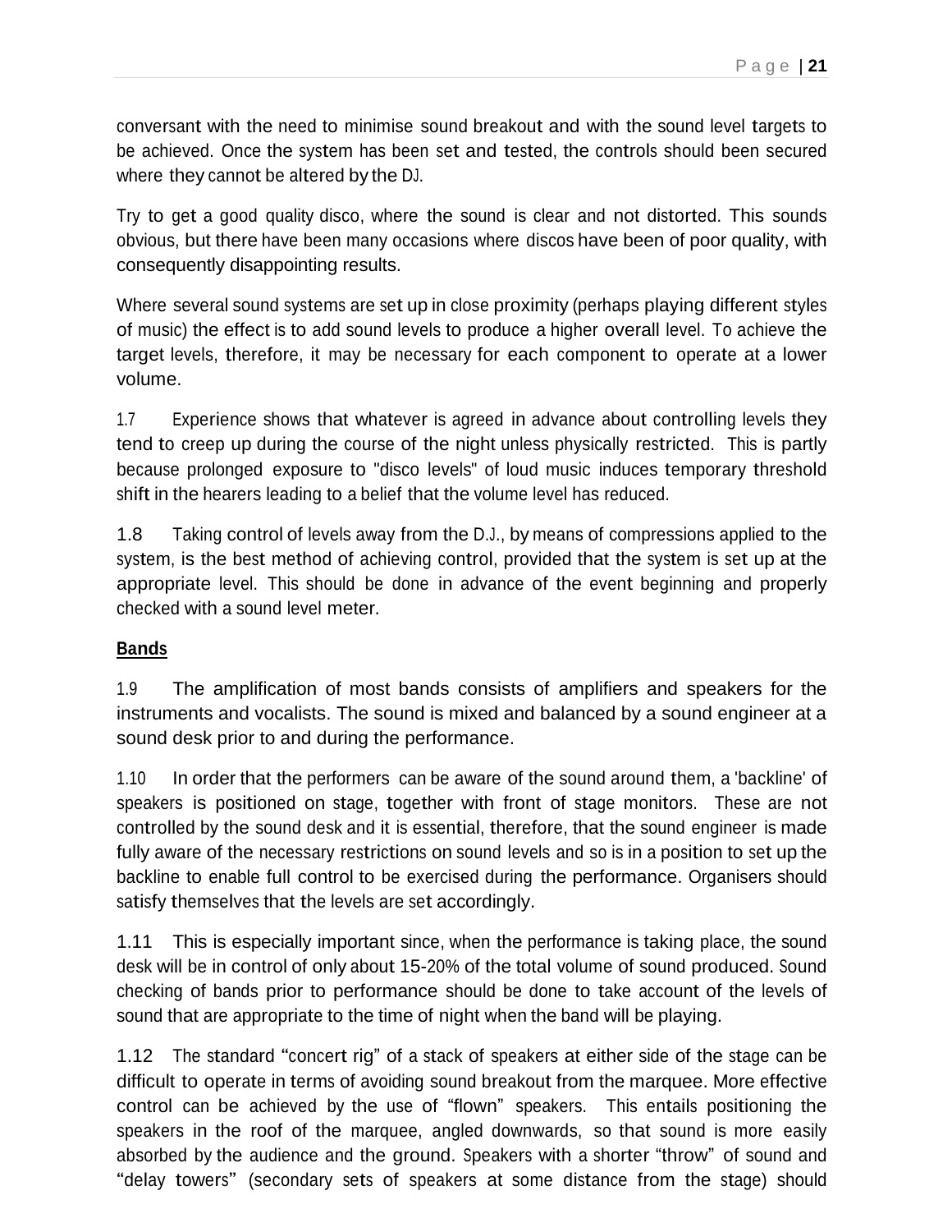conversant with the need to minimise sound breakout and with the sound level targets to be achieved. Once the system has been set and tested, the controls should been secured where they cannot be altered by the DJ.

Try to get a good quality disco, where the sound is clear and not distorted. This sounds obvious, but there have been many occasions where discos have been of poor quality, with consequently disappointing results.

Where several sound systems are set up in close proximity (perhaps playing different styles of music) the effect is to add sound levels to produce a higher overall level. To achieve the target levels, therefore, it may be necessary for each component to operate at a lower volume.

1.7 Experience shows that whatever is agreed in advance about controlling levels they tend to creep up during the course of the night unless physically restricted. This is partly because prolonged exposure to "disco levels" of loud music induces temporary threshold shift in the hearers leading to a belief that the volume level has reduced.

1.8 Taking control of levels away from the D.J., by means of compressions applied to the system, is the best method of achieving control, provided that the system is set up at the appropriate level. This should be done in advance of the event beginning and properly checked with a sound level meter.

**Bands**

1.9 The amplification of most bands consists of amplifiers and speakers for the instruments and vocalists. The sound is mixed and balanced by a sound engineer at a sound desk prior to and during the performance.

1.10 In order that the performers can be aware of the sound around them, a 'backline' of speakers is positioned on stage, together with front of stage monitors. These are not controlled by the sound desk and it is essential, therefore, that the sound engineer is made fully aware of the necessary restrictions on sound levels and so is in a position to set up the backline to enable full control to be exercised during the performance. Organisers should satisfy themselves that the levels are set accordingly.

1.11 This is especially important since, when the performance is taking place, the sound desk will be in control of only about 15-20% of the total volume of sound produced. Sound checking of bands prior to performance should be done to take account of the levels of sound that are appropriate to the time of night when the band will be playing.

1.12 The standard "concert rig" of a stack of speakers at either side of the stage can be difficult to operate in terms of avoiding sound breakout from the marquee. More effective control can be achieved by the use of "flown" speakers. This entails positioning the speakers in the roof of the marquee, angled downwards, so that sound is more easily absorbed by the audience and the ground. Speakers with a shorter "throw" of sound and "delay towers" (secondary sets of speakers at some distance from the stage) should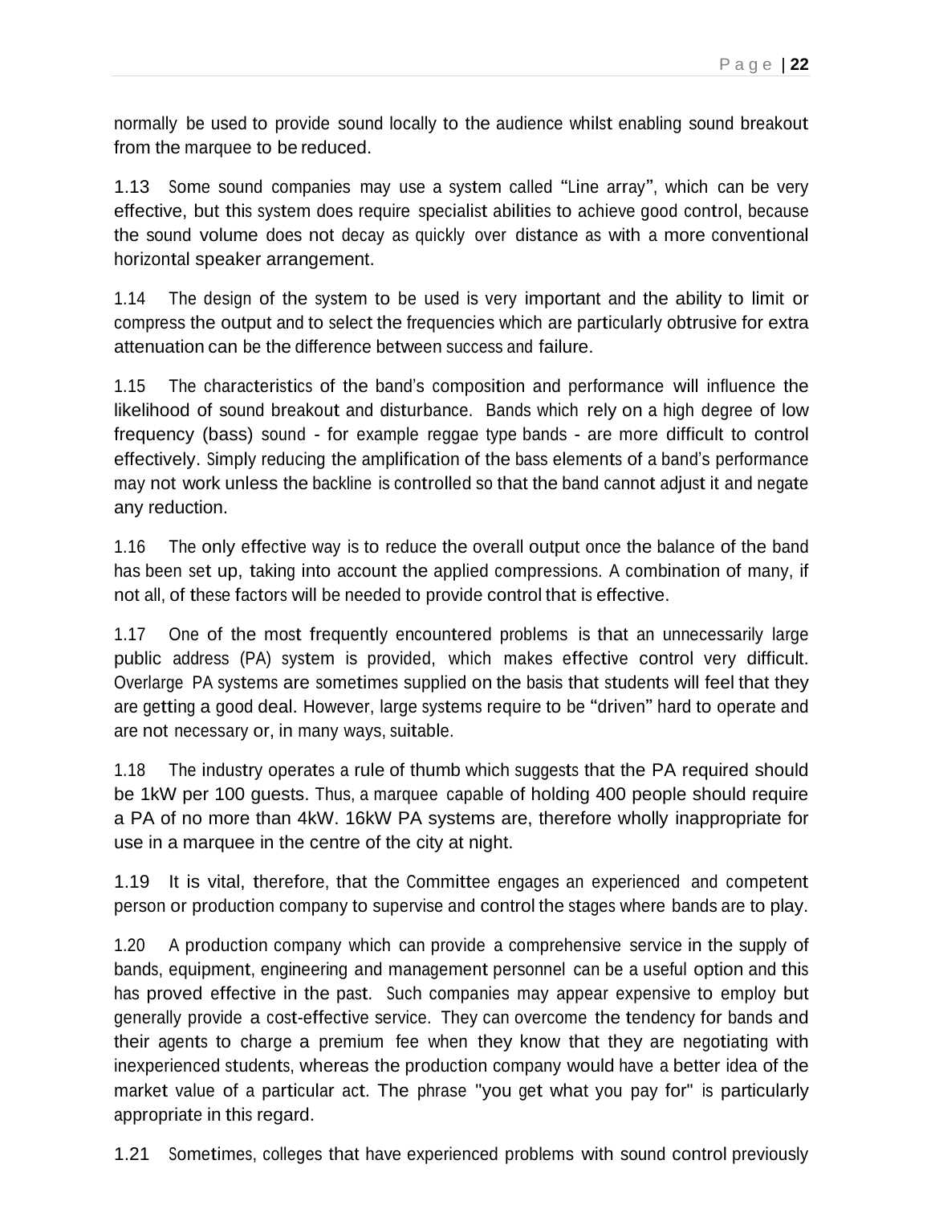normally be used to provide sound locally to the audience whilst enabling sound breakout from the marquee to be reduced.

1.13 Some sound companies may use a system called "Line array", which can be very effective, but this system does require specialist abilities to achieve good control, because the sound volume does not decay as quickly over distance as with a more conventional horizontal speaker arrangement.

1.14 The design of the system to be used is very important and the ability to limit or compress the output and to select the frequencies which are particularly obtrusive for extra attenuation can be the difference between success and failure.

1.15 The characteristics of the band's composition and performance will influence the likelihood of sound breakout and disturbance. Bands which rely on a high degree of low frequency (bass) sound - for example reggae type bands - are more difficult to control effectively. Simply reducing the amplification of the bass elements of a band's performance may not work unless the backline is controlled so that the band cannot adjust it and negate any reduction.

1.16 The only effective way is to reduce the overall output once the balance of the band has been set up, taking into account the applied compressions. A combination of many, if not all, of these factors will be needed to provide control that is effective.

1.17 One of the most frequently encountered problems is that an unnecessarily large public address (PA) system is provided, which makes effective control very difficult. Overlarge PA systems are sometimes supplied on the basis that students will feel that they are getting a good deal. However, large systems require to be "driven" hard to operate and are not necessary or, in many ways, suitable.

1.18 The industry operates a rule of thumb which suggests that the PA required should be 1kW per 100 guests. Thus, a marquee capable of holding 400 people should require a PA of no more than 4kW. 16kW PA systems are, therefore wholly inappropriate for use in a marquee in the centre of the city at night.

1.19 It is vital, therefore, that the Committee engages an experienced and competent person or production company to supervise and control the stages where bands are to play.

1.20 A production company which can provide a comprehensive service in the supply of bands, equipment, engineering and management personnel can be a useful option and this has proved effective in the past. Such companies may appear expensive to employ but generally provide a cost-effective service. They can overcome the tendency for bands and their agents to charge a premium fee when they know that they are negotiating with inexperienced students, whereas the production company would have a better idea of the market value of a particular act. The phrase "you get what you pay for" is particularly appropriate in this regard.

1.21 Sometimes, colleges that have experienced problems with sound control previously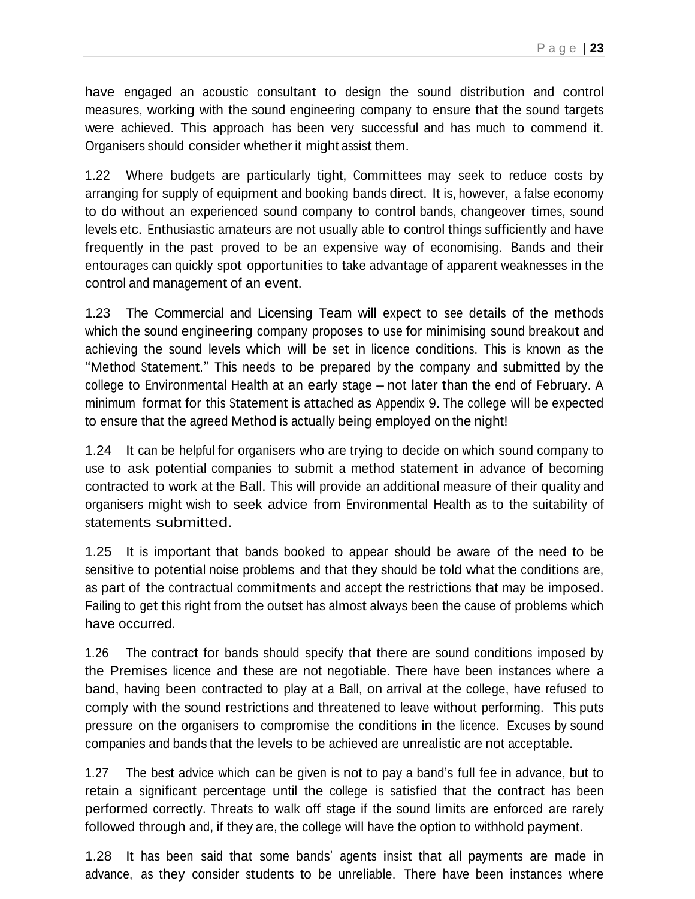have engaged an acoustic consultant to design the sound distribution and control measures, working with the sound engineering company to ensure that the sound targets were achieved. This approach has been very successful and has much to commend it. Organisers should consider whether it might assist them.

1.22 Where budgets are particularly tight, Committees may seek to reduce costs by arranging for supply of equipment and booking bands direct. It is, however, a false economy to do without an experienced sound company to control bands, changeover times, sound levels etc. Enthusiastic amateurs are not usually able to control things sufficiently and have frequently in the past proved to be an expensive way of economising. Bands and their entourages can quickly spot opportunities to take advantage of apparent weaknesses in the control and management of an event.

1.23 The Commercial and Licensing Team will expect to see details of the methods which the sound engineering company proposes to use for minimising sound breakout and achieving the sound levels which will be set in licence conditions. This is known as the "Method Statement." This needs to be prepared by the company and submitted by the college to Environmental Health at an early stage – not later than the end of February. A minimum format for this Statement is attached as Appendix 9. The college will be expected to ensure that the agreed Method is actually being employed on the night!

1.24 It can be helpful for organisers who are trying to decide on which sound company to use to ask potential companies to submit a method statement in advance of becoming contracted to work at the Ball. This will provide an additional measure of their quality and organisers might wish to seek advice from Environmental Health as to the suitability of statements submitted.

1.25 It is important that bands booked to appear should be aware of the need to be sensitive to potential noise problems and that they should be told what the conditions are, as part of the contractual commitments and accept the restrictions that may be imposed. Failing to get this right from the outset has almost always been the cause of problems which have occurred.

1.26 The contract for bands should specify that there are sound conditions imposed by the Premises licence and these are not negotiable. There have been instances where a band, having been contracted to play at a Ball, on arrival at the college, have refused to comply with the sound restrictions and threatened to leave without performing. This puts pressure on the organisers to compromise the conditions in the licence. Excuses by sound companies and bands that the levels to be achieved are unrealistic are not acceptable.

1.27 The best advice which can be given is not to pay a band's full fee in advance, but to retain a significant percentage until the college is satisfied that the contract has been performed correctly. Threats to walk off stage if the sound limits are enforced are rarely followed through and, if they are, the college will have the option to withhold payment.

1.28 It has been said that some bands' agents insist that all payments are made in advance, as they consider students to be unreliable. There have been instances where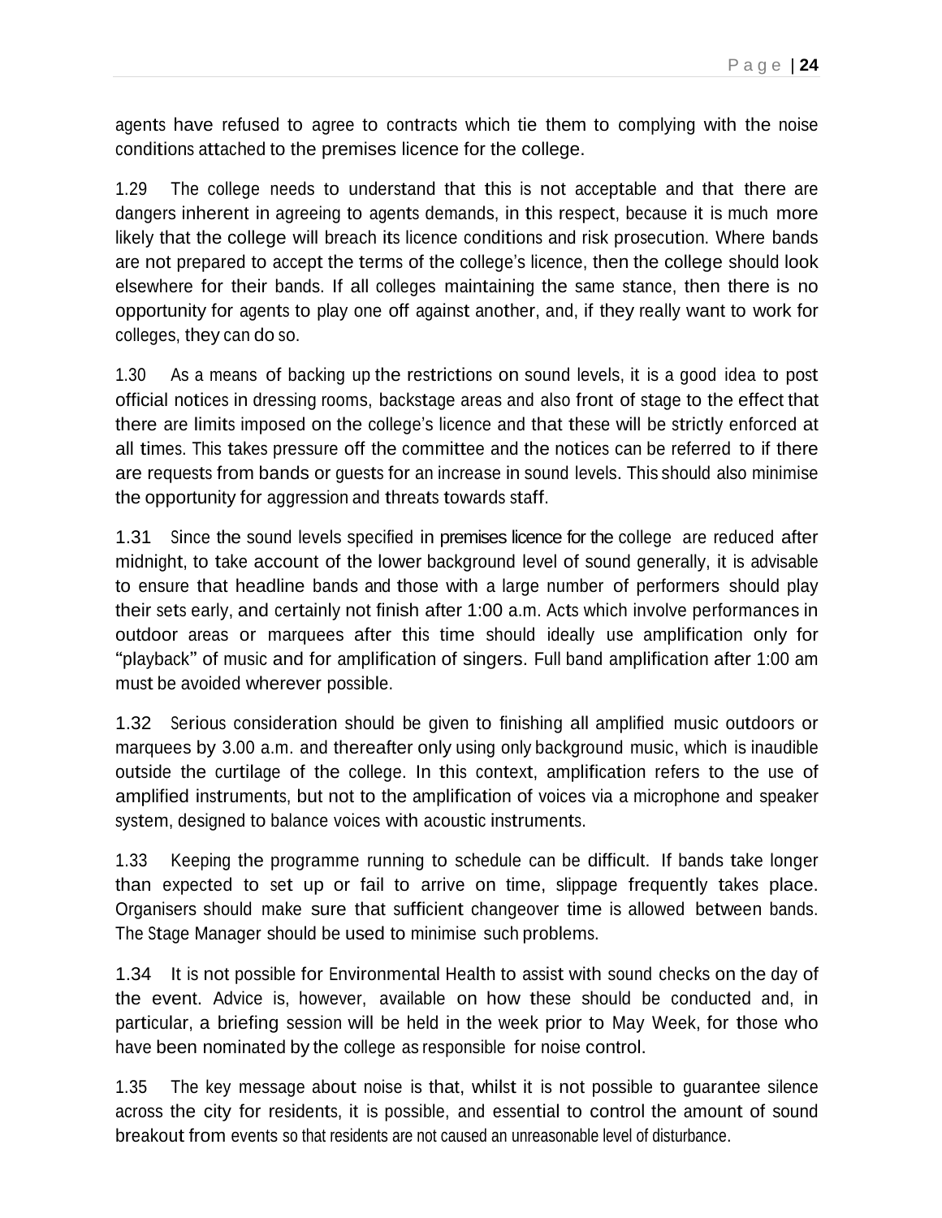agents have refused to agree to contracts which tie them to complying with the noise conditions attached to the premises licence for the college.

1.29 The college needs to understand that this is not acceptable and that there are dangers inherent in agreeing to agents demands, in this respect, because it is much more likely that the college will breach its licence conditions and risk prosecution. Where bands are not prepared to accept the terms of the college's licence, then the college should look elsewhere for their bands. If all colleges maintaining the same stance, then there is no opportunity for agents to play one off against another, and, if they really want to work for colleges, they can do so.

1.30 As a means of backing up the restrictions on sound levels, it is a good idea to post official notices in dressing rooms, backstage areas and also front of stage to the effect that there are limits imposed on the college's licence and that these will be strictly enforced at all times. This takes pressure off the committee and the notices can be referred to if there are requests from bands or guests for an increase in sound levels. This should also minimise the opportunity for aggression and threats towards staff.

1.31 Since the sound levels specified in premises licence for the college are reduced after midnight, to take account of the lower background level of sound generally, it is advisable to ensure that headline bands and those with a large number of performers should play their sets early, and certainly not finish after 1:00 a.m. Acts which involve performances in outdoor areas or marquees after this time should ideally use amplification only for "playback" of music and for amplification of singers. Full band amplification after 1:00 am must be avoided wherever possible.

1.32 Serious consideration should be given to finishing all amplified music outdoors or marquees by 3.00 a.m. and thereafter only using only background music, which is inaudible outside the curtilage of the college. In this context, amplification refers to the use of amplified instruments, but not to the amplification of voices via a microphone and speaker system, designed to balance voices with acoustic instruments.

1.33 Keeping the programme running to schedule can be difficult. If bands take longer than expected to set up or fail to arrive on time, slippage frequently takes place. Organisers should make sure that sufficient changeover time is allowed between bands. The Stage Manager should be used to minimise such problems.

1.34 It is not possible for Environmental Health to assist with sound checks on the day of the event. Advice is, however, available on how these should be conducted and, in particular, a briefing session will be held in the week prior to May Week, for those who have been nominated by the college as responsible for noise control.

1.35 The key message about noise is that, whilst it is not possible to guarantee silence across the city for residents, it is possible, and essential to control the amount of sound breakout from events so that residents are not caused an unreasonable level of disturbance.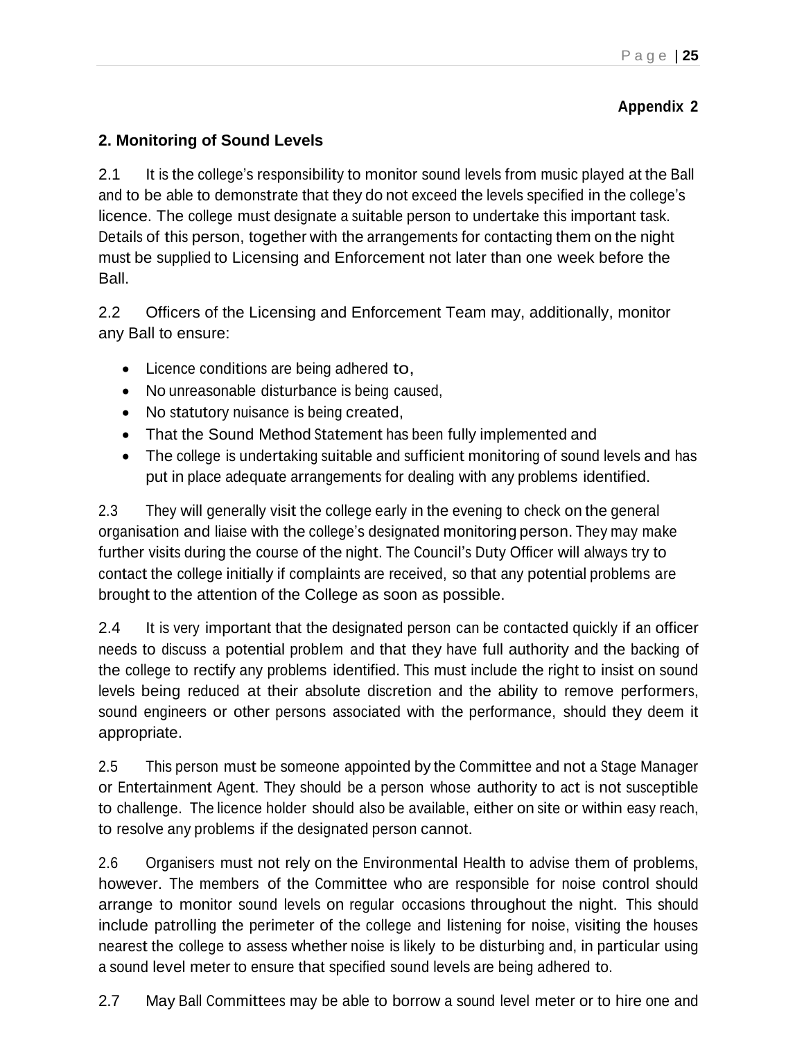**Appendix 2**

## 2. Monitoring of Sound Levels

2.1 It is the college's responsibility to monitor sound levels from music played at the Ball and to be able to demonstrate that they do not exceed the levels specified in the college's licence. The college must designate a suitable person to undertake this important task. Details of this person, together with the arrangements for contacting them on the night must be supplied to Licensing and Enforcement not later than one week before the Ball.

2.2 Officers of the Licensing and Enforcement Team may, additionally, monitor any Ball to ensure:

- Licence conditions are being adhered to,
- No unreasonable disturbance is being caused,
- No statutory nuisance is being created,
- That the Sound Method Statement has been fully implemented and
- The college is undertaking suitable and sufficient monitoring of sound levels and has put in place adequate arrangements for dealing with any problems identified.

2.3 They will generally visit the college early in the evening to check on the general organisation and liaise with the college's designated monitoring person. They may make further visits during the course of the night. The Council's Duty Officer will always try to contact the college initially if complaints are received, so that any potential problems are brought to the attention of the College as soon as possible.

2.4 It is very important that the designated person can be contacted quickly if an officer needs to discuss a potential problem and that they have full authority and the backing of the college to rectify any problems identified. This must include the right to insist on sound levels being reduced at their absolute discretion and the ability to remove performers, sound engineers or other persons associated with the performance, should they deem it appropriate.

2.5 This person must be someone appointed by the Committee and not a Stage Manager or Entertainment Agent. They should be a person whose authority to act is not susceptible to challenge. The licence holder should also be available, either on site or within easy reach, to resolve any problems if the designated person cannot.

2.6 Organisers must not rely on the Environmental Health to advise them of problems, however. The members of the Committee who are responsible for noise control should arrange to monitor sound levels on regular occasions throughout the night. This should include patrolling the perimeter of the college and listening for noise, visiting the houses nearest the college to assess whether noise is likely to be disturbing and, in particular using a sound level meter to ensure that specified sound levels are being adhered to.

2.7 May Ball Committees may be able to borrow a sound level meter or to hire one and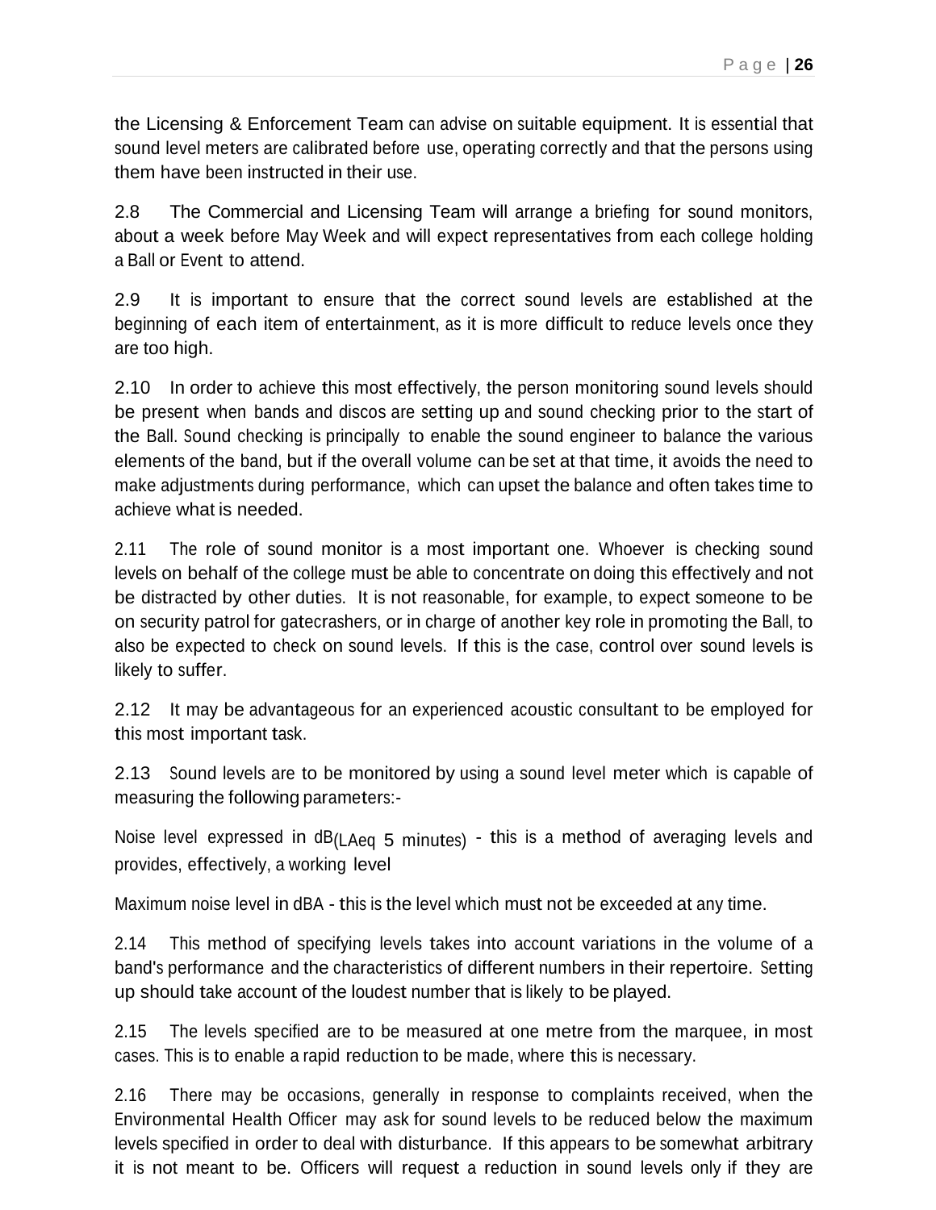the Licensing & Enforcement Team can advise on suitable equipment. It is essential that sound level meters are calibrated before use, operating correctly and that the persons using them have been instructed in their use.

2.8 The Commercial and Licensing Team will arrange a briefing for sound monitors, about a week before May Week and will expect representatives from each college holding a Ball or Event to attend.

2.9 It is important to ensure that the correct sound levels are established at the beginning of each item of entertainment, as it is more difficult to reduce levels once they are too high.

2.10 In order to achieve this most effectively, the person monitoring sound levels should be present when bands and discos are setting up and sound checking prior to the start of the Ball. Sound checking is principally to enable the sound engineer to balance the various elements of the band, but if the overall volume can be set at that time, it avoids the need to make adjustments during performance, which can upset the balance and often takes time to achieve what is needed.

2.11 The role of sound monitor is a most important one. Whoever is checking sound levels on behalf of the college must be able to concentrate on doing this effectively and not be distracted by other duties. It is not reasonable, for example, to expect someone to be on security patrol for gatecrashers, or in charge of another key role in promoting the Ball, to also be expected to check on sound levels. If this is the case, control over sound levels is likely to suffer.

2.12 It may be advantageous for an experienced acoustic consultant to be employed for this most important task.

2.13 Sound levels are to be monitored by using a sound level meter which is capable of measuring the following parameters:-

Noise level expressed in dB$_{(LAeq\ 5\ minutes)}$ - this is a method of averaging levels and provides, effectively, a working level

Maximum noise level in dBA - this is the level which must not be exceeded at any time.

2.14 This method of specifying levels takes into account variations in the volume of a band's performance and the characteristics of different numbers in their repertoire. Setting up should take account of the loudest number that is likely to be played.

2.15 The levels specified are to be measured at one metre from the marquee, in most cases. This is to enable a rapid reduction to be made, where this is necessary.

2.16 There may be occasions, generally in response to complaints received, when the Environmental Health Officer may ask for sound levels to be reduced below the maximum levels specified in order to deal with disturbance. If this appears to be somewhat arbitrary it is not meant to be. Officers will request a reduction in sound levels only if they are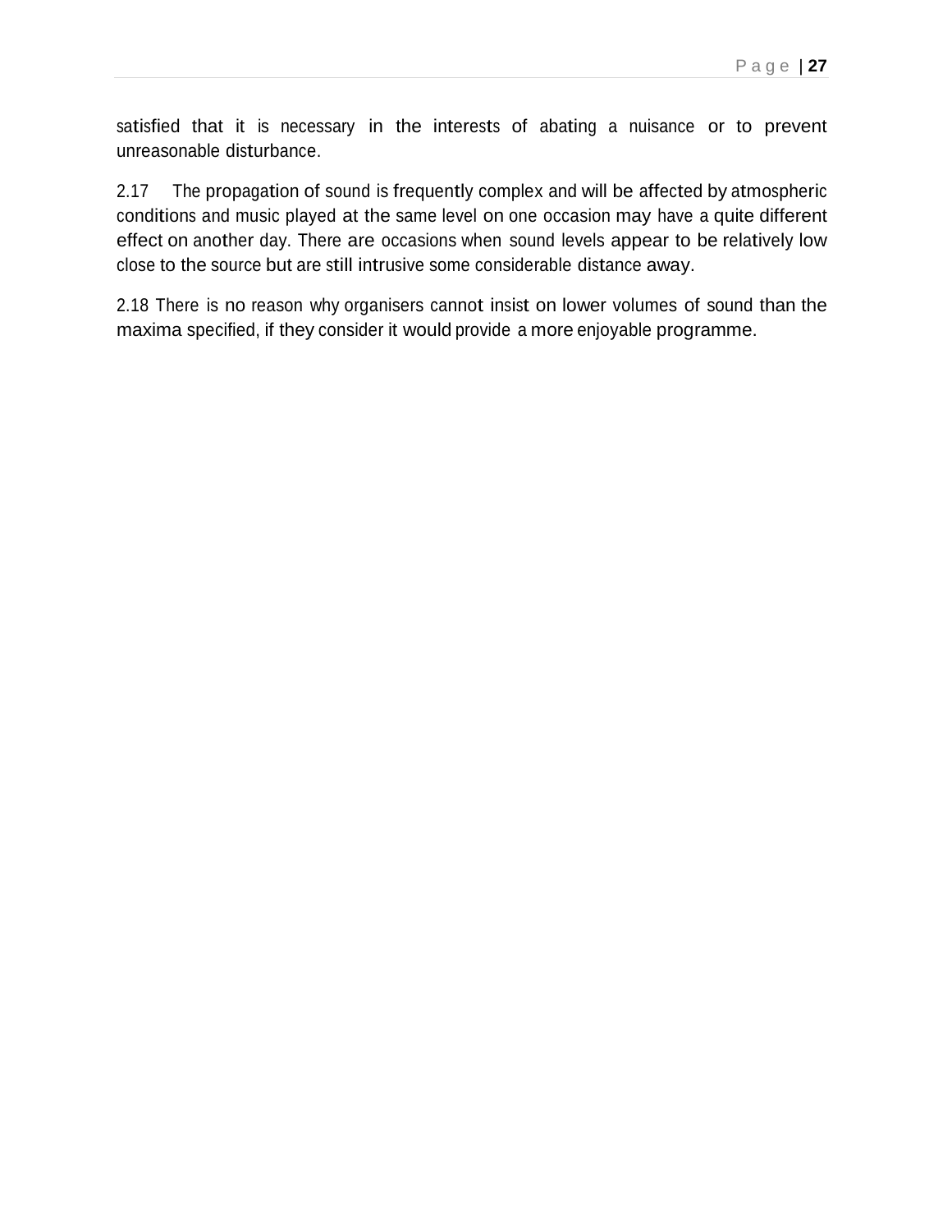satisfied that it is necessary in the interests of abating a nuisance or to prevent unreasonable disturbance.

2.17 The propagation of sound is frequently complex and will be affected by atmospheric conditions and music played at the same level on one occasion may have a quite different effect on another day. There are occasions when sound levels appear to be relatively low close to the source but are still intrusive some considerable distance away.

2.18 There is no reason why organisers cannot insist on lower volumes of sound than the maxima specified, if they consider it would provide a more enjoyable programme.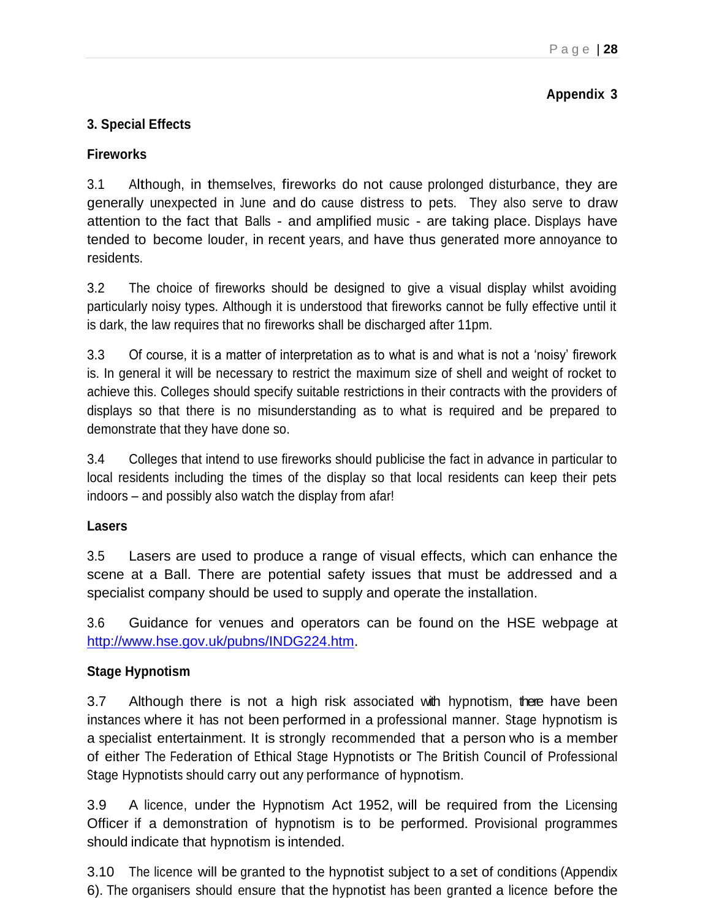**Appendix 3**

## 3. Special Effects

### Fireworks

3.1 Although, in themselves, fireworks do not cause prolonged disturbance, they are generally unexpected in June and do cause distress to pets. They also serve to draw attention to the fact that Balls - and amplified music - are taking place. Displays have tended to become louder, in recent years, and have thus generated more annoyance to residents.

3.2 The choice of fireworks should be designed to give a visual display whilst avoiding particularly noisy types. Although it is understood that fireworks cannot be fully effective until it is dark, the law requires that no fireworks shall be discharged after 11pm.

3.3 Of course, it is a matter of interpretation as to what is and what is not a 'noisy' firework is. In general it will be necessary to restrict the maximum size of shell and weight of rocket to achieve this. Colleges should specify suitable restrictions in their contracts with the providers of displays so that there is no misunderstanding as to what is required and be prepared to demonstrate that they have done so.

3.4 Colleges that intend to use fireworks should publicise the fact in advance in particular to local residents including the times of the display so that local residents can keep their pets indoors – and possibly also watch the display from afar!

### Lasers

3.5 Lasers are used to produce a range of visual effects, which can enhance the scene at a Ball. There are potential safety issues that must be addressed and a specialist company should be used to supply and operate the installation.

3.6 Guidance for venues and operators can be found on the HSE webpage at http://www.hse.gov.uk/pubns/INDG224.htm.

### Stage Hypnotism

3.7 Although there is not a high risk associated with hypnotism, there have been instances where it has not been performed in a professional manner. Stage hypnotism is a specialist entertainment. It is strongly recommended that a person who is a member of either The Federation of Ethical Stage Hypnotists or The British Council of Professional Stage Hypnotists should carry out any performance of hypnotism.

3.9 A licence, under the Hypnotism Act 1952, will be required from the Licensing Officer if a demonstration of hypnotism is to be performed. Provisional programmes should indicate that hypnotism is intended.

3.10 The licence will be granted to the hypnotist subject to a set of conditions (Appendix 6). The organisers should ensure that the hypnotist has been granted a licence before the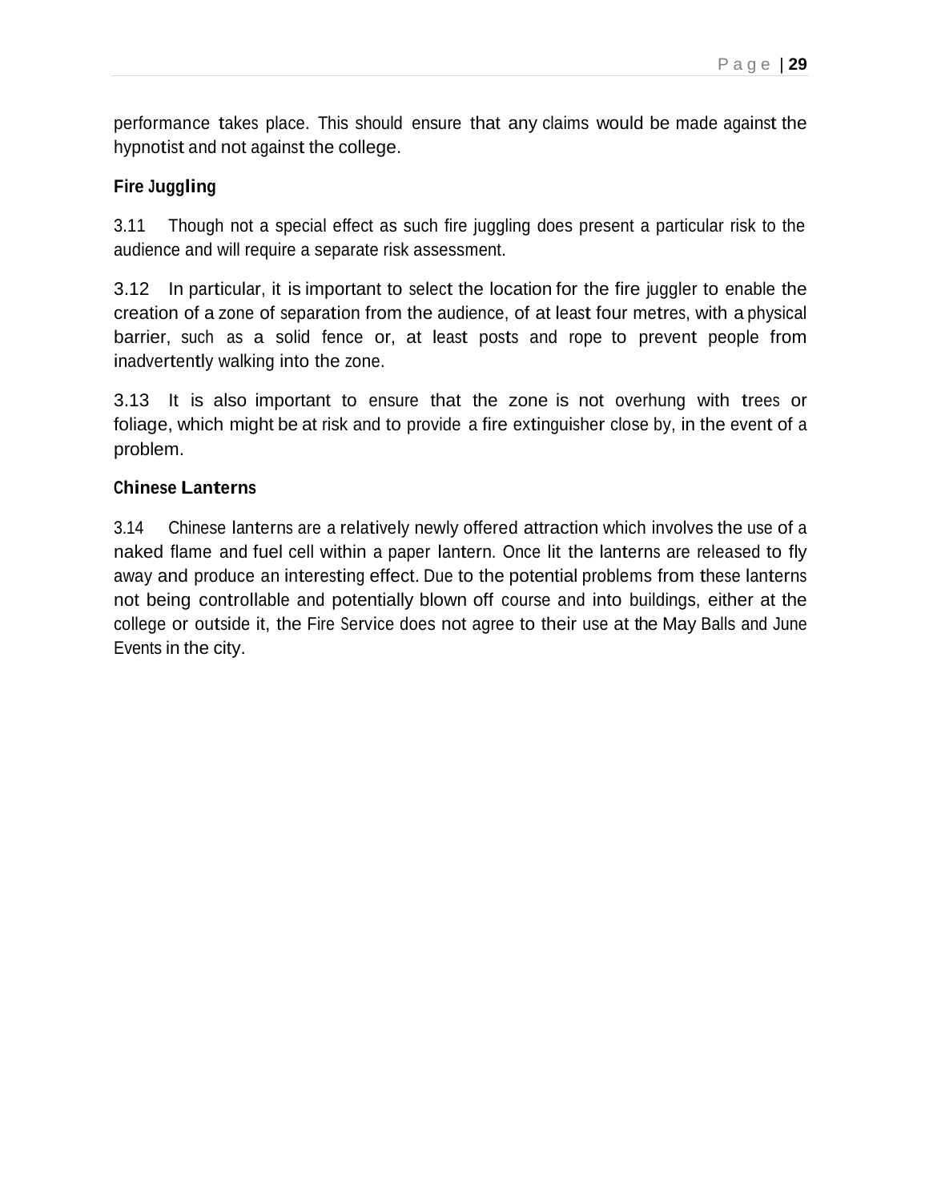performance takes place. This should ensure that any claims would be made against the hypnotist and not against the college.

### Fire Juggling

3.11 Though not a special effect as such fire juggling does present a particular risk to the audience and will require a separate risk assessment.

3.12 In particular, it is important to select the location for the fire juggler to enable the creation of a zone of separation from the audience, of at least four metres, with a physical barrier, such as a solid fence or, at least posts and rope to prevent people from inadvertently walking into the zone.

3.13 It is also important to ensure that the zone is not overhung with trees or foliage, which might be at risk and to provide a fire extinguisher close by, in the event of a problem.

### Chinese Lanterns

3.14 Chinese lanterns are a relatively newly offered attraction which involves the use of a naked flame and fuel cell within a paper lantern. Once lit the lanterns are released to fly away and produce an interesting effect. Due to the potential problems from these lanterns not being controllable and potentially blown off course and into buildings, either at the college or outside it, the Fire Service does not agree to their use at the May Balls and June Events in the city.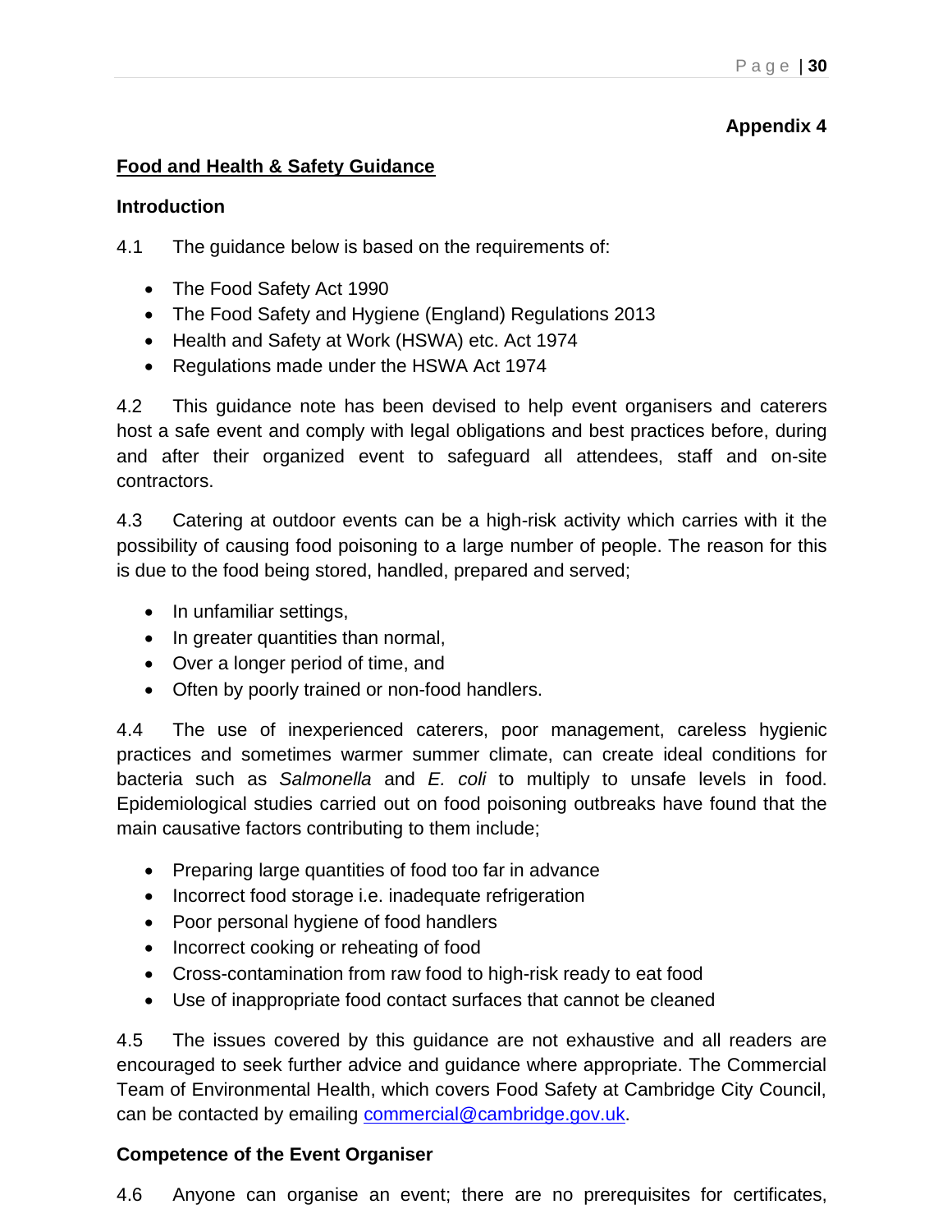**Appendix 4**

## Food and Health & Safety Guidance

### Introduction

4.1 The guidance below is based on the requirements of:

- The Food Safety Act 1990
- The Food Safety and Hygiene (England) Regulations 2013
- Health and Safety at Work (HSWA) etc. Act 1974
- Regulations made under the HSWA Act 1974

4.2 This guidance note has been devised to help event organisers and caterers host a safe event and comply with legal obligations and best practices before, during and after their organized event to safeguard all attendees, staff and on-site contractors.

4.3 Catering at outdoor events can be a high-risk activity which carries with it the possibility of causing food poisoning to a large number of people. The reason for this is due to the food being stored, handled, prepared and served;

- In unfamiliar settings,
- In greater quantities than normal,
- Over a longer period of time, and
- Often by poorly trained or non-food handlers.

4.4 The use of inexperienced caterers, poor management, careless hygienic practices and sometimes warmer summer climate, can create ideal conditions for bacteria such as *Salmonella* and *E. coli* to multiply to unsafe levels in food. Epidemiological studies carried out on food poisoning outbreaks have found that the main causative factors contributing to them include;

- Preparing large quantities of food too far in advance
- Incorrect food storage i.e. inadequate refrigeration
- Poor personal hygiene of food handlers
- Incorrect cooking or reheating of food
- Cross-contamination from raw food to high-risk ready to eat food
- Use of inappropriate food contact surfaces that cannot be cleaned

4.5 The issues covered by this guidance are not exhaustive and all readers are encouraged to seek further advice and guidance where appropriate. The Commercial Team of Environmental Health, which covers Food Safety at Cambridge City Council, can be contacted by emailing commercial@cambridge.gov.uk.

### Competence of the Event Organiser

4.6 Anyone can organise an event; there are no prerequisites for certificates,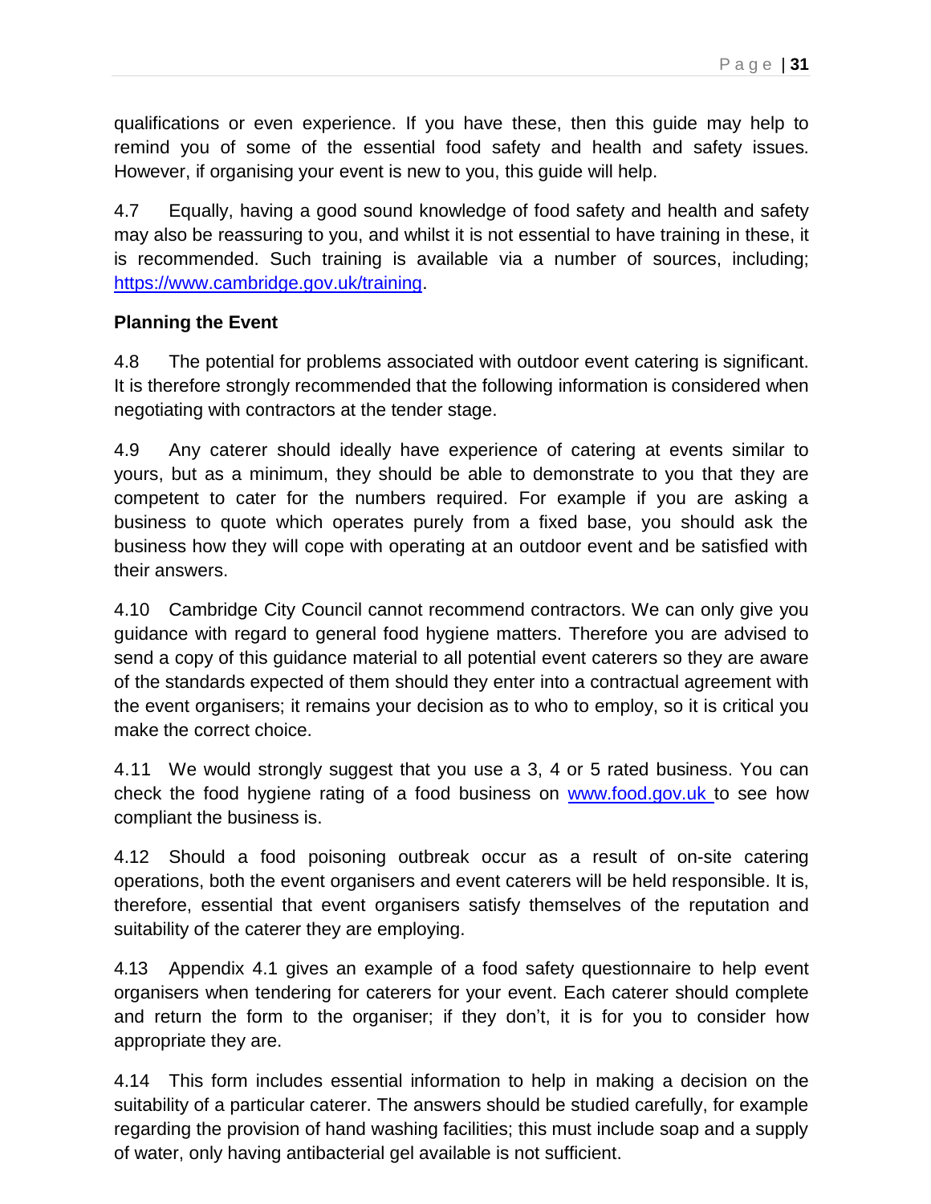qualifications or even experience. If you have these, then this guide may help to remind you of some of the essential food safety and health and safety issues. However, if organising your event is new to you, this guide will help.

4.7 Equally, having a good sound knowledge of food safety and health and safety may also be reassuring to you, and whilst it is not essential to have training in these, it is recommended. Such training is available via a number of sources, including; [https://www.cambridge.gov.uk/training](https://www.cambridge.gov.uk/training).

**Planning the Event**

4.8 The potential for problems associated with outdoor event catering is significant. It is therefore strongly recommended that the following information is considered when negotiating with contractors at the tender stage.

4.9 Any caterer should ideally have experience of catering at events similar to yours, but as a minimum, they should be able to demonstrate to you that they are competent to cater for the numbers required. For example if you are asking a business to quote which operates purely from a fixed base, you should ask the business how they will cope with operating at an outdoor event and be satisfied with their answers.

4.10 Cambridge City Council cannot recommend contractors. We can only give you guidance with regard to general food hygiene matters. Therefore you are advised to send a copy of this guidance material to all potential event caterers so they are aware of the standards expected of them should they enter into a contractual agreement with the event organisers; it remains your decision as to who to employ, so it is critical you make the correct choice.

4.11 We would strongly suggest that you use a 3, 4 or 5 rated business. You can check the food hygiene rating of a food business on [www.food.gov.uk](www.food.gov.uk) to see how compliant the business is.

4.12 Should a food poisoning outbreak occur as a result of on-site catering operations, both the event organisers and event caterers will be held responsible. It is, therefore, essential that event organisers satisfy themselves of the reputation and suitability of the caterer they are employing.

4.13 Appendix 4.1 gives an example of a food safety questionnaire to help event organisers when tendering for caterers for your event. Each caterer should complete and return the form to the organiser; if they don't, it is for you to consider how appropriate they are.

4.14 This form includes essential information to help in making a decision on the suitability of a particular caterer. The answers should be studied carefully, for example regarding the provision of hand washing facilities; this must include soap and a supply of water, only having antibacterial gel available is not sufficient.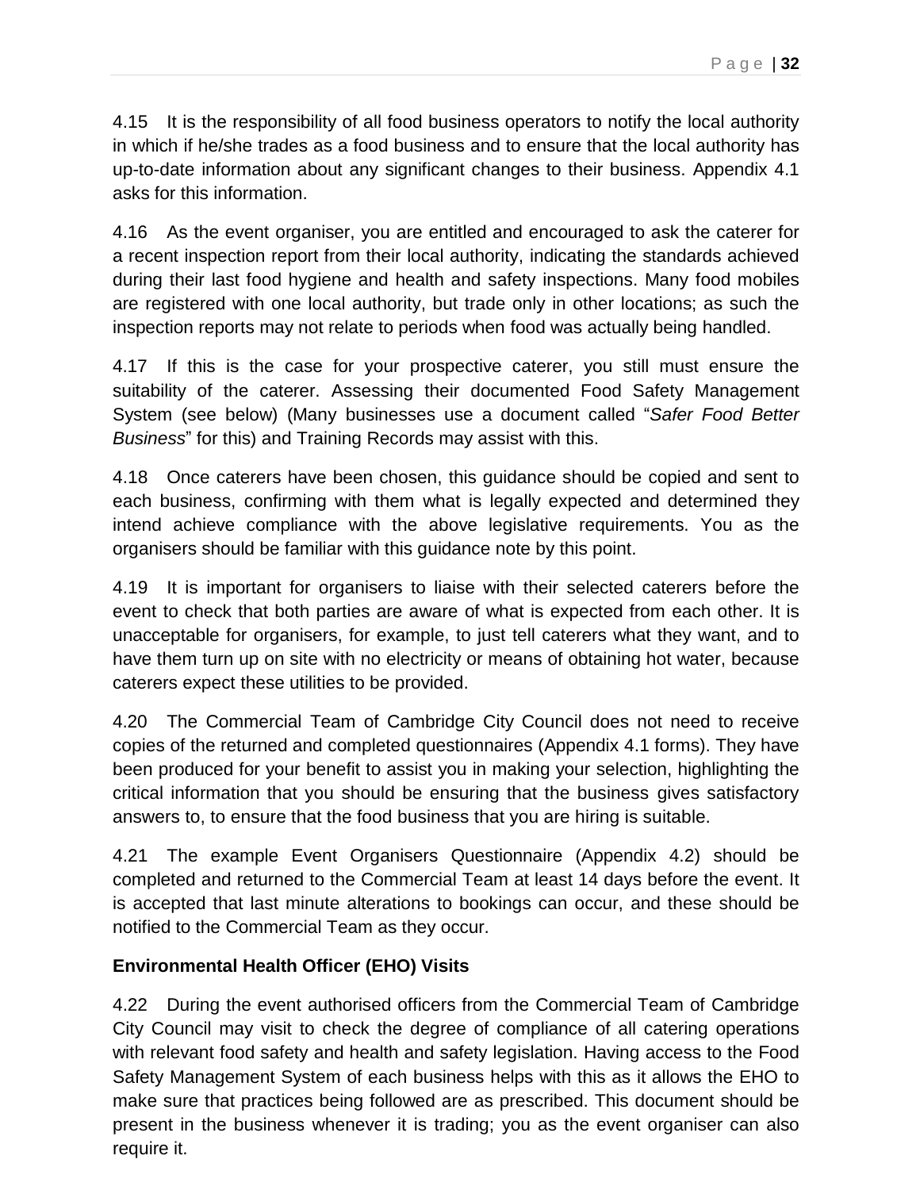4.15 It is the responsibility of all food business operators to notify the local authority in which if he/she trades as a food business and to ensure that the local authority has up-to-date information about any significant changes to their business. Appendix 4.1 asks for this information.

4.16 As the event organiser, you are entitled and encouraged to ask the caterer for a recent inspection report from their local authority, indicating the standards achieved during their last food hygiene and health and safety inspections. Many food mobiles are registered with one local authority, but trade only in other locations; as such the inspection reports may not relate to periods when food was actually being handled.

4.17 If this is the case for your prospective caterer, you still must ensure the suitability of the caterer. Assessing their documented Food Safety Management System (see below) (Many businesses use a document called "*Safer Food Better Business*" for this) and Training Records may assist with this.

4.18 Once caterers have been chosen, this guidance should be copied and sent to each business, confirming with them what is legally expected and determined they intend achieve compliance with the above legislative requirements. You as the organisers should be familiar with this guidance note by this point.

4.19 It is important for organisers to liaise with their selected caterers before the event to check that both parties are aware of what is expected from each other. It is unacceptable for organisers, for example, to just tell caterers what they want, and to have them turn up on site with no electricity or means of obtaining hot water, because caterers expect these utilities to be provided.

4.20 The Commercial Team of Cambridge City Council does not need to receive copies of the returned and completed questionnaires (Appendix 4.1 forms). They have been produced for your benefit to assist you in making your selection, highlighting the critical information that you should be ensuring that the business gives satisfactory answers to, to ensure that the food business that you are hiring is suitable.

4.21 The example Event Organisers Questionnaire (Appendix 4.2) should be completed and returned to the Commercial Team at least 14 days before the event. It is accepted that last minute alterations to bookings can occur, and these should be notified to the Commercial Team as they occur.

**Environmental Health Officer (EHO) Visits**

4.22 During the event authorised officers from the Commercial Team of Cambridge City Council may visit to check the degree of compliance of all catering operations with relevant food safety and health and safety legislation. Having access to the Food Safety Management System of each business helps with this as it allows the EHO to make sure that practices being followed are as prescribed. This document should be present in the business whenever it is trading; you as the event organiser can also require it.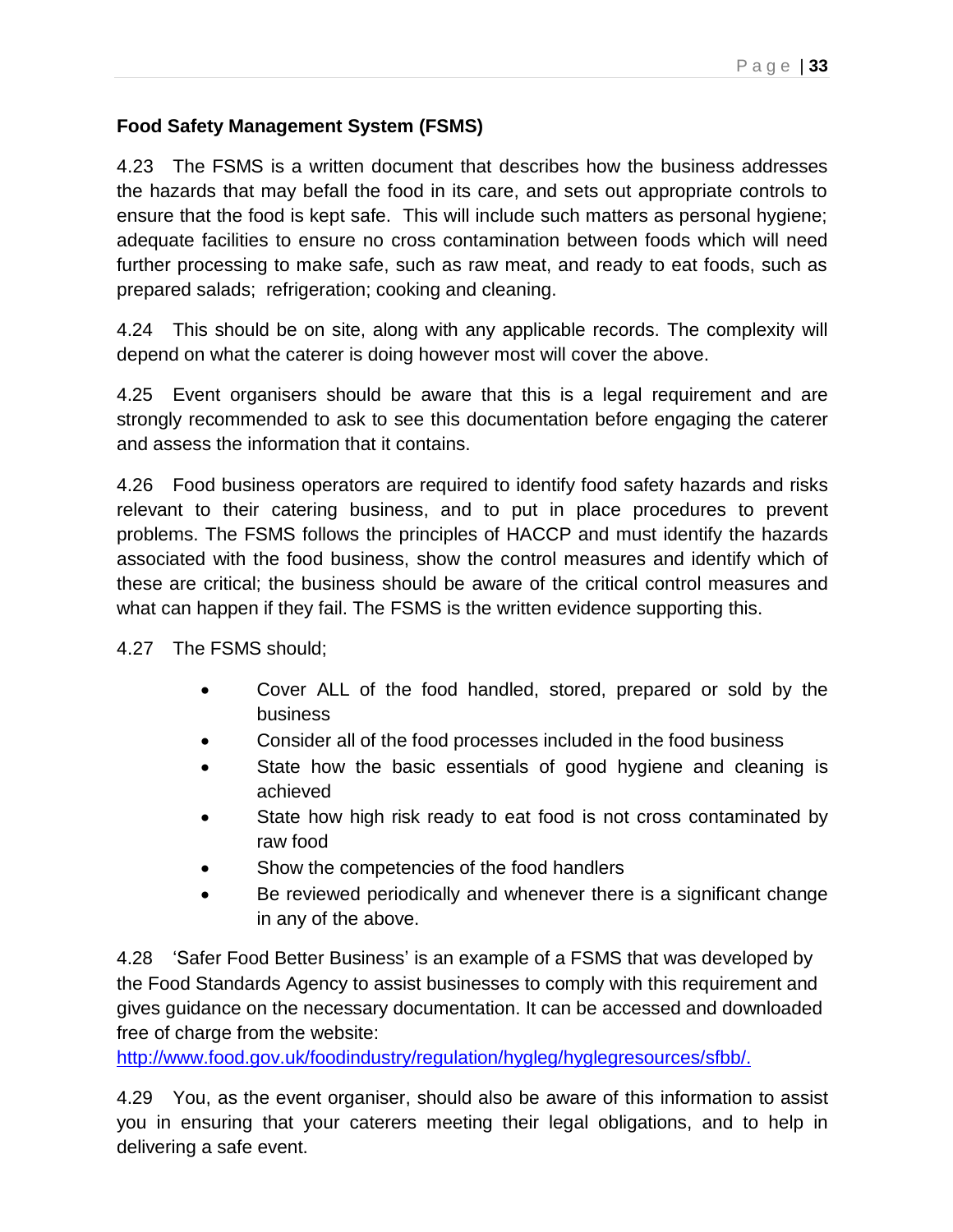**Food Safety Management System (FSMS)**

4.23 The FSMS is a written document that describes how the business addresses the hazards that may befall the food in its care, and sets out appropriate controls to ensure that the food is kept safe. This will include such matters as personal hygiene; adequate facilities to ensure no cross contamination between foods which will need further processing to make safe, such as raw meat, and ready to eat foods, such as prepared salads; refrigeration; cooking and cleaning.

4.24 This should be on site, along with any applicable records. The complexity will depend on what the caterer is doing however most will cover the above.

4.25 Event organisers should be aware that this is a legal requirement and are strongly recommended to ask to see this documentation before engaging the caterer and assess the information that it contains.

4.26 Food business operators are required to identify food safety hazards and risks relevant to their catering business, and to put in place procedures to prevent problems. The FSMS follows the principles of HACCP and must identify the hazards associated with the food business, show the control measures and identify which of these are critical; the business should be aware of the critical control measures and what can happen if they fail. The FSMS is the written evidence supporting this.

4.27 The FSMS should;

- Cover ALL of the food handled, stored, prepared or sold by the business
- Consider all of the food processes included in the food business
- State how the basic essentials of good hygiene and cleaning is achieved
- State how high risk ready to eat food is not cross contaminated by raw food
- Show the competencies of the food handlers
- Be reviewed periodically and whenever there is a significant change in any of the above.

4.28 'Safer Food Better Business' is an example of a FSMS that was developed by the Food Standards Agency to assist businesses to comply with this requirement and gives guidance on the necessary documentation. It can be accessed and downloaded free of charge from the website: [http://www.food.gov.uk/foodindustry/regulation/hygleg/hyglegresources/sfbb/.](http://www.food.gov.uk/foodindustry/regulation/hygleg/hyglegresources/sfbb/)

4.29 You, as the event organiser, should also be aware of this information to assist you in ensuring that your caterers meeting their legal obligations, and to help in delivering a safe event.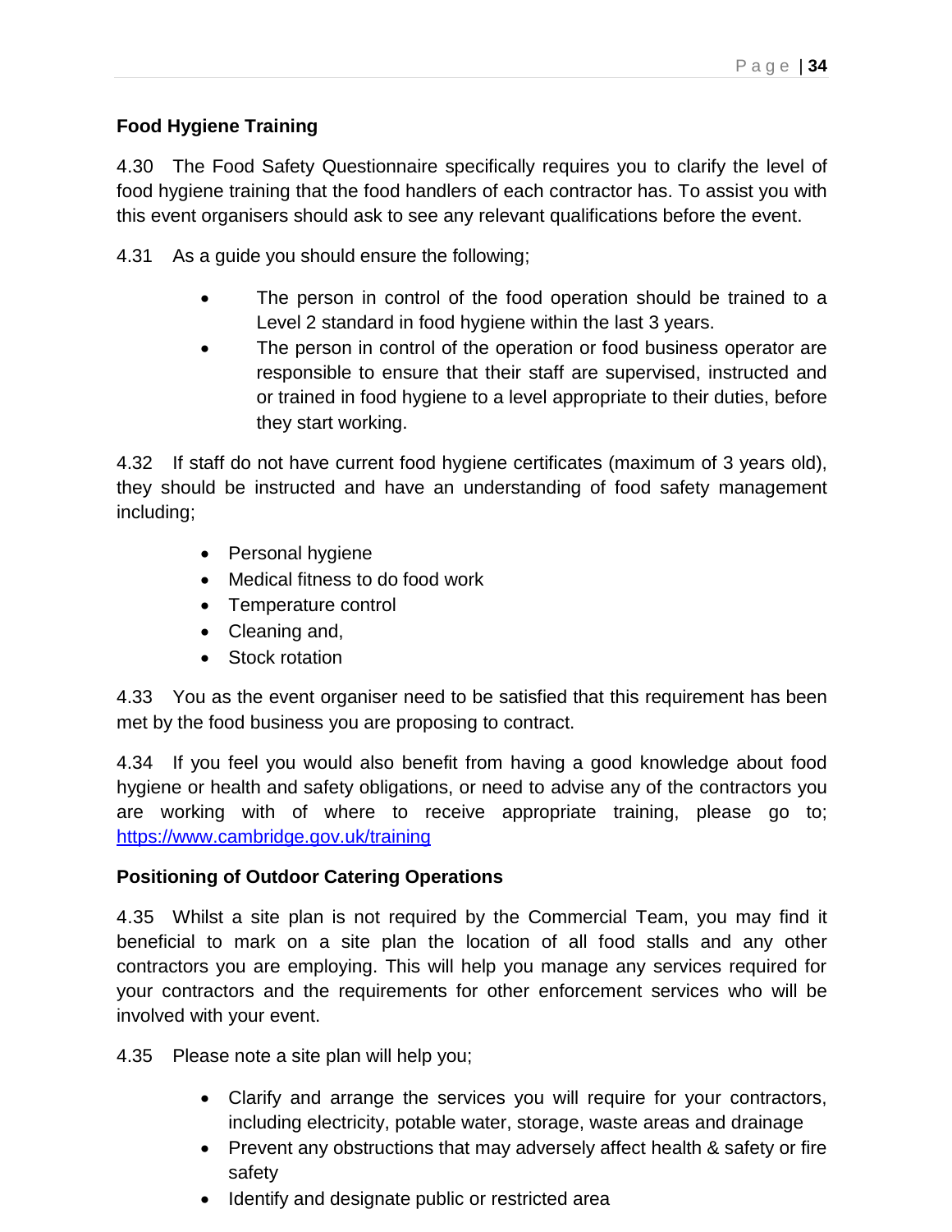**Food Hygiene Training**

4.30 The Food Safety Questionnaire specifically requires you to clarify the level of food hygiene training that the food handlers of each contractor has. To assist you with this event organisers should ask to see any relevant qualifications before the event.

4.31 As a guide you should ensure the following;

- The person in control of the food operation should be trained to a Level 2 standard in food hygiene within the last 3 years.
- The person in control of the operation or food business operator are responsible to ensure that their staff are supervised, instructed and or trained in food hygiene to a level appropriate to their duties, before they start working.

4.32 If staff do not have current food hygiene certificates (maximum of 3 years old), they should be instructed and have an understanding of food safety management including;

- Personal hygiene
- Medical fitness to do food work
- Temperature control
- Cleaning and,
- Stock rotation

4.33 You as the event organiser need to be satisfied that this requirement has been met by the food business you are proposing to contract.

4.34 If you feel you would also benefit from having a good knowledge about food hygiene or health and safety obligations, or need to advise any of the contractors you are working with of where to receive appropriate training, please go to; https://www.cambridge.gov.uk/training

**Positioning of Outdoor Catering Operations**

4.35 Whilst a site plan is not required by the Commercial Team, you may find it beneficial to mark on a site plan the location of all food stalls and any other contractors you are employing. This will help you manage any services required for your contractors and the requirements for other enforcement services who will be involved with your event.

4.35 Please note a site plan will help you;

- Clarify and arrange the services you will require for your contractors, including electricity, potable water, storage, waste areas and drainage
- Prevent any obstructions that may adversely affect health & safety or fire safety
- Identify and designate public or restricted area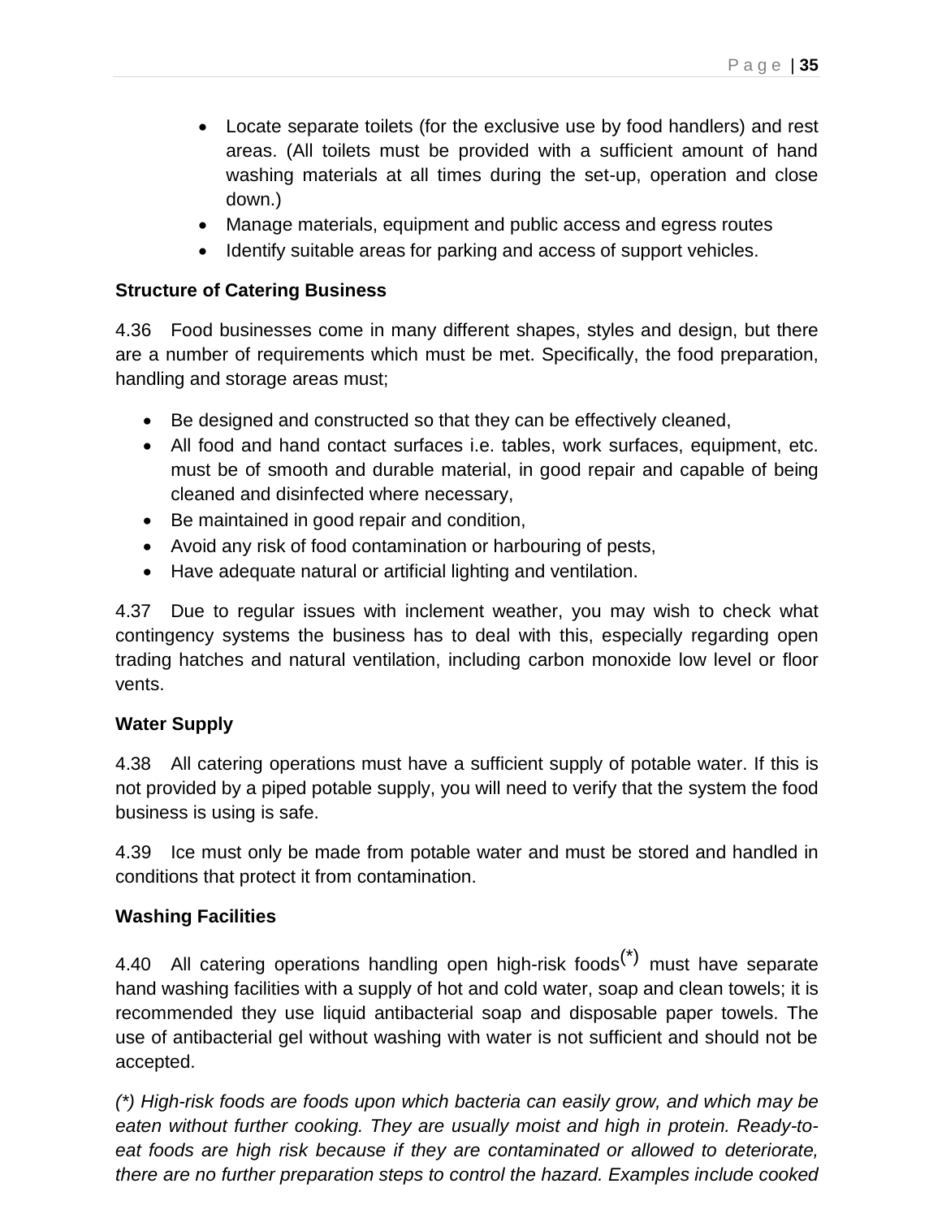- Locate separate toilets (for the exclusive use by food handlers) and rest areas. (All toilets must be provided with a sufficient amount of hand washing materials at all times during the set-up, operation and close down.)
- Manage materials, equipment and public access and egress routes
- Identify suitable areas for parking and access of support vehicles.

**Structure of Catering Business**

4.36 Food businesses come in many different shapes, styles and design, but there are a number of requirements which must be met. Specifically, the food preparation, handling and storage areas must;

- Be designed and constructed so that they can be effectively cleaned,
- All food and hand contact surfaces i.e. tables, work surfaces, equipment, etc. must be of smooth and durable material, in good repair and capable of being cleaned and disinfected where necessary,
- Be maintained in good repair and condition,
- Avoid any risk of food contamination or harbouring of pests,
- Have adequate natural or artificial lighting and ventilation.

4.37 Due to regular issues with inclement weather, you may wish to check what contingency systems the business has to deal with this, especially regarding open trading hatches and natural ventilation, including carbon monoxide low level or floor vents.

**Water Supply**

4.38 All catering operations must have a sufficient supply of potable water. If this is not provided by a piped potable supply, you will need to verify that the system the food business is using is safe.

4.39 Ice must only be made from potable water and must be stored and handled in conditions that protect it from contamination.

**Washing Facilities**

4.40 All catering operations handling open high-risk foods(*) must have separate hand washing facilities with a supply of hot and cold water, soap and clean towels; it is recommended they use liquid antibacterial soap and disposable paper towels. The use of antibacterial gel without washing with water is not sufficient and should not be accepted.

*(\*) High-risk foods are foods upon which bacteria can easily grow, and which may be eaten without further cooking. They are usually moist and high in protein. Ready-to-eat foods are high risk because if they are contaminated or allowed to deteriorate, there are no further preparation steps to control the hazard. Examples include cooked*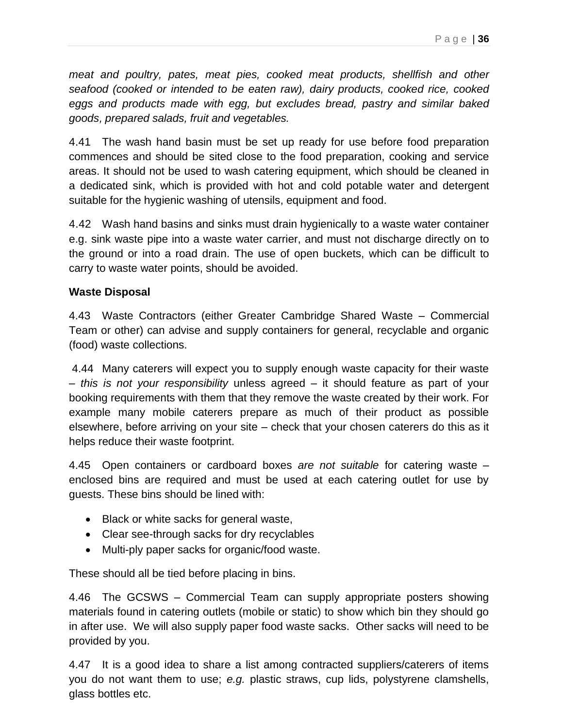*meat and poultry, pates, meat pies, cooked meat products, shellfish and other seafood (cooked or intended to be eaten raw), dairy products, cooked rice, cooked eggs and products made with egg, but excludes bread, pastry and similar baked goods, prepared salads, fruit and vegetables.*

4.41 The wash hand basin must be set up ready for use before food preparation commences and should be sited close to the food preparation, cooking and service areas. It should not be used to wash catering equipment, which should be cleaned in a dedicated sink, which is provided with hot and cold potable water and detergent suitable for the hygienic washing of utensils, equipment and food.

4.42 Wash hand basins and sinks must drain hygienically to a waste water container e.g. sink waste pipe into a waste water carrier, and must not discharge directly on to the ground or into a road drain. The use of open buckets, which can be difficult to carry to waste water points, should be avoided.

**Waste Disposal**

4.43 Waste Contractors (either Greater Cambridge Shared Waste – Commercial Team or other) can advise and supply containers for general, recyclable and organic (food) waste collections.

4.44 Many caterers will expect you to supply enough waste capacity for their waste – *this is not your responsibility* unless agreed – it should feature as part of your booking requirements with them that they remove the waste created by their work. For example many mobile caterers prepare as much of their product as possible elsewhere, before arriving on your site – check that your chosen caterers do this as it helps reduce their waste footprint.

4.45 Open containers or cardboard boxes *are not suitable* for catering waste – enclosed bins are required and must be used at each catering outlet for use by guests. These bins should be lined with:

- Black or white sacks for general waste,
- Clear see-through sacks for dry recyclables
- Multi-ply paper sacks for organic/food waste.

These should all be tied before placing in bins.

4.46 The GCSWS – Commercial Team can supply appropriate posters showing materials found in catering outlets (mobile or static) to show which bin they should go in after use. We will also supply paper food waste sacks. Other sacks will need to be provided by you.

4.47 It is a good idea to share a list among contracted suppliers/caterers of items you do not want them to use; *e.g.* plastic straws, cup lids, polystyrene clamshells, glass bottles etc.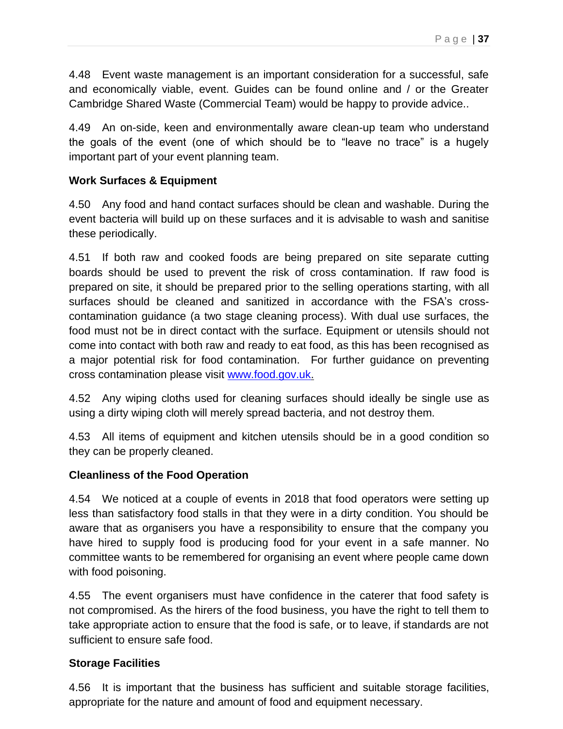4.48 Event waste management is an important consideration for a successful, safe and economically viable, event. Guides can be found online and / or the Greater Cambridge Shared Waste (Commercial Team) would be happy to provide advice..

4.49 An on-side, keen and environmentally aware clean-up team who understand the goals of the event (one of which should be to "leave no trace" is a hugely important part of your event planning team.

**Work Surfaces & Equipment**

4.50 Any food and hand contact surfaces should be clean and washable. During the event bacteria will build up on these surfaces and it is advisable to wash and sanitise these periodically.

4.51 If both raw and cooked foods are being prepared on site separate cutting boards should be used to prevent the risk of cross contamination. If raw food is prepared on site, it should be prepared prior to the selling operations starting, with all surfaces should be cleaned and sanitized in accordance with the FSA's cross-contamination guidance (a two stage cleaning process). With dual use surfaces, the food must not be in direct contact with the surface. Equipment or utensils should not come into contact with both raw and ready to eat food, as this has been recognised as a major potential risk for food contamination. For further guidance on preventing cross contamination please visit [www.food.gov.uk.](http://www.food.gov.uk)

4.52 Any wiping cloths used for cleaning surfaces should ideally be single use as using a dirty wiping cloth will merely spread bacteria, and not destroy them.

4.53 All items of equipment and kitchen utensils should be in a good condition so they can be properly cleaned.

**Cleanliness of the Food Operation**

4.54 We noticed at a couple of events in 2018 that food operators were setting up less than satisfactory food stalls in that they were in a dirty condition. You should be aware that as organisers you have a responsibility to ensure that the company you have hired to supply food is producing food for your event in a safe manner. No committee wants to be remembered for organising an event where people came down with food poisoning.

4.55 The event organisers must have confidence in the caterer that food safety is not compromised. As the hirers of the food business, you have the right to tell them to take appropriate action to ensure that the food is safe, or to leave, if standards are not sufficient to ensure safe food.

**Storage Facilities**

4.56 It is important that the business has sufficient and suitable storage facilities, appropriate for the nature and amount of food and equipment necessary.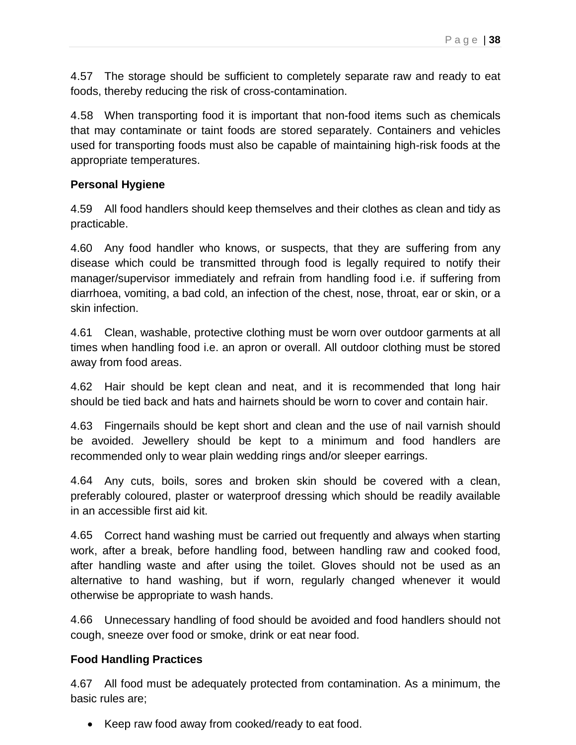4.57 The storage should be sufficient to completely separate raw and ready to eat foods, thereby reducing the risk of cross-contamination.

4.58 When transporting food it is important that non-food items such as chemicals that may contaminate or taint foods are stored separately. Containers and vehicles used for transporting foods must also be capable of maintaining high-risk foods at the appropriate temperatures.

**Personal Hygiene**

4.59 All food handlers should keep themselves and their clothes as clean and tidy as practicable.

4.60 Any food handler who knows, or suspects, that they are suffering from any disease which could be transmitted through food is legally required to notify their manager/supervisor immediately and refrain from handling food i.e. if suffering from diarrhoea, vomiting, a bad cold, an infection of the chest, nose, throat, ear or skin, or a skin infection.

4.61 Clean, washable, protective clothing must be worn over outdoor garments at all times when handling food i.e. an apron or overall. All outdoor clothing must be stored away from food areas.

4.62 Hair should be kept clean and neat, and it is recommended that long hair should be tied back and hats and hairnets should be worn to cover and contain hair.

4.63 Fingernails should be kept short and clean and the use of nail varnish should be avoided. Jewellery should be kept to a minimum and food handlers are recommended only to wear plain wedding rings and/or sleeper earrings.

4.64 Any cuts, boils, sores and broken skin should be covered with a clean, preferably coloured, plaster or waterproof dressing which should be readily available in an accessible first aid kit.

4.65 Correct hand washing must be carried out frequently and always when starting work, after a break, before handling food, between handling raw and cooked food, after handling waste and after using the toilet. Gloves should not be used as an alternative to hand washing, but if worn, regularly changed whenever it would otherwise be appropriate to wash hands.

4.66 Unnecessary handling of food should be avoided and food handlers should not cough, sneeze over food or smoke, drink or eat near food.

**Food Handling Practices**

4.67 All food must be adequately protected from contamination. As a minimum, the basic rules are;

- Keep raw food away from cooked/ready to eat food.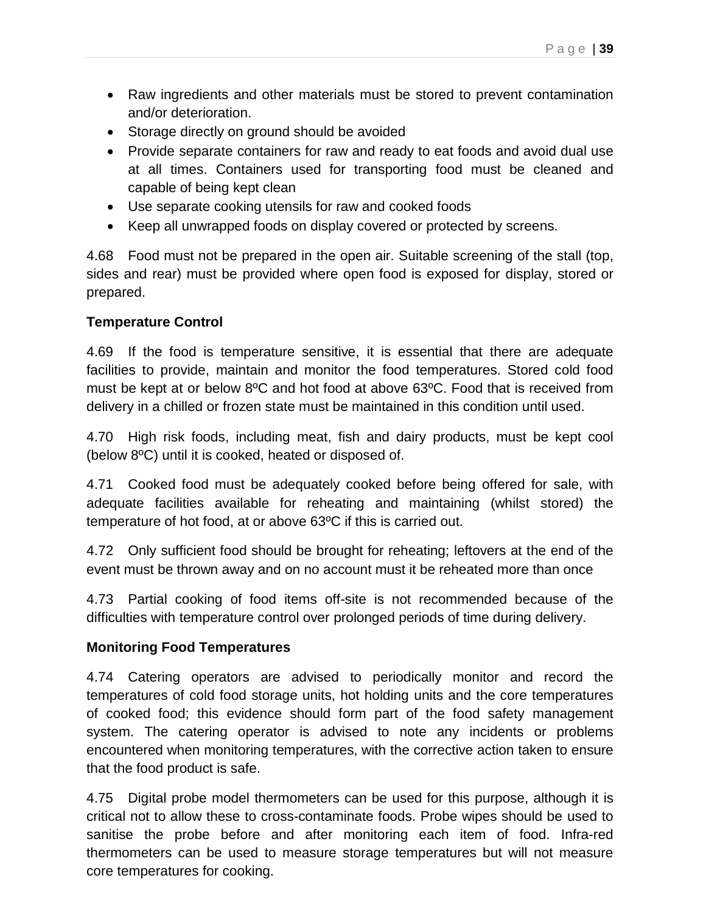- Raw ingredients and other materials must be stored to prevent contamination and/or deterioration.
- Storage directly on ground should be avoided
- Provide separate containers for raw and ready to eat foods and avoid dual use at all times. Containers used for transporting food must be cleaned and capable of being kept clean
- Use separate cooking utensils for raw and cooked foods
- Keep all unwrapped foods on display covered or protected by screens.

4.68 Food must not be prepared in the open air. Suitable screening of the stall (top, sides and rear) must be provided where open food is exposed for display, stored or prepared.

**Temperature Control**

4.69 If the food is temperature sensitive, it is essential that there are adequate facilities to provide, maintain and monitor the food temperatures. Stored cold food must be kept at or below 8ºC and hot food at above 63ºC. Food that is received from delivery in a chilled or frozen state must be maintained in this condition until used.

4.70 High risk foods, including meat, fish and dairy products, must be kept cool (below 8ºC) until it is cooked, heated or disposed of.

4.71 Cooked food must be adequately cooked before being offered for sale, with adequate facilities available for reheating and maintaining (whilst stored) the temperature of hot food, at or above 63ºC if this is carried out.

4.72 Only sufficient food should be brought for reheating; leftovers at the end of the event must be thrown away and on no account must it be reheated more than once

4.73 Partial cooking of food items off-site is not recommended because of the difficulties with temperature control over prolonged periods of time during delivery.

**Monitoring Food Temperatures**

4.74 Catering operators are advised to periodically monitor and record the temperatures of cold food storage units, hot holding units and the core temperatures of cooked food; this evidence should form part of the food safety management system. The catering operator is advised to note any incidents or problems encountered when monitoring temperatures, with the corrective action taken to ensure that the food product is safe.

4.75 Digital probe model thermometers can be used for this purpose, although it is critical not to allow these to cross-contaminate foods. Probe wipes should be used to sanitise the probe before and after monitoring each item of food. Infra-red thermometers can be used to measure storage temperatures but will not measure core temperatures for cooking.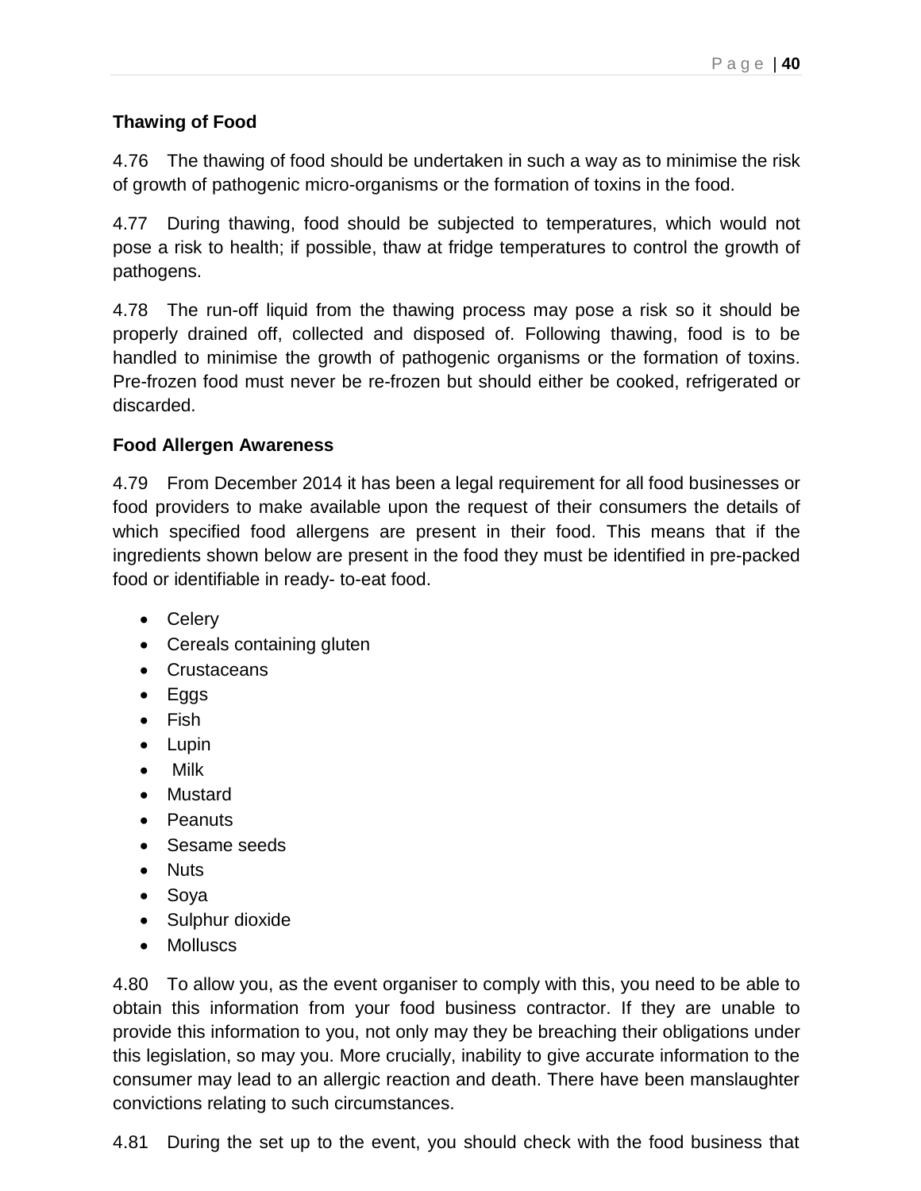**Thawing of Food**

4.76 The thawing of food should be undertaken in such a way as to minimise the risk of growth of pathogenic micro-organisms or the formation of toxins in the food.

4.77 During thawing, food should be subjected to temperatures, which would not pose a risk to health; if possible, thaw at fridge temperatures to control the growth of pathogens.

4.78 The run-off liquid from the thawing process may pose a risk so it should be properly drained off, collected and disposed of. Following thawing, food is to be handled to minimise the growth of pathogenic organisms or the formation of toxins. Pre-frozen food must never be re-frozen but should either be cooked, refrigerated or discarded.

**Food Allergen Awareness**

4.79 From December 2014 it has been a legal requirement for all food businesses or food providers to make available upon the request of their consumers the details of which specified food allergens are present in their food. This means that if the ingredients shown below are present in the food they must be identified in pre-packed food or identifiable in ready- to-eat food.

- Celery
- Cereals containing gluten
- Crustaceans
- Eggs
- Fish
- Lupin
- Milk
- Mustard
- Peanuts
- Sesame seeds
- Nuts
- Soya
- Sulphur dioxide
- Molluscs

4.80 To allow you, as the event organiser to comply with this, you need to be able to obtain this information from your food business contractor. If they are unable to provide this information to you, not only may they be breaching their obligations under this legislation, so may you. More crucially, inability to give accurate information to the consumer may lead to an allergic reaction and death. There have been manslaughter convictions relating to such circumstances.

4.81 During the set up to the event, you should check with the food business that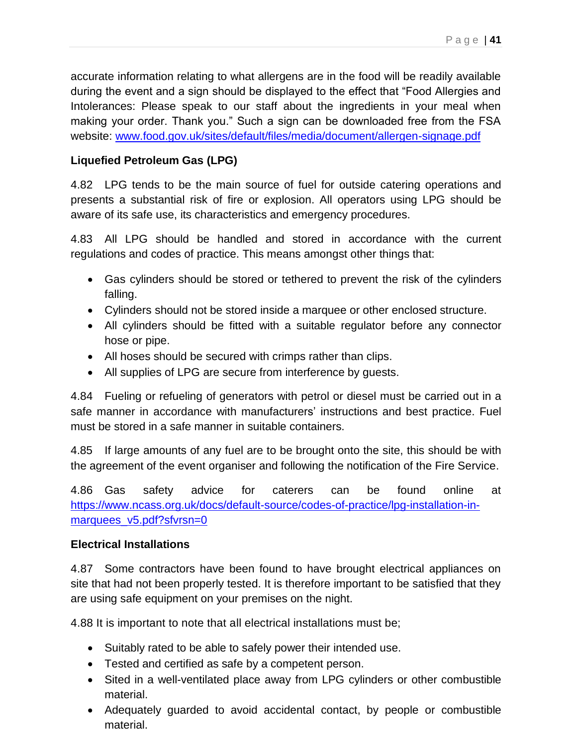accurate information relating to what allergens are in the food will be readily available during the event and a sign should be displayed to the effect that "Food Allergies and Intolerances: Please speak to our staff about the ingredients in your meal when making your order. Thank you." Such a sign can be downloaded free from the FSA website: [www.food.gov.uk/sites/default/files/media/document/allergen-signage.pdf](http://www.food.gov.uk/sites/default/files/media/document/allergen-signage.pdf)

**Liquefied Petroleum Gas (LPG)**

4.82 LPG tends to be the main source of fuel for outside catering operations and presents a substantial risk of fire or explosion. All operators using LPG should be aware of its safe use, its characteristics and emergency procedures.

4.83 All LPG should be handled and stored in accordance with the current regulations and codes of practice. This means amongst other things that:

- Gas cylinders should be stored or tethered to prevent the risk of the cylinders falling.
- Cylinders should not be stored inside a marquee or other enclosed structure.
- All cylinders should be fitted with a suitable regulator before any connector hose or pipe.
- All hoses should be secured with crimps rather than clips.
- All supplies of LPG are secure from interference by guests.

4.84 Fueling or refueling of generators with petrol or diesel must be carried out in a safe manner in accordance with manufacturers' instructions and best practice. Fuel must be stored in a safe manner in suitable containers.

4.85 If large amounts of any fuel are to be brought onto the site, this should be with the agreement of the event organiser and following the notification of the Fire Service.

4.86 Gas safety advice for caterers can be found online at [https://www.ncass.org.uk/docs/default-source/codes-of-practice/lpg-installation-in-marquees_v5.pdf?sfvrsn=0](https://www.ncass.org.uk/docs/default-source/codes-of-practice/lpg-installation-in-marquees_v5.pdf?sfvrsn=0)

**Electrical Installations**

4.87 Some contractors have been found to have brought electrical appliances on site that had not been properly tested. It is therefore important to be satisfied that they are using safe equipment on your premises on the night.

4.88 It is important to note that all electrical installations must be;

- Suitably rated to be able to safely power their intended use.
- Tested and certified as safe by a competent person.
- Sited in a well-ventilated place away from LPG cylinders or other combustible material.
- Adequately guarded to avoid accidental contact, by people or combustible material.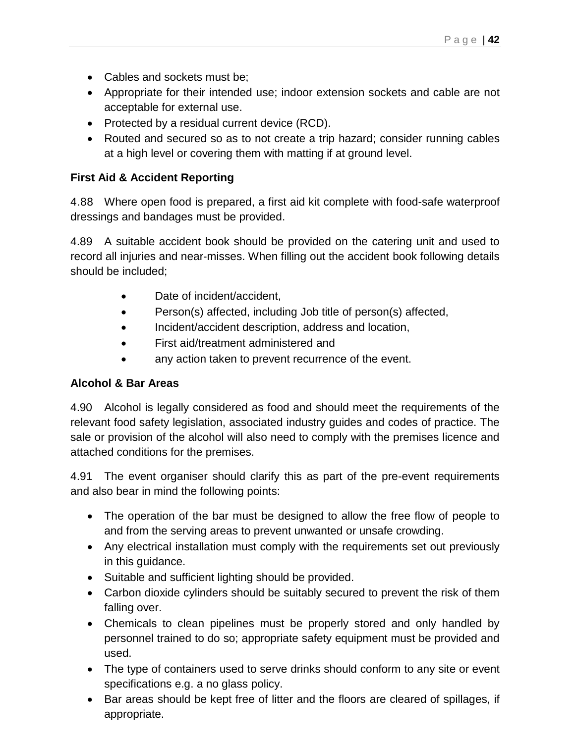- Cables and sockets must be;
- Appropriate for their intended use; indoor extension sockets and cable are not acceptable for external use.
- Protected by a residual current device (RCD).
- Routed and secured so as to not create a trip hazard; consider running cables at a high level or covering them with matting if at ground level.

**First Aid & Accident Reporting**

4.88 Where open food is prepared, a first aid kit complete with food-safe waterproof dressings and bandages must be provided.

4.89 A suitable accident book should be provided on the catering unit and used to record all injuries and near-misses. When filling out the accident book following details should be included;

- Date of incident/accident,
- Person(s) affected, including Job title of person(s) affected,
- Incident/accident description, address and location,
- First aid/treatment administered and
- any action taken to prevent recurrence of the event.

**Alcohol & Bar Areas**

4.90 Alcohol is legally considered as food and should meet the requirements of the relevant food safety legislation, associated industry guides and codes of practice. The sale or provision of the alcohol will also need to comply with the premises licence and attached conditions for the premises.

4.91 The event organiser should clarify this as part of the pre-event requirements and also bear in mind the following points:

- The operation of the bar must be designed to allow the free flow of people to and from the serving areas to prevent unwanted or unsafe crowding.
- Any electrical installation must comply with the requirements set out previously in this guidance.
- Suitable and sufficient lighting should be provided.
- Carbon dioxide cylinders should be suitably secured to prevent the risk of them falling over.
- Chemicals to clean pipelines must be properly stored and only handled by personnel trained to do so; appropriate safety equipment must be provided and used.
- The type of containers used to serve drinks should conform to any site or event specifications e.g. a no glass policy.
- Bar areas should be kept free of litter and the floors are cleared of spillages, if appropriate.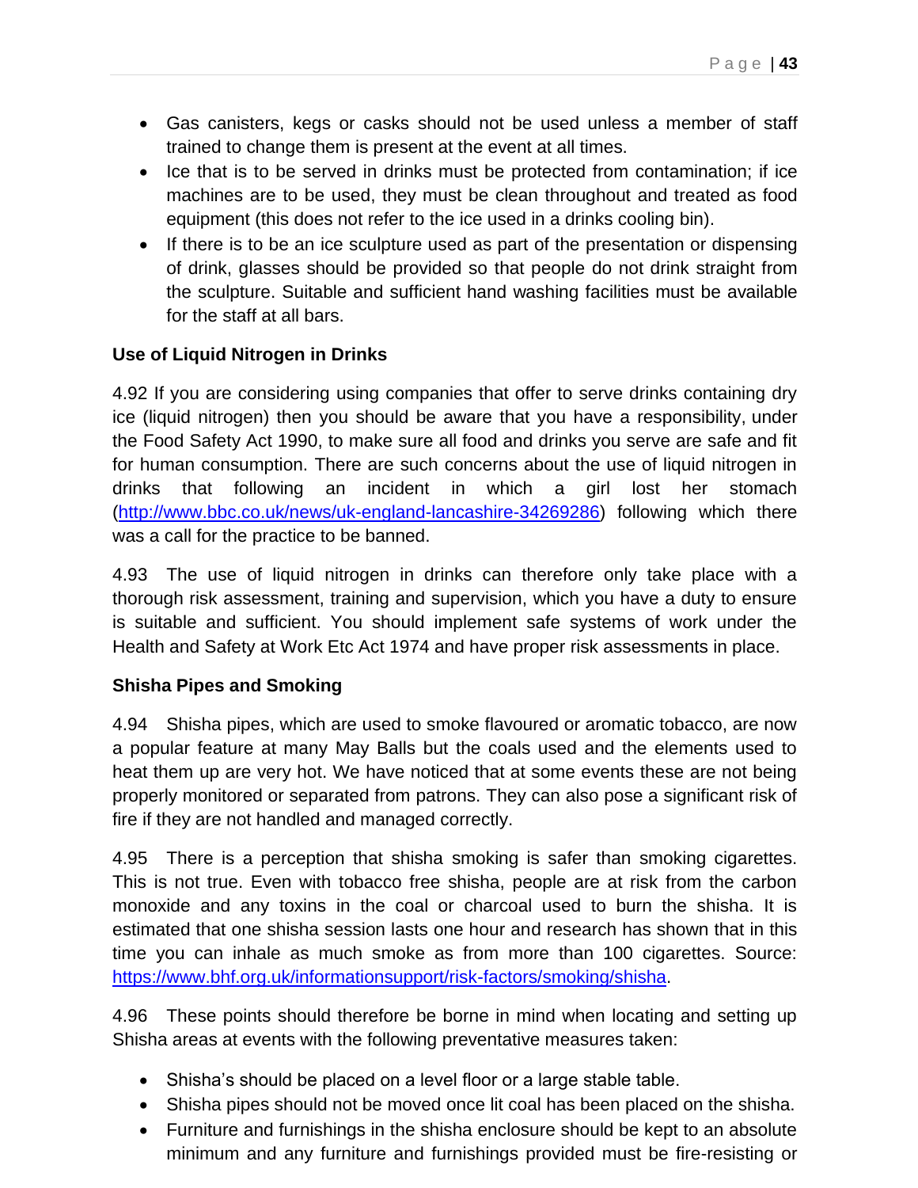- Gas canisters, kegs or casks should not be used unless a member of staff trained to change them is present at the event at all times.
- Ice that is to be served in drinks must be protected from contamination; if ice machines are to be used, they must be clean throughout and treated as food equipment (this does not refer to the ice used in a drinks cooling bin).
- If there is to be an ice sculpture used as part of the presentation or dispensing of drink, glasses should be provided so that people do not drink straight from the sculpture. Suitable and sufficient hand washing facilities must be available for the staff at all bars.

**Use of Liquid Nitrogen in Drinks**

4.92 If you are considering using companies that offer to serve drinks containing dry ice (liquid nitrogen) then you should be aware that you have a responsibility, under the Food Safety Act 1990, to make sure all food and drinks you serve are safe and fit for human consumption. There are such concerns about the use of liquid nitrogen in drinks that following an incident in which a girl lost her stomach (http://www.bbc.co.uk/news/uk-england-lancashire-34269286) following which there was a call for the practice to be banned.

4.93 The use of liquid nitrogen in drinks can therefore only take place with a thorough risk assessment, training and supervision, which you have a duty to ensure is suitable and sufficient. You should implement safe systems of work under the Health and Safety at Work Etc Act 1974 and have proper risk assessments in place.

**Shisha Pipes and Smoking**

4.94 Shisha pipes, which are used to smoke flavoured or aromatic tobacco, are now a popular feature at many May Balls but the coals used and the elements used to heat them up are very hot. We have noticed that at some events these are not being properly monitored or separated from patrons. They can also pose a significant risk of fire if they are not handled and managed correctly.

4.95 There is a perception that shisha smoking is safer than smoking cigarettes. This is not true. Even with tobacco free shisha, people are at risk from the carbon monoxide and any toxins in the coal or charcoal used to burn the shisha. It is estimated that one shisha session lasts one hour and research has shown that in this time you can inhale as much smoke as from more than 100 cigarettes. Source: https://www.bhf.org.uk/informationsupport/risk-factors/smoking/shisha.

4.96 These points should therefore be borne in mind when locating and setting up Shisha areas at events with the following preventative measures taken:

- Shisha's should be placed on a level floor or a large stable table.
- Shisha pipes should not be moved once lit coal has been placed on the shisha.
- Furniture and furnishings in the shisha enclosure should be kept to an absolute minimum and any furniture and furnishings provided must be fire-resisting or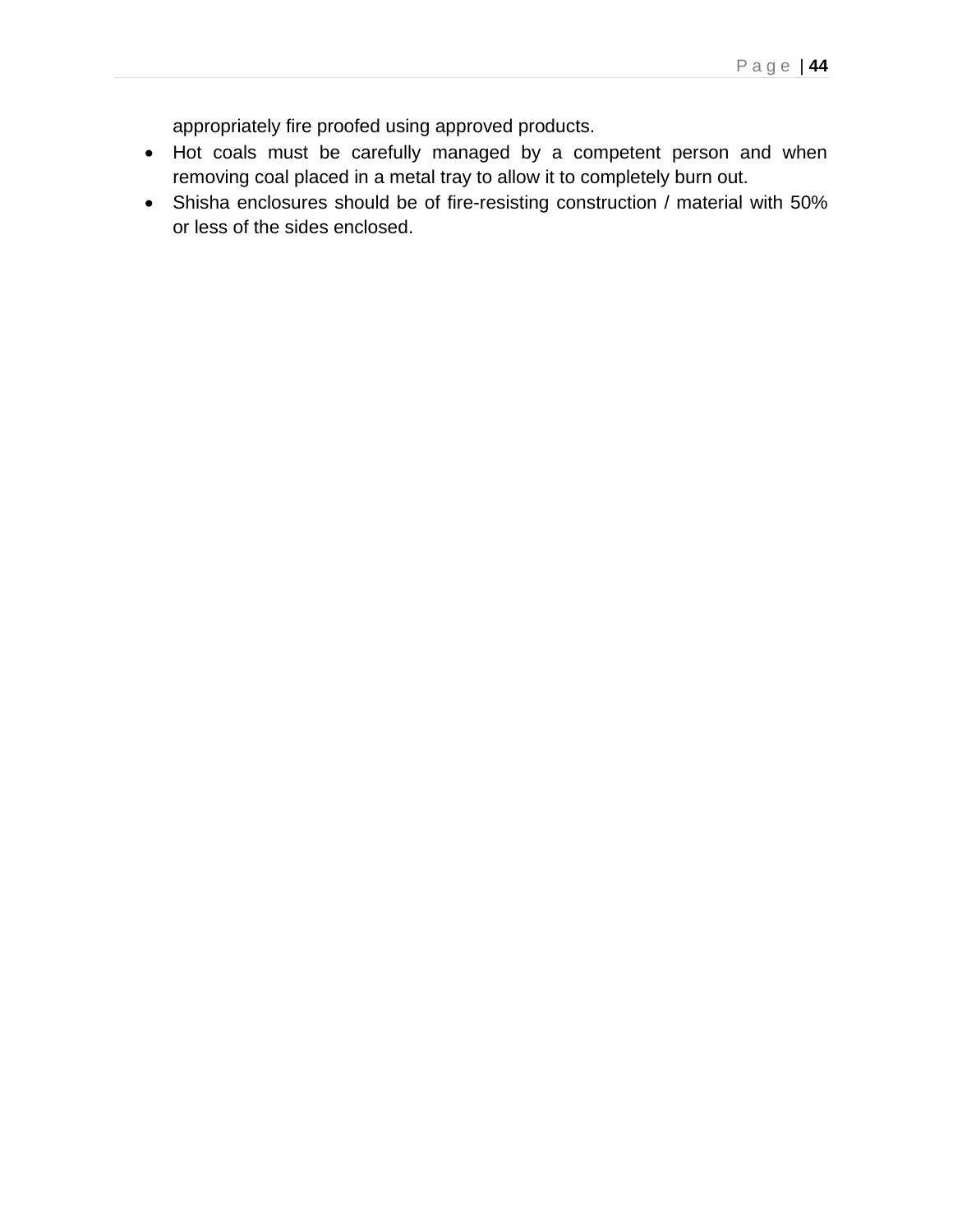appropriately fire proofed using approved products.

- Hot coals must be carefully managed by a competent person and when removing coal placed in a metal tray to allow it to completely burn out.
- Shisha enclosures should be of fire-resisting construction / material with 50% or less of the sides enclosed.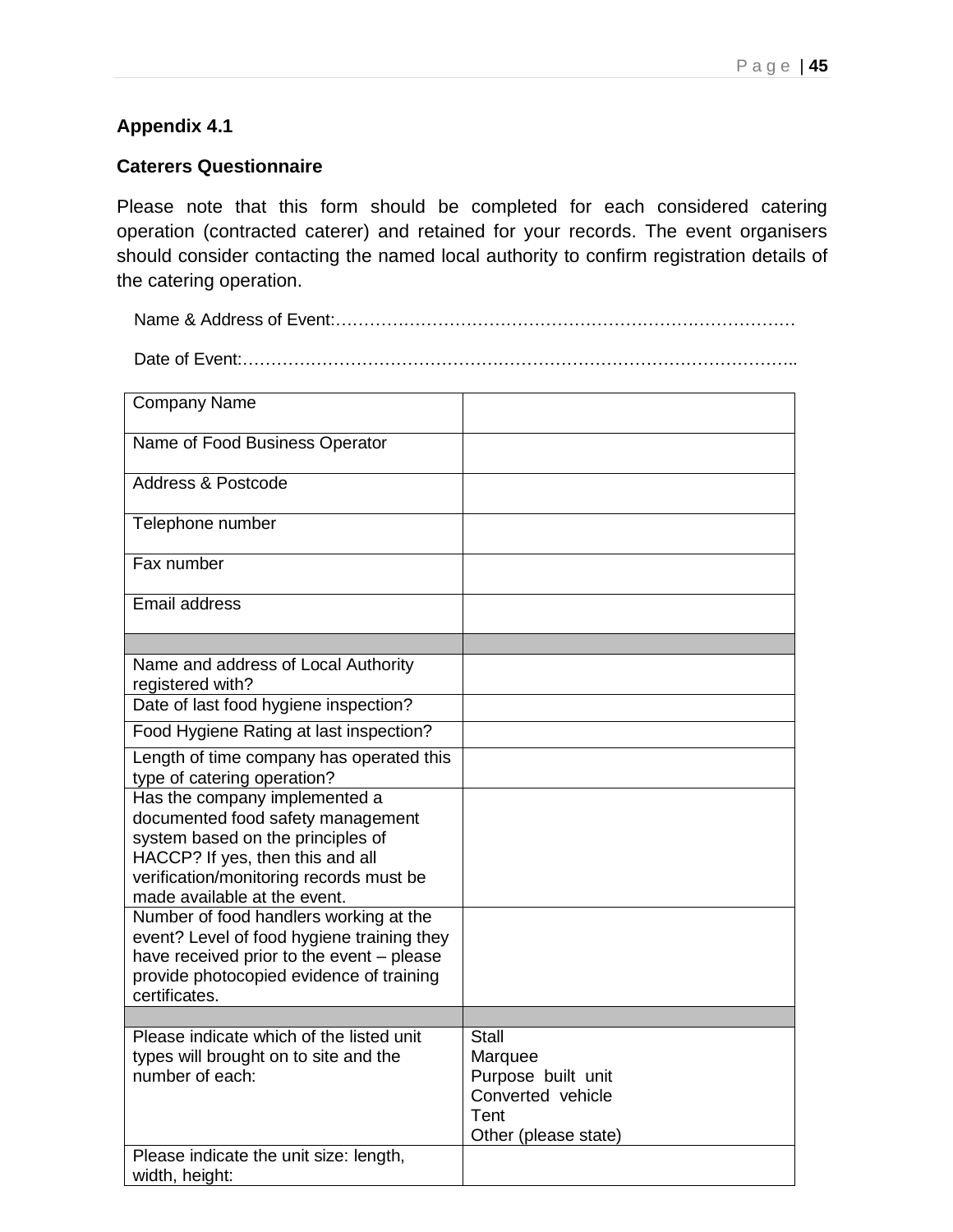**Appendix 4.1**

**Caterers Questionnaire**

Please note that this form should be completed for each considered catering operation (contracted caterer) and retained for your records. The event organisers should consider contacting the named local authority to confirm registration details of the catering operation.

Name & Address of Event:…………………………………………………………………………

Date of Event:……………………………………………………………………………………..

| | |
|---|---|
| Company Name | |
| Name of Food Business Operator | |
| Address & Postcode | |
| Telephone number | |
| Fax number | |
| Email address | |
| | |
| Name and address of Local Authority registered with? | |
| Date of last food hygiene inspection? | |
| Food Hygiene Rating at last inspection? | |
| Length of time company has operated this type of catering operation? | |
| Has the company implemented a documented food safety management system based on the principles of HACCP? If yes, then this and all verification/monitoring records must be made available at the event. | |
| Number of food handlers working at the event? Level of food hygiene training they have received prior to the event – please provide photocopied evidence of training certificates. | |
| | |
| Please indicate which of the listed unit types will brought on to site and the number of each: | Stall<br>Marquee<br>Purpose built unit<br>Converted vehicle<br>Tent<br>Other (please state) |
| Please indicate the unit size: length, width, height: | |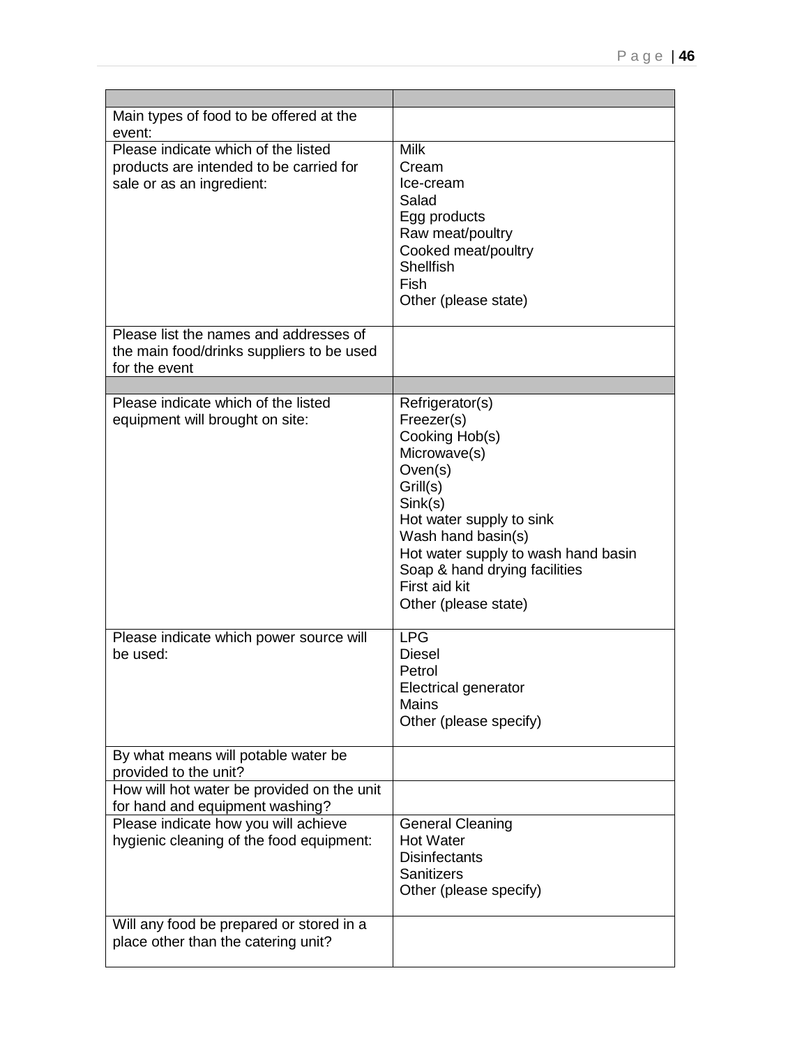| | |
|---|---|
| Main types of food to be offered at the event: | |
| Please indicate which of the listed products are intended to be carried for sale or as an ingredient: | Milk<br>Cream<br>Ice-cream<br>Salad<br>Egg products<br>Raw meat/poultry<br>Cooked meat/poultry<br>Shellfish<br>Fish<br>Other (please state) |
| Please list the names and addresses of the main food/drinks suppliers to be used for the event | |
| | |
| Please indicate which of the listed equipment will brought on site: | Refrigerator(s)<br>Freezer(s)<br>Cooking Hob(s)<br>Microwave(s)<br>Oven(s)<br>Grill(s)<br>Sink(s)<br>Hot water supply to sink<br>Wash hand basin(s)<br>Hot water supply to wash hand basin<br>Soap & hand drying facilities<br>First aid kit<br>Other (please state) |
| Please indicate which power source will be used: | LPG<br>Diesel<br>Petrol<br>Electrical generator<br>Mains<br>Other (please specify) |
| By what means will potable water be provided to the unit? | |
| How will hot water be provided on the unit for hand and equipment washing? | |
| Please indicate how you will achieve hygienic cleaning of the food equipment: | General Cleaning<br>Hot Water<br>Disinfectants<br>Sanitizers<br>Other (please specify) |
| Will any food be prepared or stored in a place other than the catering unit? | |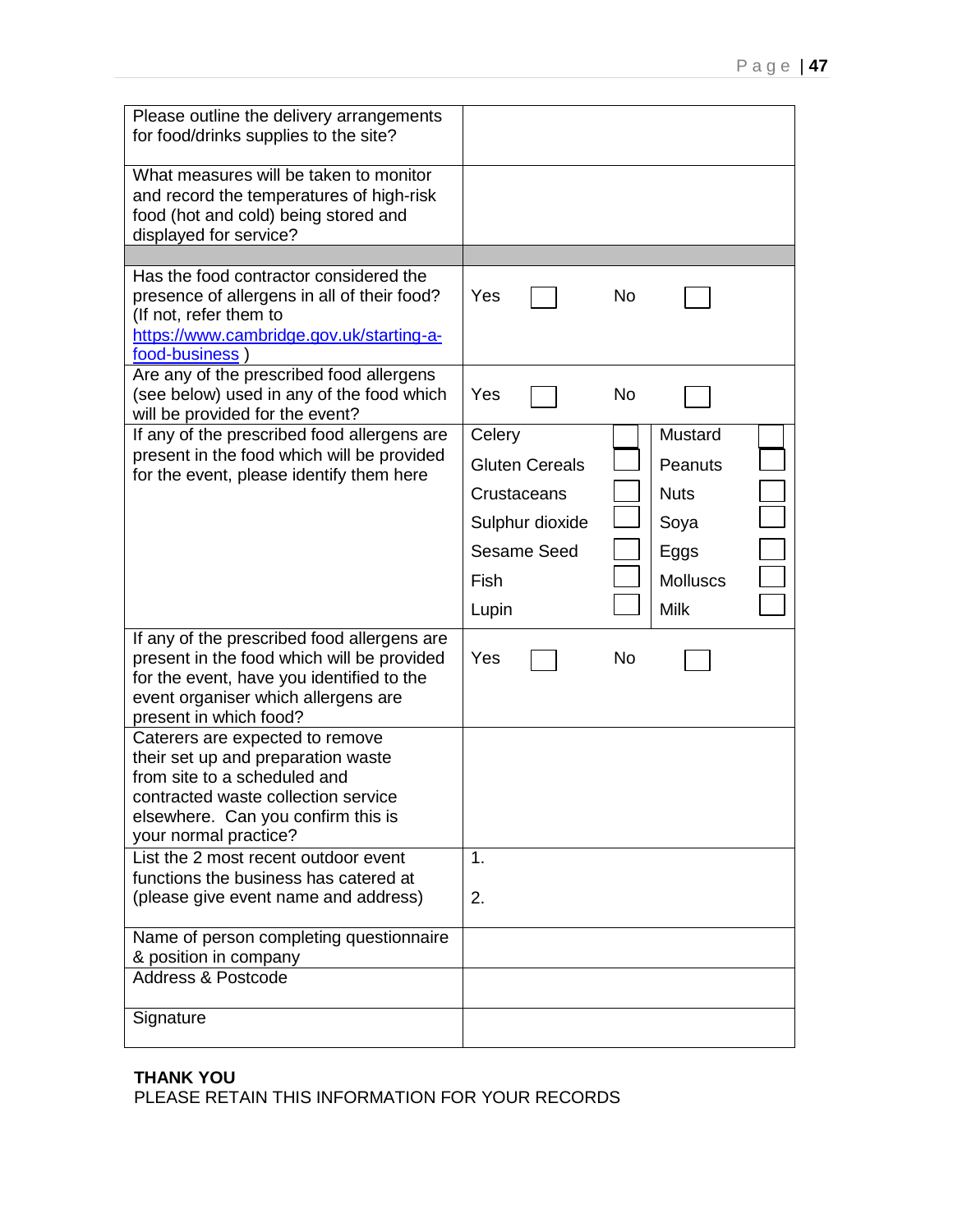| | |
|---|---|
| Please outline the delivery arrangements for food/drinks supplies to the site? | |
| What measures will be taken to monitor and record the temperatures of high-risk food (hot and cold) being stored and displayed for service? | |
| | |
| Has the food contractor considered the presence of allergens in all of their food? (If not, refer them to https://www.cambridge.gov.uk/starting-a-food-business ) | Yes ☐ No ☐ |
| Are any of the prescribed food allergens (see below) used in any of the food which will be provided for the event? | Yes ☐ No ☐ |
| If any of the prescribed food allergens are present in the food which will be provided for the event, please identify them here | Celery ☐ Mustard ☐<br>Gluten Cereals ☐ Peanuts ☐<br>Crustaceans ☐ Nuts ☐<br>Sulphur dioxide ☐ Soya ☐<br>Sesame Seed ☐ Eggs ☐<br>Fish ☐ Molluscs ☐<br>Lupin ☐ Milk ☐ |
| If any of the prescribed food allergens are present in the food which will be provided for the event, have you identified to the event organiser which allergens are present in which food? | Yes ☐ No ☐ |
| Caterers are expected to remove their set up and preparation waste from site to a scheduled and contracted waste collection service elsewhere. Can you confirm this is your normal practice? | |
| List the 2 most recent outdoor event functions the business has catered at (please give event name and address) | 1.<br><br>2. |
| Name of person completing questionnaire & position in company | |
| Address & Postcode | |
| Signature | |

**THANK YOU**
PLEASE RETAIN THIS INFORMATION FOR YOUR RECORDS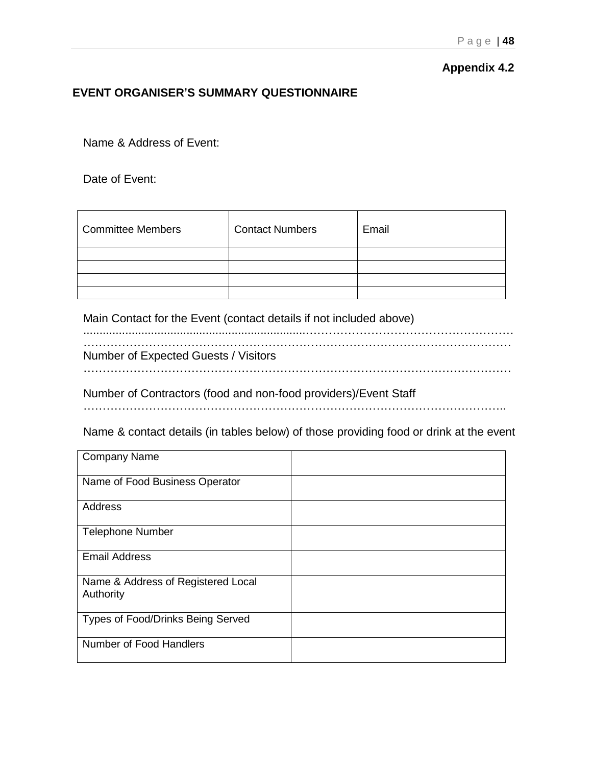**Appendix 4.2**

## EVENT ORGANISER'S SUMMARY QUESTIONNAIRE

Name & Address of Event:

Date of Event:

| Committee Members | Contact Numbers | Email |
|---|---|---|
| | | |
| | | |
| | | |
| | | |

Main Contact for the Event (contact details if not included above)
.....................................................................................................................................................
.....................................................................................................................................................

Number of Expected Guests / Visitors
.....................................................................................................................................................

Number of Contractors (food and non-food providers)/Event Staff
.....................................................................................................................................................

Name & contact details (in tables below) of those providing food or drink at the event

| | |
|---|---|
| Company Name | |
| Name of Food Business Operator | |
| Address | |
| Telephone Number | |
| Email Address | |
| Name & Address of Registered Local Authority | |
| Types of Food/Drinks Being Served | |
| Number of Food Handlers | |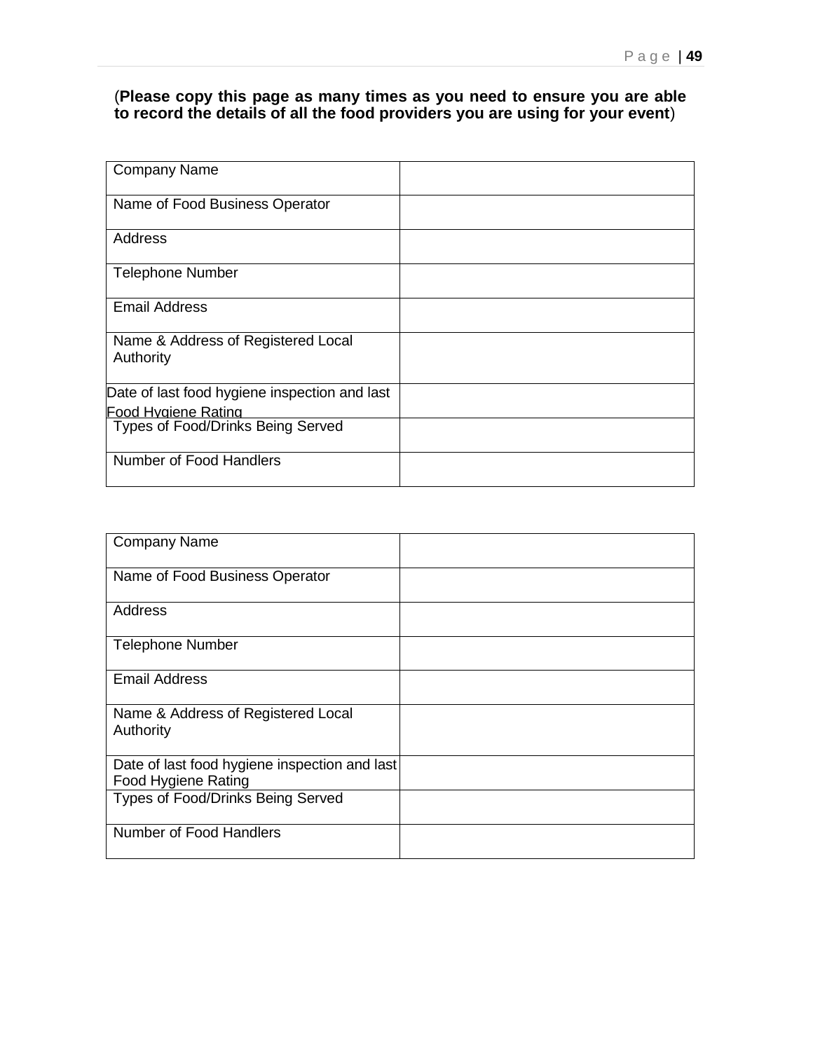(**Please copy this page as many times as you need to ensure you are able to record the details of all the food providers you are using for your event**)

| Company Name | |
|---|---|
| Name of Food Business Operator | |
| Address | |
| Telephone Number | |
| Email Address | |
| Name & Address of Registered Local Authority | |
| Date of last food hygiene inspection and last Food Hygiene Rating | |
| Types of Food/Drinks Being Served | |
| Number of Food Handlers | |

| Company Name | |
|---|---|
| Name of Food Business Operator | |
| Address | |
| Telephone Number | |
| Email Address | |
| Name & Address of Registered Local Authority | |
| Date of last food hygiene inspection and last Food Hygiene Rating | |
| Types of Food/Drinks Being Served | |
| Number of Food Handlers | |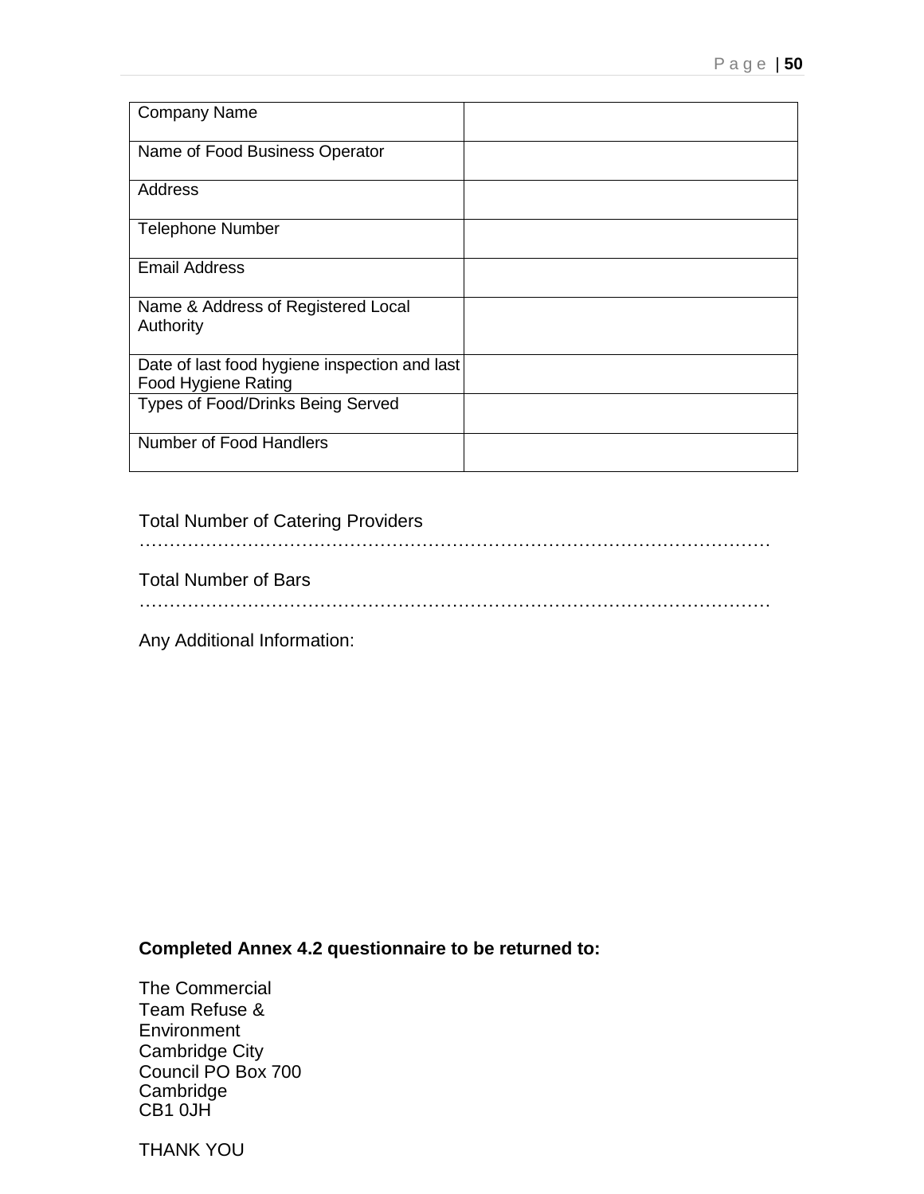| Company Name | |
|---|---|
| Name of Food Business Operator | |
| Address | |
| Telephone Number | |
| Email Address | |
| Name & Address of Registered Local Authority | |
| Date of last food hygiene inspection and last Food Hygiene Rating | |
| Types of Food/Drinks Being Served | |
| Number of Food Handlers | |

Total Number of Catering Providers
………………………………………………………………………………………………

Total Number of Bars
………………………………………………………………………………………………

Any Additional Information:

**Completed Annex 4.2 questionnaire to be returned to:**

The Commercial
Team Refuse &
Environment
Cambridge City
Council PO Box 700
Cambridge
CB1 0JH

THANK YOU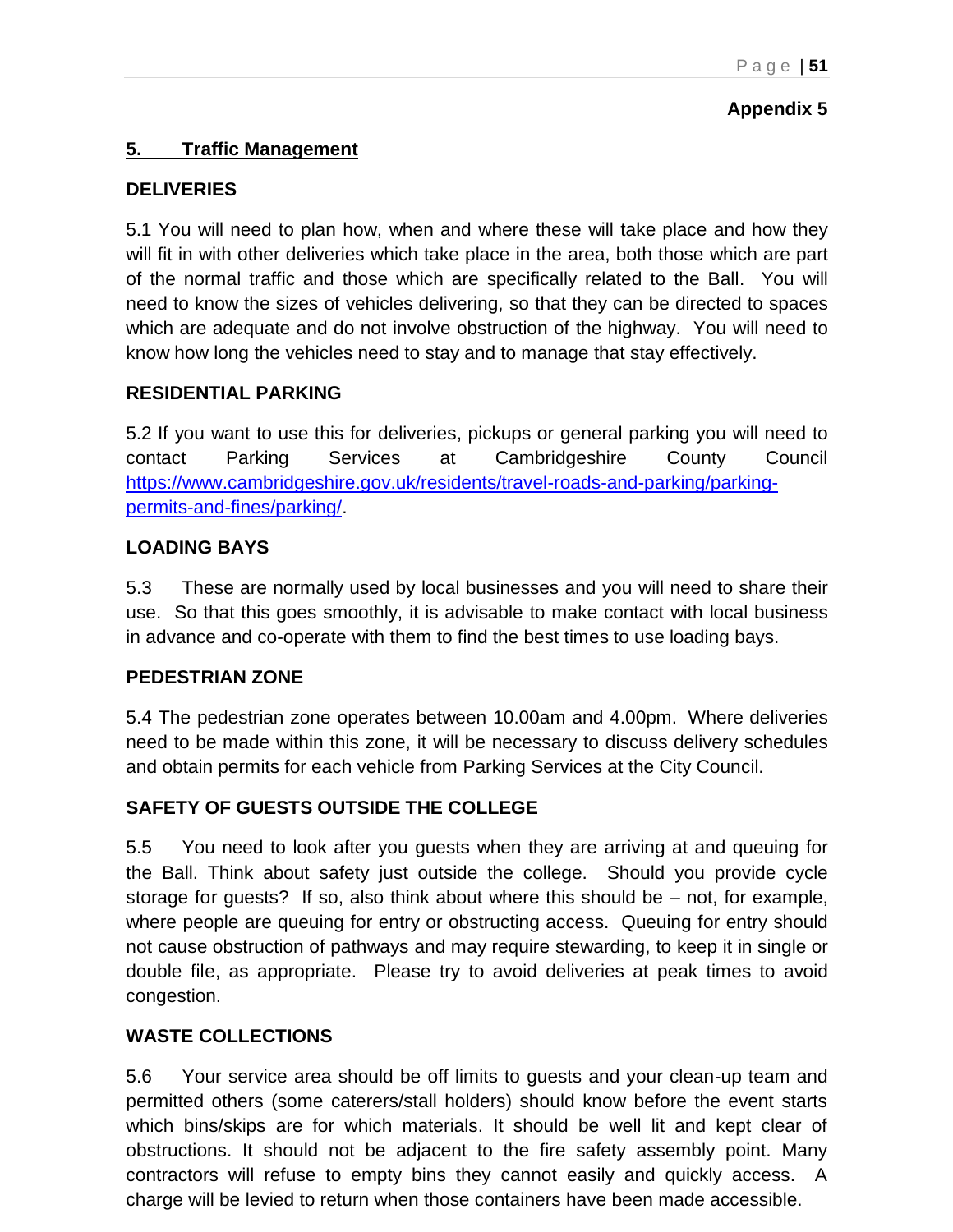**Appendix 5**

## 5. Traffic Management

### DELIVERIES

5.1 You will need to plan how, when and where these will take place and how they will fit in with other deliveries which take place in the area, both those which are part of the normal traffic and those which are specifically related to the Ball. You will need to know the sizes of vehicles delivering, so that they can be directed to spaces which are adequate and do not involve obstruction of the highway. You will need to know how long the vehicles need to stay and to manage that stay effectively.

### RESIDENTIAL PARKING

5.2 If you want to use this for deliveries, pickups or general parking you will need to contact Parking Services at Cambridgeshire County Council [https://www.cambridgeshire.gov.uk/residents/travel-roads-and-parking/parking-permits-and-fines/parking/](https://www.cambridgeshire.gov.uk/residents/travel-roads-and-parking/parking-permits-and-fines/parking/).

### LOADING BAYS

5.3 These are normally used by local businesses and you will need to share their use. So that this goes smoothly, it is advisable to make contact with local business in advance and co-operate with them to find the best times to use loading bays.

### PEDESTRIAN ZONE

5.4 The pedestrian zone operates between 10.00am and 4.00pm. Where deliveries need to be made within this zone, it will be necessary to discuss delivery schedules and obtain permits for each vehicle from Parking Services at the City Council.

### SAFETY OF GUESTS OUTSIDE THE COLLEGE

5.5 You need to look after you guests when they are arriving at and queuing for the Ball. Think about safety just outside the college. Should you provide cycle storage for guests? If so, also think about where this should be – not, for example, where people are queuing for entry or obstructing access. Queuing for entry should not cause obstruction of pathways and may require stewarding, to keep it in single or double file, as appropriate. Please try to avoid deliveries at peak times to avoid congestion.

### WASTE COLLECTIONS

5.6 Your service area should be off limits to guests and your clean-up team and permitted others (some caterers/stall holders) should know before the event starts which bins/skips are for which materials. It should be well lit and kept clear of obstructions. It should not be adjacent to the fire safety assembly point. Many contractors will refuse to empty bins they cannot easily and quickly access. A charge will be levied to return when those containers have been made accessible.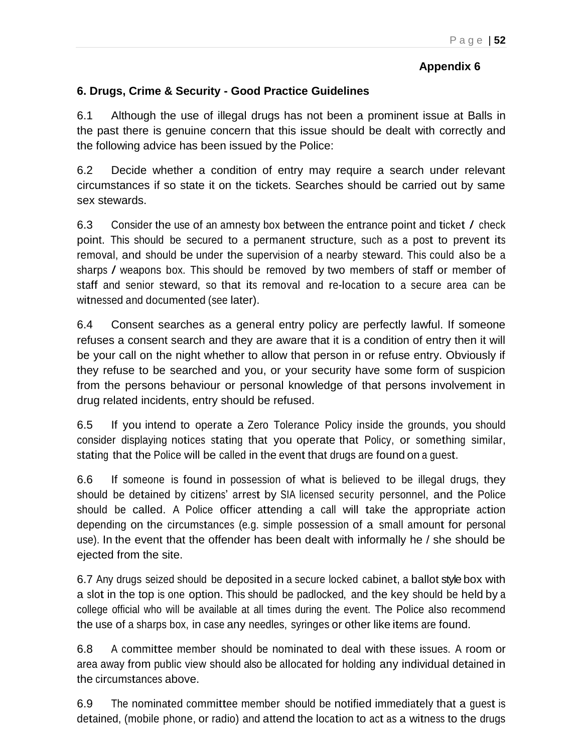**Appendix 6**

## 6. Drugs, Crime & Security - Good Practice Guidelines

6.1 Although the use of illegal drugs has not been a prominent issue at Balls in the past there is genuine concern that this issue should be dealt with correctly and the following advice has been issued by the Police:

6.2 Decide whether a condition of entry may require a search under relevant circumstances if so state it on the tickets. Searches should be carried out by same sex stewards.

6.3 Consider the use of an amnesty box between the entrance point and ticket / check point. This should be secured to a permanent structure, such as a post to prevent its removal, and should be under the supervision of a nearby steward. This could also be a sharps / weapons box. This should be removed by two members of staff or member of staff and senior steward, so that its removal and re-location to a secure area can be witnessed and documented (see later).

6.4 Consent searches as a general entry policy are perfectly lawful. If someone refuses a consent search and they are aware that it is a condition of entry then it will be your call on the night whether to allow that person in or refuse entry. Obviously if they refuse to be searched and you, or your security have some form of suspicion from the persons behaviour or personal knowledge of that persons involvement in drug related incidents, entry should be refused.

6.5 If you intend to operate a Zero Tolerance Policy inside the grounds, you should consider displaying notices stating that you operate that Policy, or something similar, stating that the Police will be called in the event that drugs are found on a guest.

6.6 If someone is found in possession of what is believed to be illegal drugs, they should be detained by citizens' arrest by SIA licensed security personnel, and the Police should be called. A Police officer attending a call will take the appropriate action depending on the circumstances (e.g. simple possession of a small amount for personal use). In the event that the offender has been dealt with informally he / she should be ejected from the site.

6.7 Any drugs seized should be deposited in a secure locked cabinet, a ballot style box with a slot in the top is one option. This should be padlocked, and the key should be held by a college official who will be available at all times during the event. The Police also recommend the use of a sharps box, in case any needles, syringes or other like items are found.

6.8 A committee member should be nominated to deal with these issues. A room or area away from public view should also be allocated for holding any individual detained in the circumstances above.

6.9 The nominated committee member should be notified immediately that a guest is detained, (mobile phone, or radio) and attend the location to act as a witness to the drugs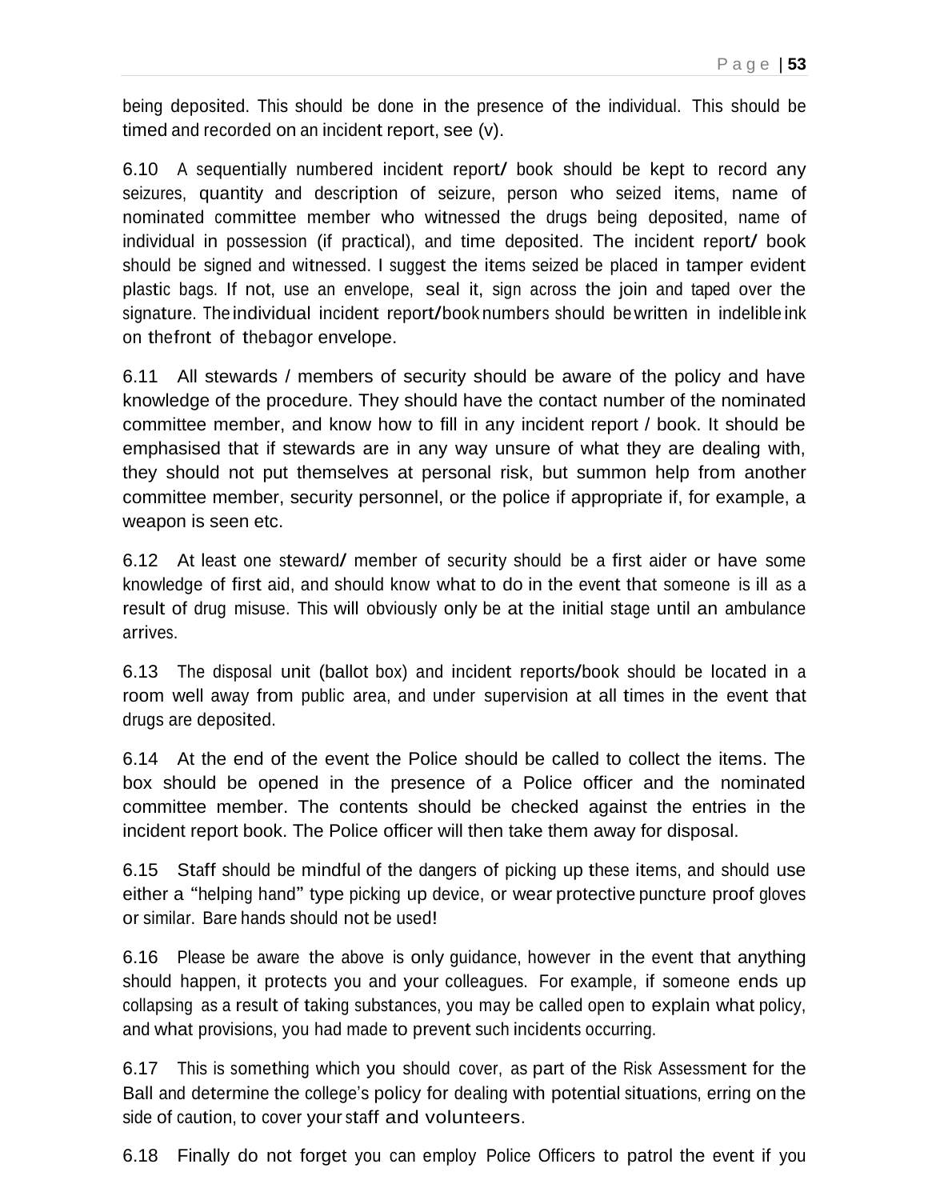being deposited. This should be done in the presence of the individual. This should be timed and recorded on an incident report, see (v).

6.10 A sequentially numbered incident report/ book should be kept to record any seizures, quantity and description of seizure, person who seized items, name of nominated committee member who witnessed the drugs being deposited, name of individual in possession (if practical), and time deposited. The incident report/ book should be signed and witnessed. I suggest the items seized be placed in tamper evident plastic bags. If not, use an envelope, seal it, sign across the join and taped over the signature. The individual incident report/book numbers should be written in indelible ink on the front of the bag or envelope.

6.11 All stewards / members of security should be aware of the policy and have knowledge of the procedure. They should have the contact number of the nominated committee member, and know how to fill in any incident report / book. It should be emphasised that if stewards are in any way unsure of what they are dealing with, they should not put themselves at personal risk, but summon help from another committee member, security personnel, or the police if appropriate if, for example, a weapon is seen etc.

6.12 At least one steward/ member of security should be a first aider or have some knowledge of first aid, and should know what to do in the event that someone is ill as a result of drug misuse. This will obviously only be at the initial stage until an ambulance arrives.

6.13 The disposal unit (ballot box) and incident reports/book should be located in a room well away from public area, and under supervision at all times in the event that drugs are deposited.

6.14 At the end of the event the Police should be called to collect the items. The box should be opened in the presence of a Police officer and the nominated committee member. The contents should be checked against the entries in the incident report book. The Police officer will then take them away for disposal.

6.15 Staff should be mindful of the dangers of picking up these items, and should use either a "helping hand" type picking up device, or wear protective puncture proof gloves or similar. Bare hands should not be used!

6.16 Please be aware the above is only guidance, however in the event that anything should happen, it protects you and your colleagues. For example, if someone ends up collapsing as a result of taking substances, you may be called open to explain what policy, and what provisions, you had made to prevent such incidents occurring.

6.17 This is something which you should cover, as part of the Risk Assessment for the Ball and determine the college's policy for dealing with potential situations, erring on the side of caution, to cover your staff and volunteers.

6.18 Finally do not forget you can employ Police Officers to patrol the event if you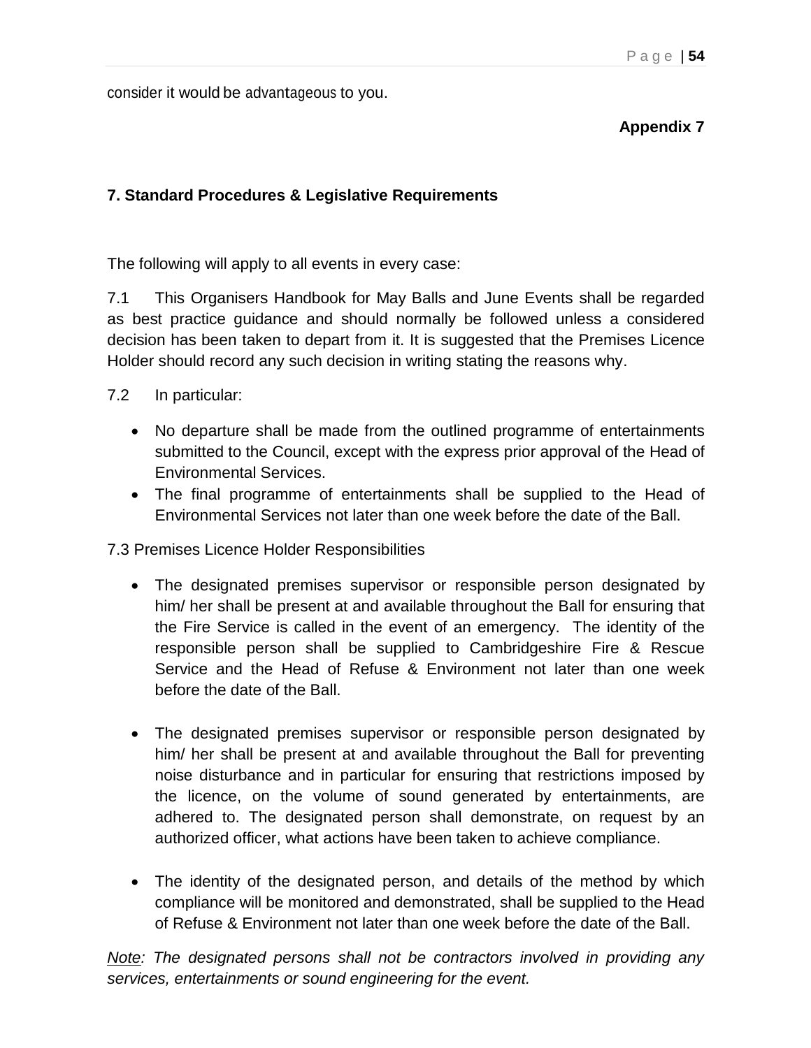consider it would be advantageous to you.

**Appendix 7**

### 7. Standard Procedures & Legislative Requirements

The following will apply to all events in every case:

7.1 This Organisers Handbook for May Balls and June Events shall be regarded as best practice guidance and should normally be followed unless a considered decision has been taken to depart from it. It is suggested that the Premises Licence Holder should record any such decision in writing stating the reasons why.

7.2 In particular:

- No departure shall be made from the outlined programme of entertainments submitted to the Council, except with the express prior approval of the Head of Environmental Services.
- The final programme of entertainments shall be supplied to the Head of Environmental Services not later than one week before the date of the Ball.

7.3 Premises Licence Holder Responsibilities

- The designated premises supervisor or responsible person designated by him/ her shall be present at and available throughout the Ball for ensuring that the Fire Service is called in the event of an emergency. The identity of the responsible person shall be supplied to Cambridgeshire Fire & Rescue Service and the Head of Refuse & Environment not later than one week before the date of the Ball.

- The designated premises supervisor or responsible person designated by him/ her shall be present at and available throughout the Ball for preventing noise disturbance and in particular for ensuring that restrictions imposed by the licence, on the volume of sound generated by entertainments, are adhered to. The designated person shall demonstrate, on request by an authorized officer, what actions have been taken to achieve compliance.

- The identity of the designated person, and details of the method by which compliance will be monitored and demonstrated, shall be supplied to the Head of Refuse & Environment not later than one week before the date of the Ball.

*<u>Note</u>: The designated persons shall not be contractors involved in providing any services, entertainments or sound engineering for the event.*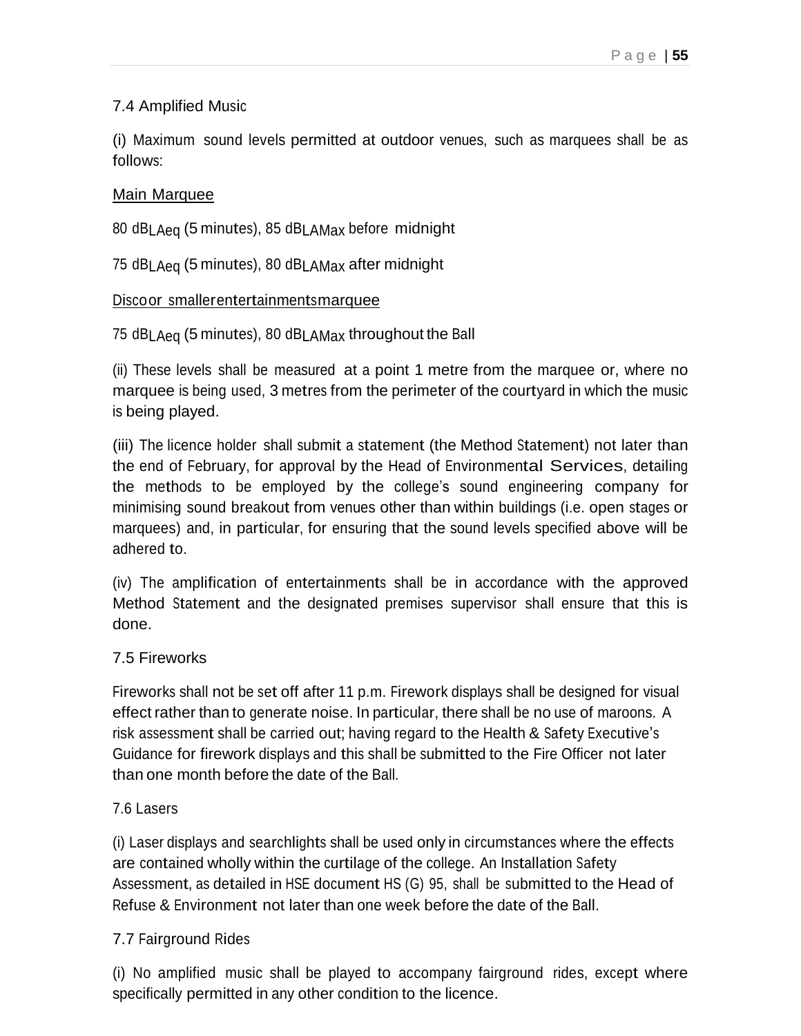## 7.4 Amplified Music

(i) Maximum sound levels permitted at outdoor venues, such as marquees shall be as follows:

<u>Main Marquee</u>

80 $dB_{LAeq}$ (5 minutes), 85 $dB_{LAMax}$ before midnight

75 $dB_{LAeq}$ (5 minutes), 80 $dB_{LAMax}$ after midnight

<u>Disco or smaller entertainments marquee</u>

75 $dB_{LAeq}$ (5 minutes), 80 $dB_{LAMax}$ throughout the Ball

(ii) These levels shall be measured at a point 1 metre from the marquee or, where no marquee is being used, 3 metres from the perimeter of the courtyard in which the music is being played.

(iii) The licence holder shall submit a statement (the Method Statement) not later than the end of February, for approval by the Head of Environmental Services, detailing the methods to be employed by the college's sound engineering company for minimising sound breakout from venues other than within buildings (i.e. open stages or marquees) and, in particular, for ensuring that the sound levels specified above will be adhered to.

(iv) The amplification of entertainments shall be in accordance with the approved Method Statement and the designated premises supervisor shall ensure that this is done.

## 7.5 Fireworks

Fireworks shall not be set off after 11 p.m. Firework displays shall be designed for visual effect rather than to generate noise. In particular, there shall be no use of maroons. A risk assessment shall be carried out; having regard to the Health & Safety Executive's Guidance for firework displays and this shall be submitted to the Fire Officer not later than one month before the date of the Ball.

## 7.6 Lasers

(i) Laser displays and searchlights shall be used only in circumstances where the effects are contained wholly within the curtilage of the college. An Installation Safety Assessment, as detailed in HSE document HS (G) 95, shall be submitted to the Head of Refuse & Environment not later than one week before the date of the Ball.

## 7.7 Fairground Rides

(i) No amplified music shall be played to accompany fairground rides, except where specifically permitted in any other condition to the licence.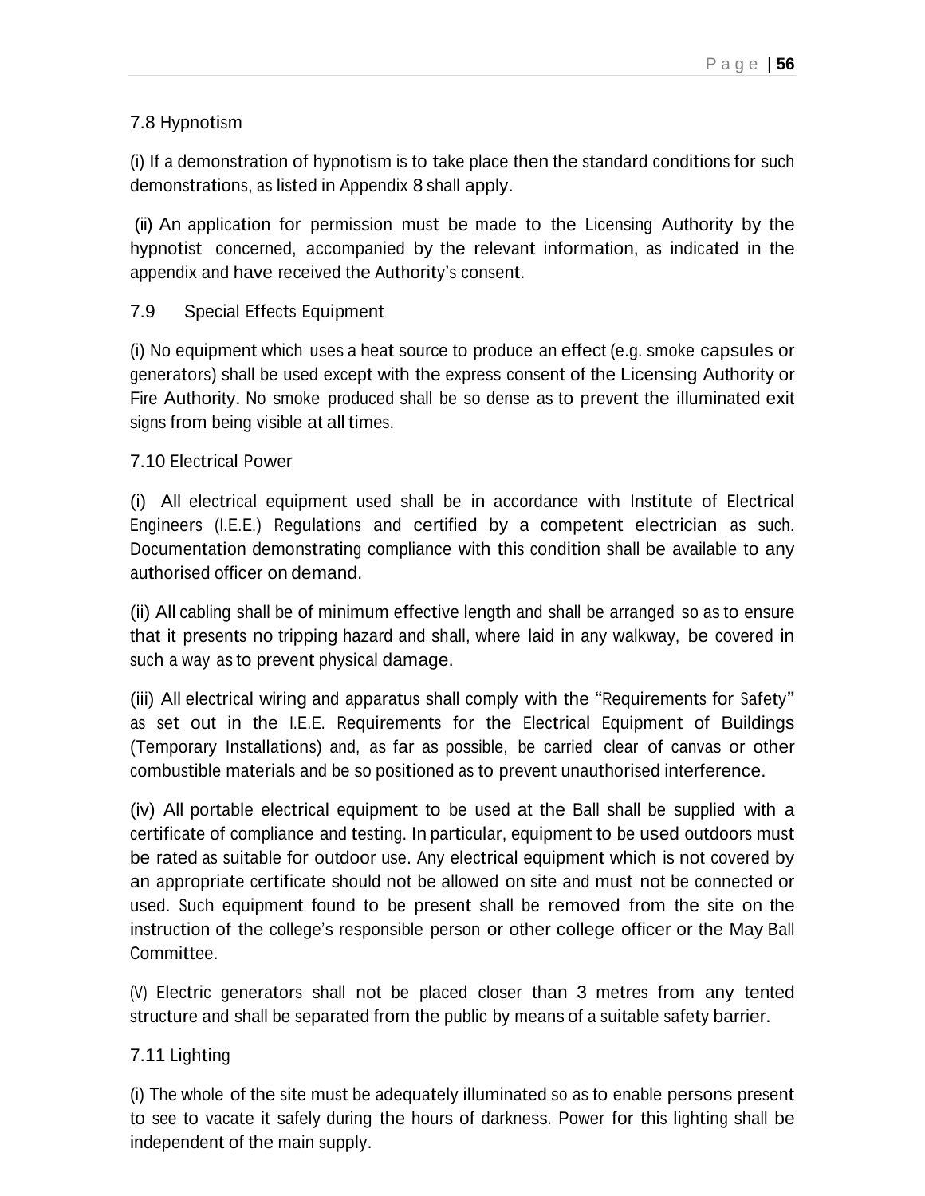## 7.8 Hypnotism

(i) If a demonstration of hypnotism is to take place then the standard conditions for such demonstrations, as listed in Appendix 8 shall apply.

(ii) An application for permission must be made to the Licensing Authority by the hypnotist concerned, accompanied by the relevant information, as indicated in the appendix and have received the Authority's consent.

## 7.9 Special Effects Equipment

(i) No equipment which uses a heat source to produce an effect (e.g. smoke capsules or generators) shall be used except with the express consent of the Licensing Authority or Fire Authority. No smoke produced shall be so dense as to prevent the illuminated exit signs from being visible at all times.

## 7.10 Electrical Power

(i) All electrical equipment used shall be in accordance with Institute of Electrical Engineers (I.E.E.) Regulations and certified by a competent electrician as such. Documentation demonstrating compliance with this condition shall be available to any authorised officer on demand.

(ii) All cabling shall be of minimum effective length and shall be arranged so as to ensure that it presents no tripping hazard and shall, where laid in any walkway, be covered in such a way as to prevent physical damage.

(iii) All electrical wiring and apparatus shall comply with the "Requirements for Safety" as set out in the I.E.E. Requirements for the Electrical Equipment of Buildings (Temporary Installations) and, as far as possible, be carried clear of canvas or other combustible materials and be so positioned as to prevent unauthorised interference.

(iv) All portable electrical equipment to be used at the Ball shall be supplied with a certificate of compliance and testing. In particular, equipment to be used outdoors must be rated as suitable for outdoor use. Any electrical equipment which is not covered by an appropriate certificate should not be allowed on site and must not be connected or used. Such equipment found to be present shall be removed from the site on the instruction of the college's responsible person or other college officer or the May Ball Committee.

(V) Electric generators shall not be placed closer than 3 metres from any tented structure and shall be separated from the public by means of a suitable safety barrier.

## 7.11 Lighting

(i) The whole of the site must be adequately illuminated so as to enable persons present to see to vacate it safely during the hours of darkness. Power for this lighting shall be independent of the main supply.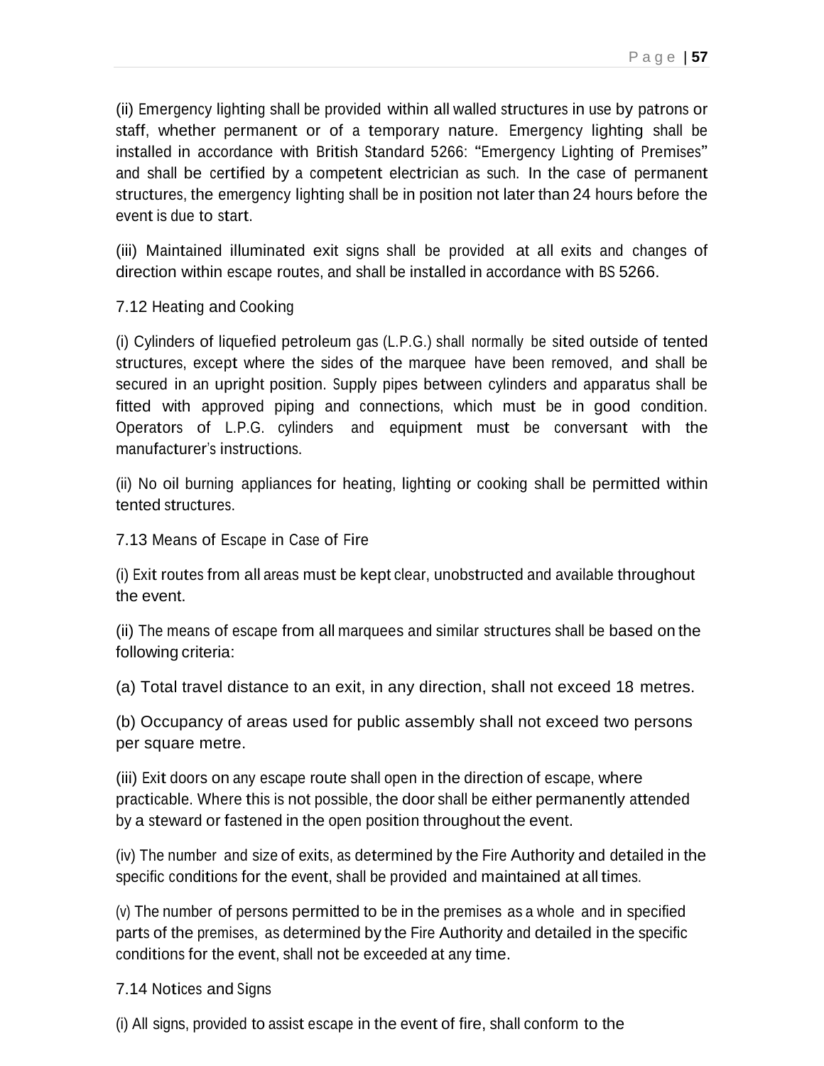(ii) Emergency lighting shall be provided within all walled structures in use by patrons or staff, whether permanent or of a temporary nature. Emergency lighting shall be installed in accordance with British Standard 5266: "Emergency Lighting of Premises" and shall be certified by a competent electrician as such. In the case of permanent structures, the emergency lighting shall be in position not later than 24 hours before the event is due to start.

(iii) Maintained illuminated exit signs shall be provided at all exits and changes of direction within escape routes, and shall be installed in accordance with BS 5266.

### 7.12 Heating and Cooking

(i) Cylinders of liquefied petroleum gas (L.P.G.) shall normally be sited outside of tented structures, except where the sides of the marquee have been removed, and shall be secured in an upright position. Supply pipes between cylinders and apparatus shall be fitted with approved piping and connections, which must be in good condition. Operators of L.P.G. cylinders and equipment must be conversant with the manufacturer's instructions.

(ii) No oil burning appliances for heating, lighting or cooking shall be permitted within tented structures.

### 7.13 Means of Escape in Case of Fire

(i) Exit routes from all areas must be kept clear, unobstructed and available throughout the event.

(ii) The means of escape from all marquees and similar structures shall be based on the following criteria:

(a) Total travel distance to an exit, in any direction, shall not exceed 18 metres.

(b) Occupancy of areas used for public assembly shall not exceed two persons per square metre.

(iii) Exit doors on any escape route shall open in the direction of escape, where practicable. Where this is not possible, the door shall be either permanently attended by a steward or fastened in the open position throughout the event.

(iv) The number and size of exits, as determined by the Fire Authority and detailed in the specific conditions for the event, shall be provided and maintained at all times.

(v) The number of persons permitted to be in the premises as a whole and in specified parts of the premises, as determined by the Fire Authority and detailed in the specific conditions for the event, shall not be exceeded at any time.

### 7.14 Notices and Signs

(i) All signs, provided to assist escape in the event of fire, shall conform to the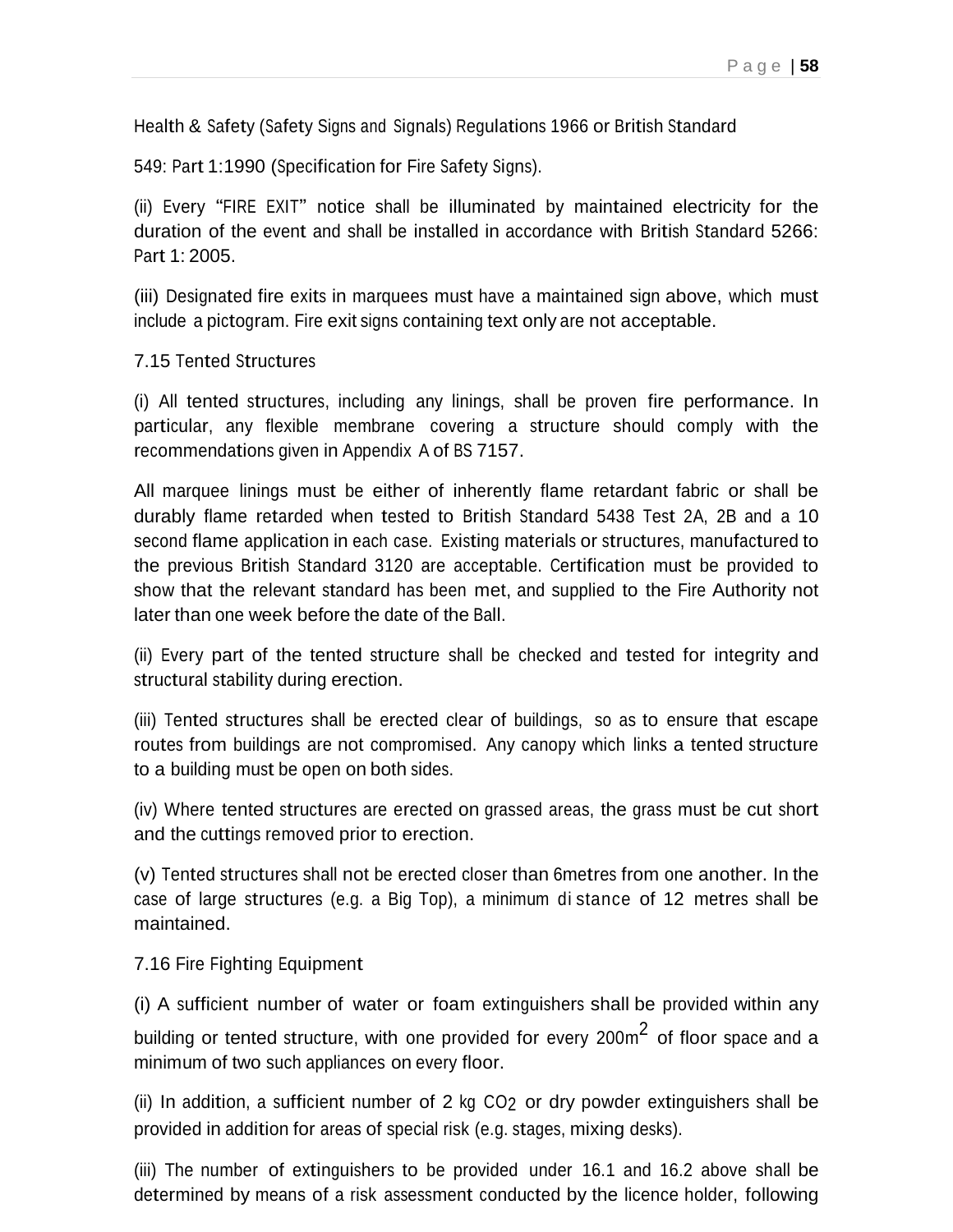Health & Safety (Safety Signs and Signals) Regulations 1966 or British Standard

549: Part 1:1990 (Specification for Fire Safety Signs).

(ii) Every "FIRE EXIT" notice shall be illuminated by maintained electricity for the duration of the event and shall be installed in accordance with British Standard 5266: Part 1: 2005.

(iii) Designated fire exits in marquees must have a maintained sign above, which must include a pictogram. Fire exit signs containing text only are not acceptable.

7.15 Tented Structures

(i) All tented structures, including any linings, shall be proven fire performance. In particular, any flexible membrane covering a structure should comply with the recommendations given in Appendix A of BS 7157.

All marquee linings must be either of inherently flame retardant fabric or shall be durably flame retarded when tested to British Standard 5438 Test 2A, 2B and a 10 second flame application in each case. Existing materials or structures, manufactured to the previous British Standard 3120 are acceptable. Certification must be provided to show that the relevant standard has been met, and supplied to the Fire Authority not later than one week before the date of the Ball.

(ii) Every part of the tented structure shall be checked and tested for integrity and structural stability during erection.

(iii) Tented structures shall be erected clear of buildings, so as to ensure that escape routes from buildings are not compromised. Any canopy which links a tented structure to a building must be open on both sides.

(iv) Where tented structures are erected on grassed areas, the grass must be cut short and the cuttings removed prior to erection.

(v) Tented structures shall not be erected closer than 6metres from one another. In the case of large structures (e.g. a Big Top), a minimum di stance of 12 metres shall be maintained.

7.16 Fire Fighting Equipment

(i) A sufficient number of water or foam extinguishers shall be provided within any building or tented structure, with one provided for every 200m$^2$ of floor space and a minimum of two such appliances on every floor.

(ii) In addition, a sufficient number of 2 kg $CO_2$ or dry powder extinguishers shall be provided in addition for areas of special risk (e.g. stages, mixing desks).

(iii) The number of extinguishers to be provided under 16.1 and 16.2 above shall be determined by means of a risk assessment conducted by the licence holder, following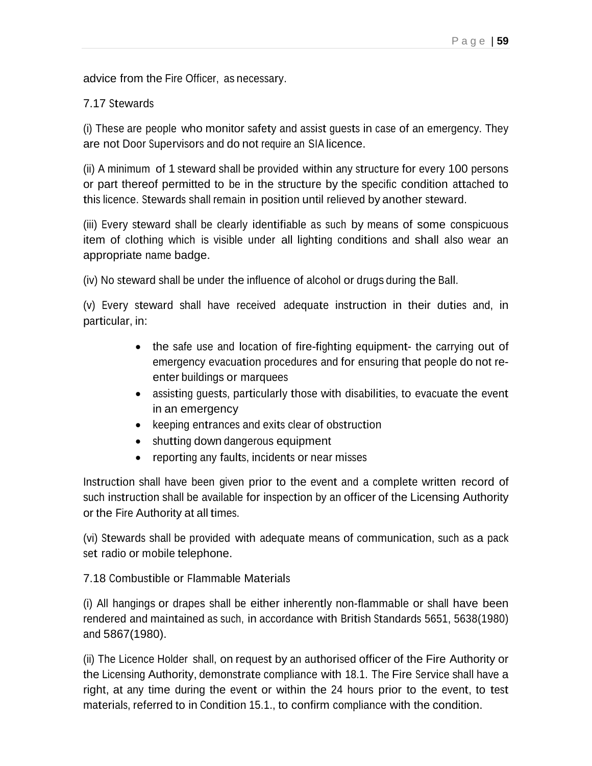advice from the Fire Officer, as necessary.

### 7.17 Stewards

(i) These are people who monitor safety and assist guests in case of an emergency. They are not Door Supervisors and do not require an SIA licence.

(ii) A minimum of 1 steward shall be provided within any structure for every 100 persons or part thereof permitted to be in the structure by the specific condition attached to this licence. Stewards shall remain in position until relieved by another steward.

(iii) Every steward shall be clearly identifiable as such by means of some conspicuous item of clothing which is visible under all lighting conditions and shall also wear an appropriate name badge.

(iv) No steward shall be under the influence of alcohol or drugs during the Ball.

(v) Every steward shall have received adequate instruction in their duties and, in particular, in:

- the safe use and location of fire-fighting equipment- the carrying out of emergency evacuation procedures and for ensuring that people do not re-enter buildings or marquees
- assisting guests, particularly those with disabilities, to evacuate the event in an emergency
- keeping entrances and exits clear of obstruction
- shutting down dangerous equipment
- reporting any faults, incidents or near misses

Instruction shall have been given prior to the event and a complete written record of such instruction shall be available for inspection by an officer of the Licensing Authority or the Fire Authority at all times.

(vi) Stewards shall be provided with adequate means of communication, such as a pack set radio or mobile telephone.

### 7.18 Combustible or Flammable Materials

(i) All hangings or drapes shall be either inherently non-flammable or shall have been rendered and maintained as such, in accordance with British Standards 5651, 5638(1980) and 5867(1980).

(ii) The Licence Holder shall, on request by an authorised officer of the Fire Authority or the Licensing Authority, demonstrate compliance with 18.1. The Fire Service shall have a right, at any time during the event or within the 24 hours prior to the event, to test materials, referred to in Condition 15.1., to confirm compliance with the condition.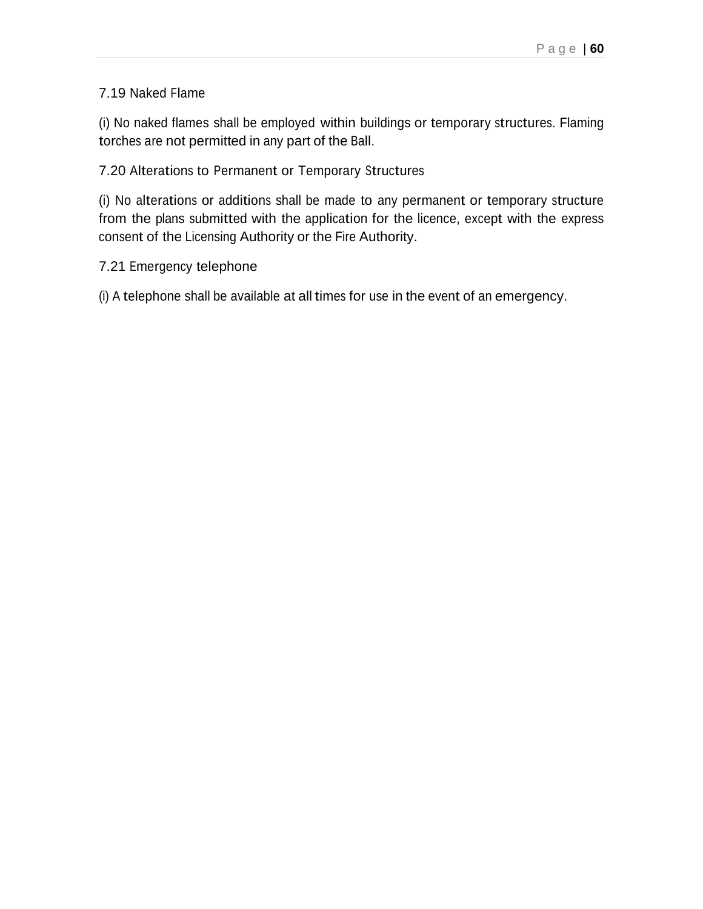### 7.19 Naked Flame

(i) No naked flames shall be employed within buildings or temporary structures. Flaming torches are not permitted in any part of the Ball.

### 7.20 Alterations to Permanent or Temporary Structures

(i) No alterations or additions shall be made to any permanent or temporary structure from the plans submitted with the application for the licence, except with the express consent of the Licensing Authority or the Fire Authority.

### 7.21 Emergency telephone

(i) A telephone shall be available at all times for use in the event of an emergency.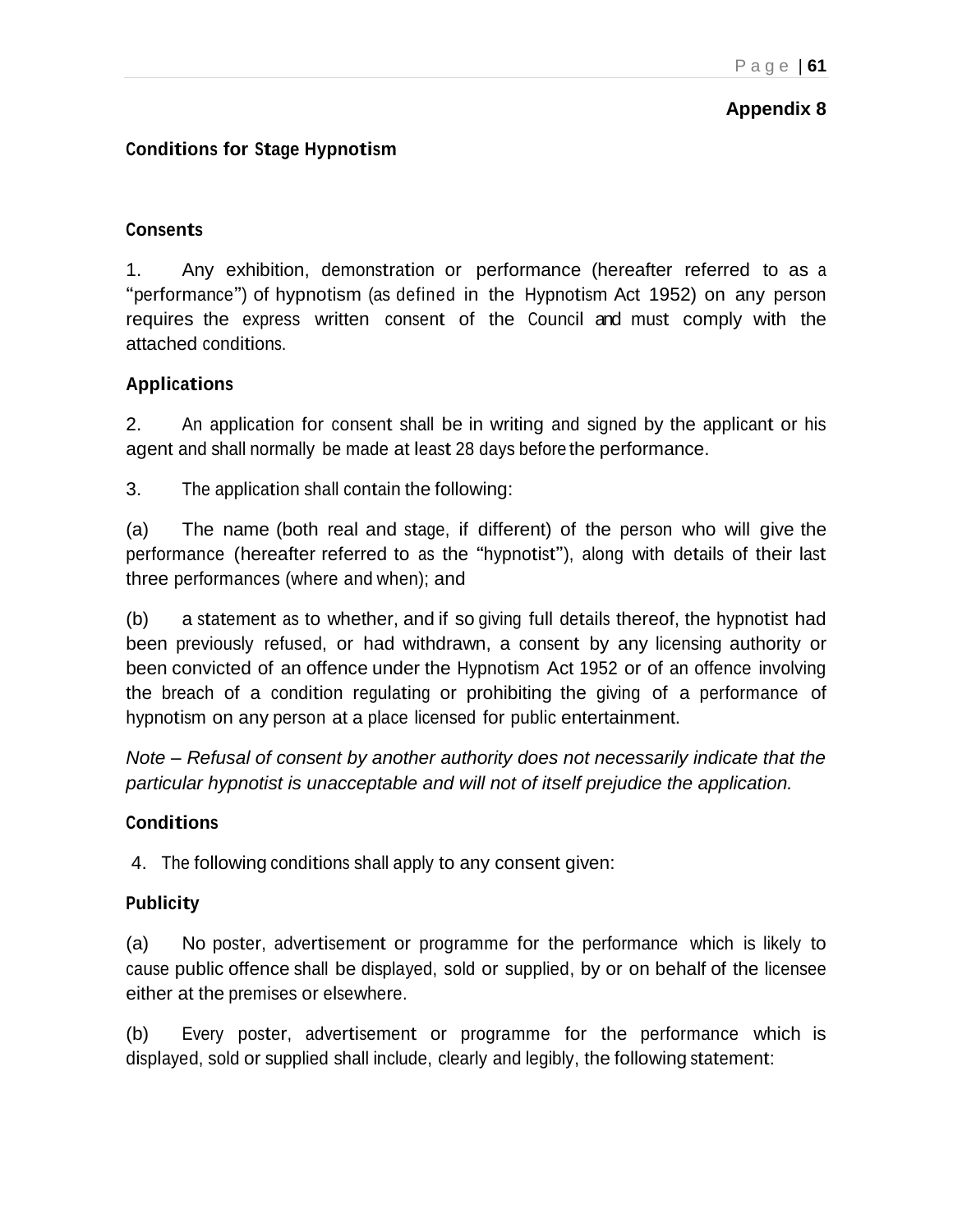**Appendix 8**

## Conditions for Stage Hypnotism

### Consents

1. Any exhibition, demonstration or performance (hereafter referred to as a "performance") of hypnotism (as defined in the Hypnotism Act 1952) on any person requires the express written consent of the Council and must comply with the attached conditions.

### Applications

2. An application for consent shall be in writing and signed by the applicant or his agent and shall normally be made at least 28 days before the performance.

3. The application shall contain the following:

(a) The name (both real and stage, if different) of the person who will give the performance (hereafter referred to as the "hypnotist"), along with details of their last three performances (where and when); and

(b) a statement as to whether, and if so giving full details thereof, the hypnotist had been previously refused, or had withdrawn, a consent by any licensing authority or been convicted of an offence under the Hypnotism Act 1952 or of an offence involving the breach of a condition regulating or prohibiting the giving of a performance of hypnotism on any person at a place licensed for public entertainment.

*Note – Refusal of consent by another authority does not necessarily indicate that the particular hypnotist is unacceptable and will not of itself prejudice the application.*

### Conditions

4. The following conditions shall apply to any consent given:

### Publicity

(a) No poster, advertisement or programme for the performance which is likely to cause public offence shall be displayed, sold or supplied, by or on behalf of the licensee either at the premises or elsewhere.

(b) Every poster, advertisement or programme for the performance which is displayed, sold or supplied shall include, clearly and legibly, the following statement: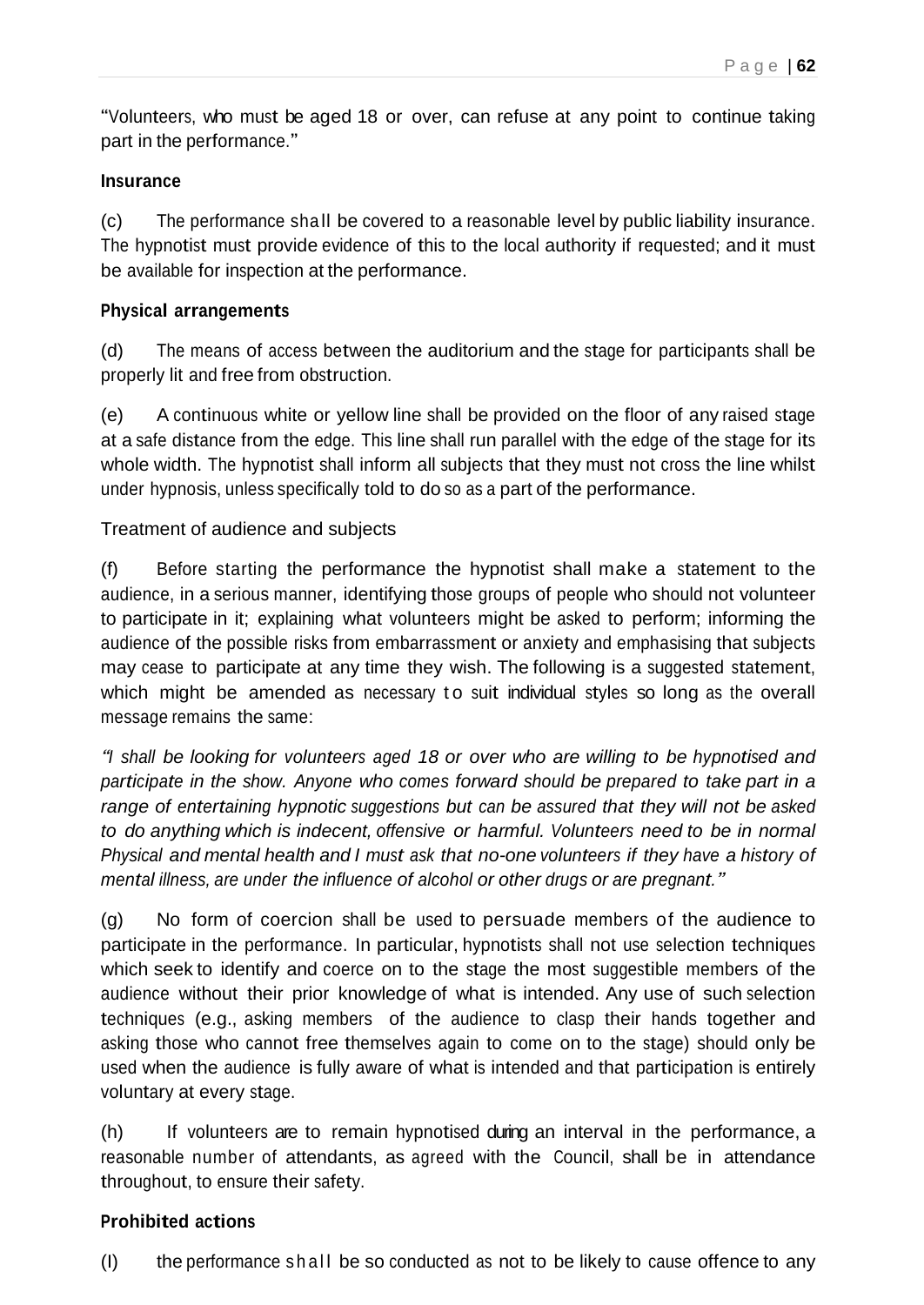"Volunteers, who must be aged 18 or over, can refuse at any point to continue taking part in the performance."

**Insurance**

(c) The performance shall be covered to a reasonable level by public liability insurance. The hypnotist must provide evidence of this to the local authority if requested; and it must be available for inspection at the performance.

**Physical arrangements**

(d) The means of access between the auditorium and the stage for participants shall be properly lit and free from obstruction.

(e) A continuous white or yellow line shall be provided on the floor of any raised stage at a safe distance from the edge. This line shall run parallel with the edge of the stage for its whole width. The hypnotist shall inform all subjects that they must not cross the line whilst under hypnosis, unless specifically told to do so as a part of the performance.

Treatment of audience and subjects

(f) Before starting the performance the hypnotist shall make a statement to the audience, in a serious manner, identifying those groups of people who should not volunteer to participate in it; explaining what volunteers might be asked to perform; informing the audience of the possible risks from embarrassment or anxiety and emphasising that subjects may cease to participate at any time they wish. The following is a suggested statement, which might be amended as necessary to suit individual styles so long as the overall message remains the same:

*"I shall be looking for volunteers aged 18 or over who are willing to be hypnotised and participate in the show. Anyone who comes forward should be prepared to take part in a range of entertaining hypnotic suggestions but can be assured that they will not be asked to do anything which is indecent, offensive or harmful. Volunteers need to be in normal Physical and mental health and I must ask that no-one volunteers if they have a history of mental illness, are under the influence of alcohol or other drugs or are pregnant."*

(g) No form of coercion shall be used to persuade members of the audience to participate in the performance. In particular, hypnotists shall not use selection techniques which seek to identify and coerce on to the stage the most suggestible members of the audience without their prior knowledge of what is intended. Any use of such selection techniques (e.g., asking members of the audience to clasp their hands together and asking those who cannot free themselves again to come on to the stage) should only be used when the audience is fully aware of what is intended and that participation is entirely voluntary at every stage.

(h) If volunteers are to remain hypnotised during an interval in the performance, a reasonable number of attendants, as agreed with the Council, shall be in attendance throughout, to ensure their safety.

**Prohibited actions**

(I) the performance shall be so conducted as not to be likely to cause offence to any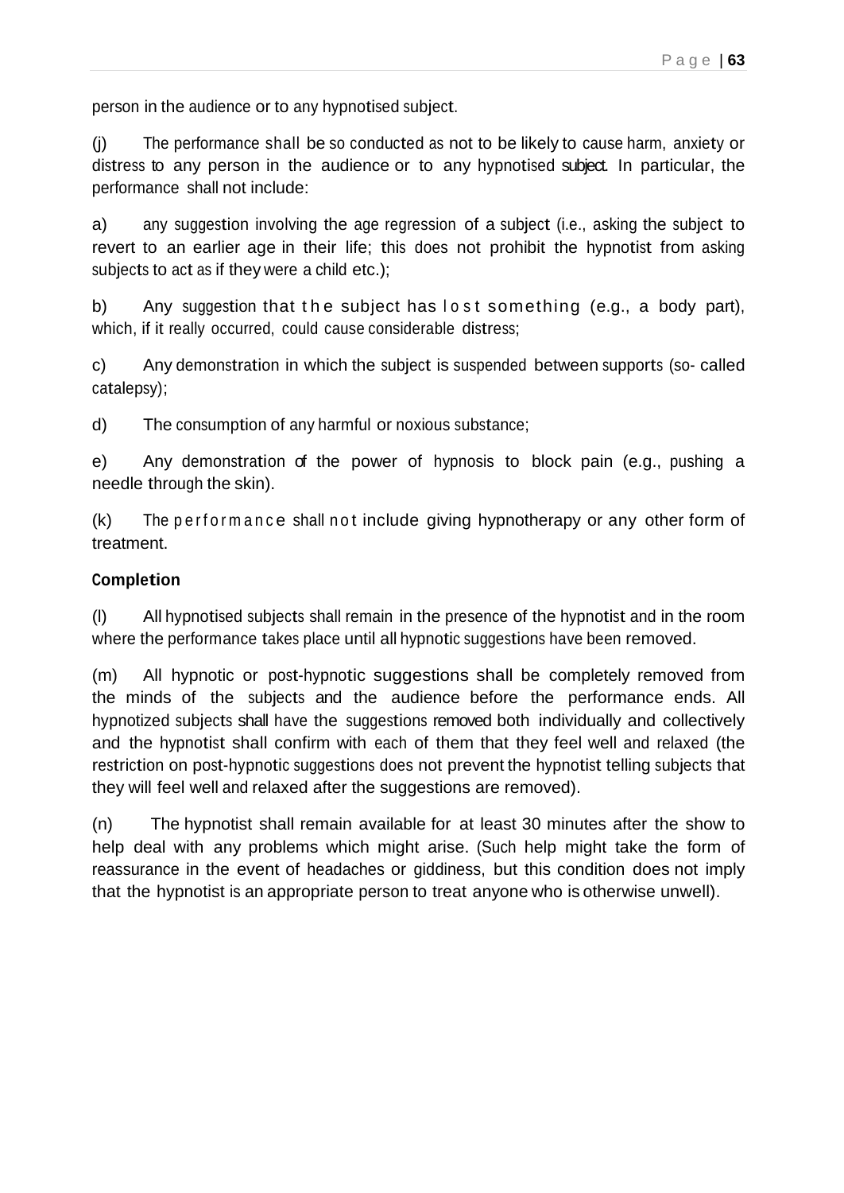person in the audience or to any hypnotised subject.

(j) The performance shall be so conducted as not to be likely to cause harm, anxiety or distress to any person in the audience or to any hypnotised subject. In particular, the performance shall not include:

a) any suggestion involving the age regression of a subject (i.e., asking the subject to revert to an earlier age in their life; this does not prohibit the hypnotist from asking subjects to act as if they were a child etc.);

b) Any suggestion that the subject has lost something (e.g., a body part), which, if it really occurred, could cause considerable distress;

c) Any demonstration in which the subject is suspended between supports (so- called catalepsy);

d) The consumption of any harmful or noxious substance;

e) Any demonstration of the power of hypnosis to block pain (e.g., pushing a needle through the skin).

(k) The performance shall not include giving hypnotherapy or any other form of treatment.

**Completion**

(l) All hypnotised subjects shall remain in the presence of the hypnotist and in the room where the performance takes place until all hypnotic suggestions have been removed.

(m) All hypnotic or post-hypnotic suggestions shall be completely removed from the minds of the subjects and the audience before the performance ends. All hypnotized subjects shall have the suggestions removed both individually and collectively and the hypnotist shall confirm with each of them that they feel well and relaxed (the restriction on post-hypnotic suggestions does not prevent the hypnotist telling subjects that they will feel well and relaxed after the suggestions are removed).

(n) The hypnotist shall remain available for at least 30 minutes after the show to help deal with any problems which might arise. (Such help might take the form of reassurance in the event of headaches or giddiness, but this condition does not imply that the hypnotist is an appropriate person to treat anyone who is otherwise unwell).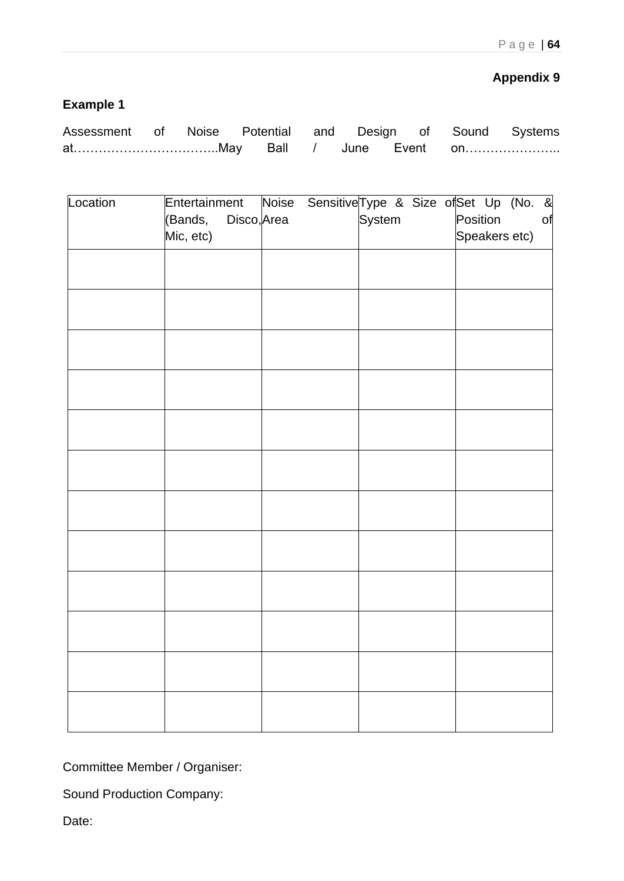**Appendix 9**

**Example 1**

Assessment of Noise Potential and Design of Sound Systems at……………………………..May Ball / June Event on…………………..

| Location | Entertainment (Bands, Disco, Mic, etc) | Noise Sensitive Area | Type & Size of System | Set Up (No. & Position of Speakers etc) |
|---|---|---|---|---|
| | | | | |
| | | | | |
| | | | | |
| | | | | |
| | | | | |
| | | | | |
| | | | | |
| | | | | |
| | | | | |
| | | | | |
| | | | | |
| | | | | |

Committee Member / Organiser:

Sound Production Company:

Date: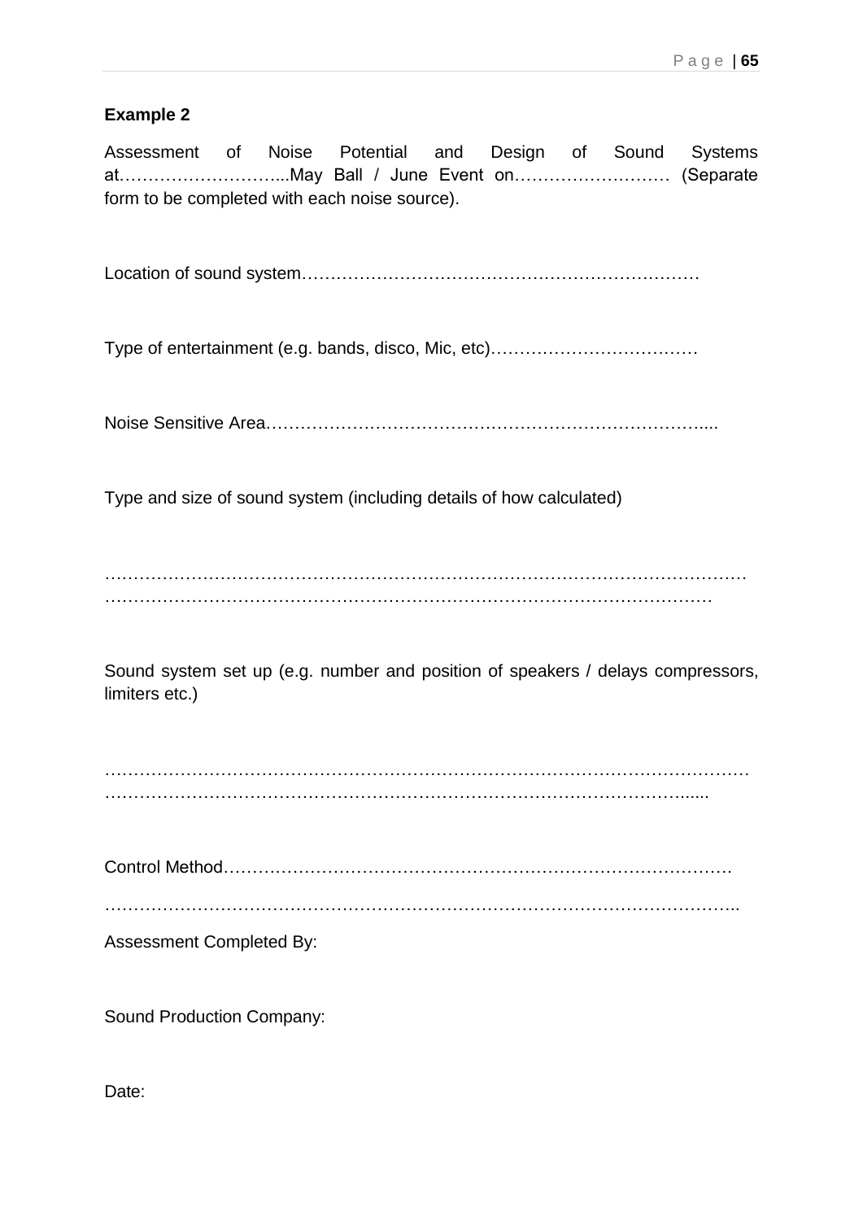**Example 2**

Assessment of Noise Potential and Design of Sound Systems at………………………...May Ball / June Event on……………………… (Separate form to be completed with each noise source).

Location of sound system……………………………………………………………

Type of entertainment (e.g. bands, disco, Mic, etc)………………………………

Noise Sensitive Area…………………………………………………………………....

Type and size of sound system (including details of how calculated)

…………………………………………………………………………………………………
…………………………………………………………………………………………

Sound system set up (e.g. number and position of speakers / delays compressors, limiters etc.)

…………………………………………………………………………………………………
……………………………………………………………………………………….......

Control Method……………………………………………………………………………

………………………………………………………………………………………………..

Assessment Completed By:

Sound Production Company:

Date: